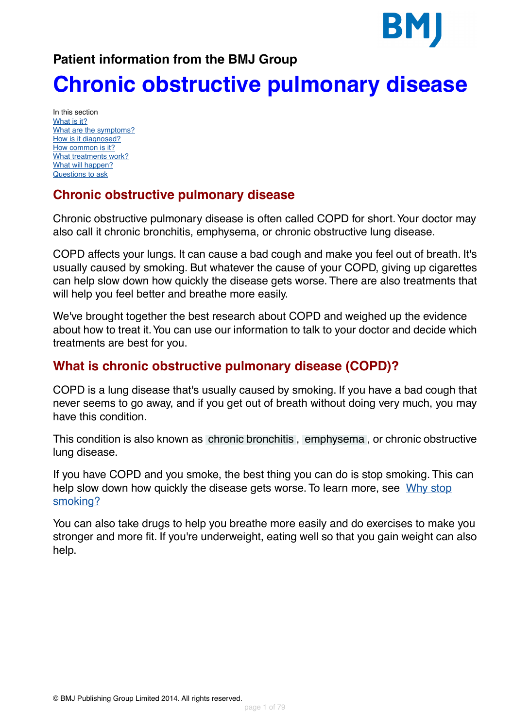Patient information from the BMJ Group

# Chronic obstructive pulmonary disease

In this section
- What is it?
- What are the symptoms?
- How is it diagnosed?
- How common is it?
- What treatments work?
- What will happen?
- Questions to ask

## Chronic obstructive pulmonary disease

Chronic obstructive pulmonary disease is often called COPD for short. Your doctor may also call it chronic bronchitis, emphysema, or chronic obstructive lung disease.

COPD affects your lungs. It can cause a bad cough and make you feel out of breath. It's usually caused by smoking. But whatever the cause of your COPD, giving up cigarettes can help slow down how quickly the disease gets worse. There are also treatments that will help you feel better and breathe more easily.

We've brought together the best research about COPD and weighed up the evidence about how to treat it. You can use our information to talk to your doctor and decide which treatments are best for you.

## What is chronic obstructive pulmonary disease (COPD)?

COPD is a lung disease that's usually caused by smoking. If you have a bad cough that never seems to go away, and if you get out of breath without doing very much, you may have this condition.

This condition is also known as chronic bronchitis, emphysema, or chronic obstructive lung disease.

If you have COPD and you smoke, the best thing you can do is stop smoking. This can help slow down how quickly the disease gets worse. To learn more, see Why stop smoking?

You can also take drugs to help you breathe more easily and do exercises to make you stronger and more fit. If you're underweight, eating well so that you gain weight can also help.

© BMJ Publishing Group Limited 2014. All rights reserved.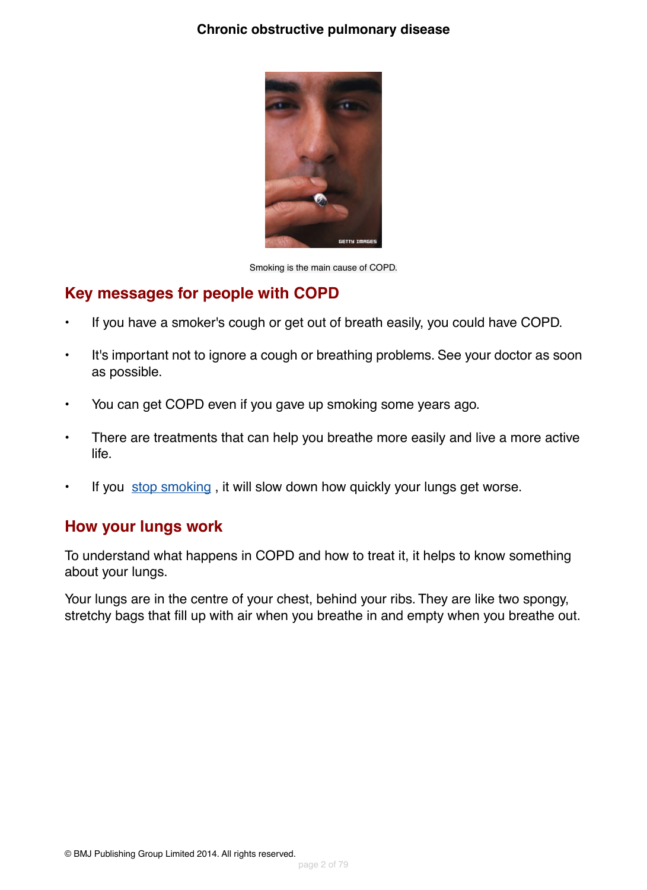Smoking is the main cause of COPD.

## Key messages for people with COPD

- If you have a smoker's cough or get out of breath easily, you could have COPD.
- It's important not to ignore a cough or breathing problems. See your doctor as soon as possible.
- You can get COPD even if you gave up smoking some years ago.
- There are treatments that can help you breathe more easily and live a more active life.
- If you stop smoking , it will slow down how quickly your lungs get worse.

## How your lungs work

To understand what happens in COPD and how to treat it, it helps to know something about your lungs.

Your lungs are in the centre of your chest, behind your ribs. They are like two spongy, stretchy bags that fill up with air when you breathe in and empty when you breathe out.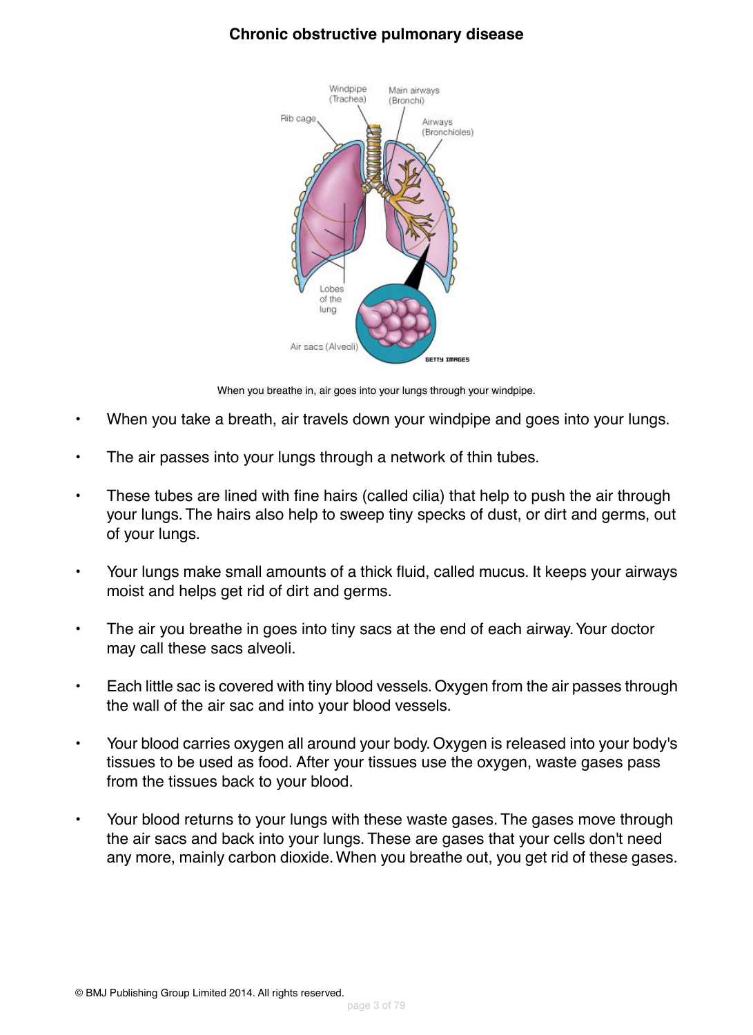# Chronic obstructive pulmonary disease

When you breathe in, air goes into your lungs through your windpipe.

- When you take a breath, air travels down your windpipe and goes into your lungs.
- The air passes into your lungs through a network of thin tubes.
- These tubes are lined with fine hairs (called cilia) that help to push the air through your lungs. The hairs also help to sweep tiny specks of dust, or dirt and germs, out of your lungs.
- Your lungs make small amounts of a thick fluid, called mucus. It keeps your airways moist and helps get rid of dirt and germs.
- The air you breathe in goes into tiny sacs at the end of each airway. Your doctor may call these sacs alveoli.
- Each little sac is covered with tiny blood vessels. Oxygen from the air passes through the wall of the air sac and into your blood vessels.
- Your blood carries oxygen all around your body. Oxygen is released into your body's tissues to be used as food. After your tissues use the oxygen, waste gases pass from the tissues back to your blood.
- Your blood returns to your lungs with these waste gases. The gases move through the air sacs and back into your lungs. These are gases that your cells don't need any more, mainly carbon dioxide. When you breathe out, you get rid of these gases.

© BMJ Publishing Group Limited 2014. All rights reserved.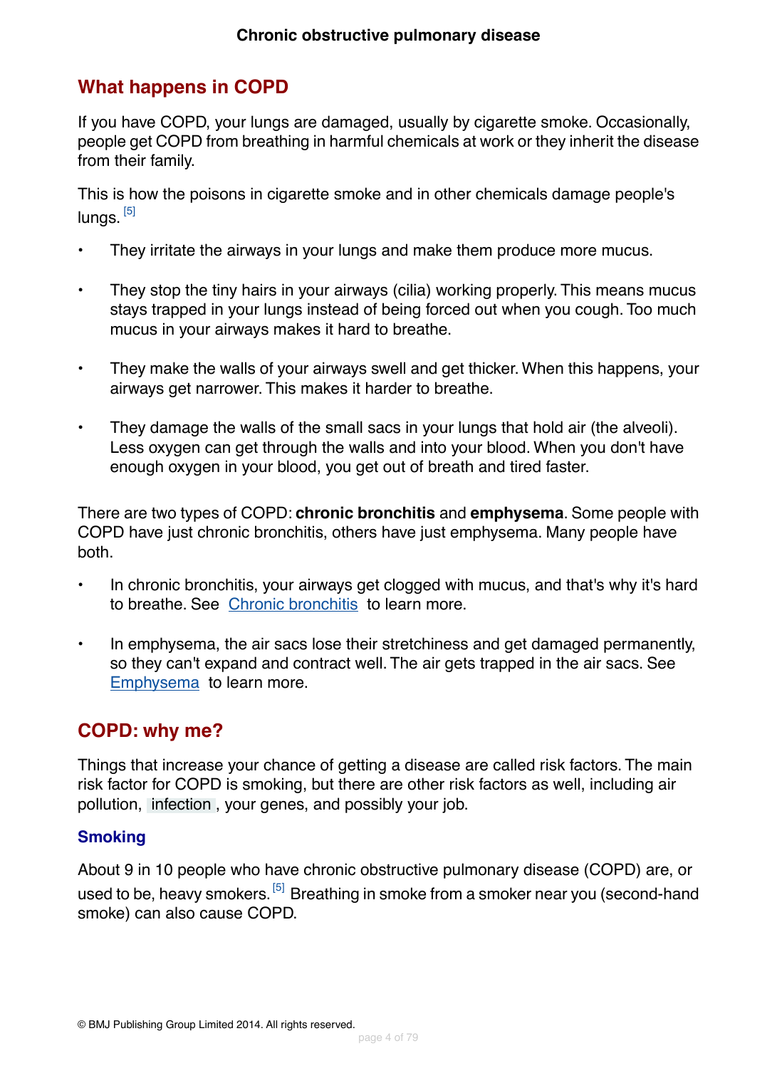## What happens in COPD

If you have COPD, your lungs are damaged, usually by cigarette smoke. Occasionally, people get COPD from breathing in harmful chemicals at work or they inherit the disease from their family.

This is how the poisons in cigarette smoke and in other chemicals damage people's lungs.[5]

- They irritate the airways in your lungs and make them produce more mucus.
- They stop the tiny hairs in your airways (cilia) working properly. This means mucus stays trapped in your lungs instead of being forced out when you cough. Too much mucus in your airways makes it hard to breathe.
- They make the walls of your airways swell and get thicker. When this happens, your airways get narrower. This makes it harder to breathe.
- They damage the walls of the small sacs in your lungs that hold air (the alveoli). Less oxygen can get through the walls and into your blood. When you don't have enough oxygen in your blood, you get out of breath and tired faster.

There are two types of COPD: **chronic bronchitis** and **emphysema**. Some people with COPD have just chronic bronchitis, others have just emphysema. Many people have both.

- In chronic bronchitis, your airways get clogged with mucus, and that's why it's hard to breathe. See Chronic bronchitis to learn more.
- In emphysema, the air sacs lose their stretchiness and get damaged permanently, so they can't expand and contract well. The air gets trapped in the air sacs. See Emphysema to learn more.

## COPD: why me?

Things that increase your chance of getting a disease are called risk factors. The main risk factor for COPD is smoking, but there are other risk factors as well, including air pollution, infection, your genes, and possibly your job.

### Smoking

About 9 in 10 people who have chronic obstructive pulmonary disease (COPD) are, or used to be, heavy smokers.[5] Breathing in smoke from a smoker near you (second-hand smoke) can also cause COPD.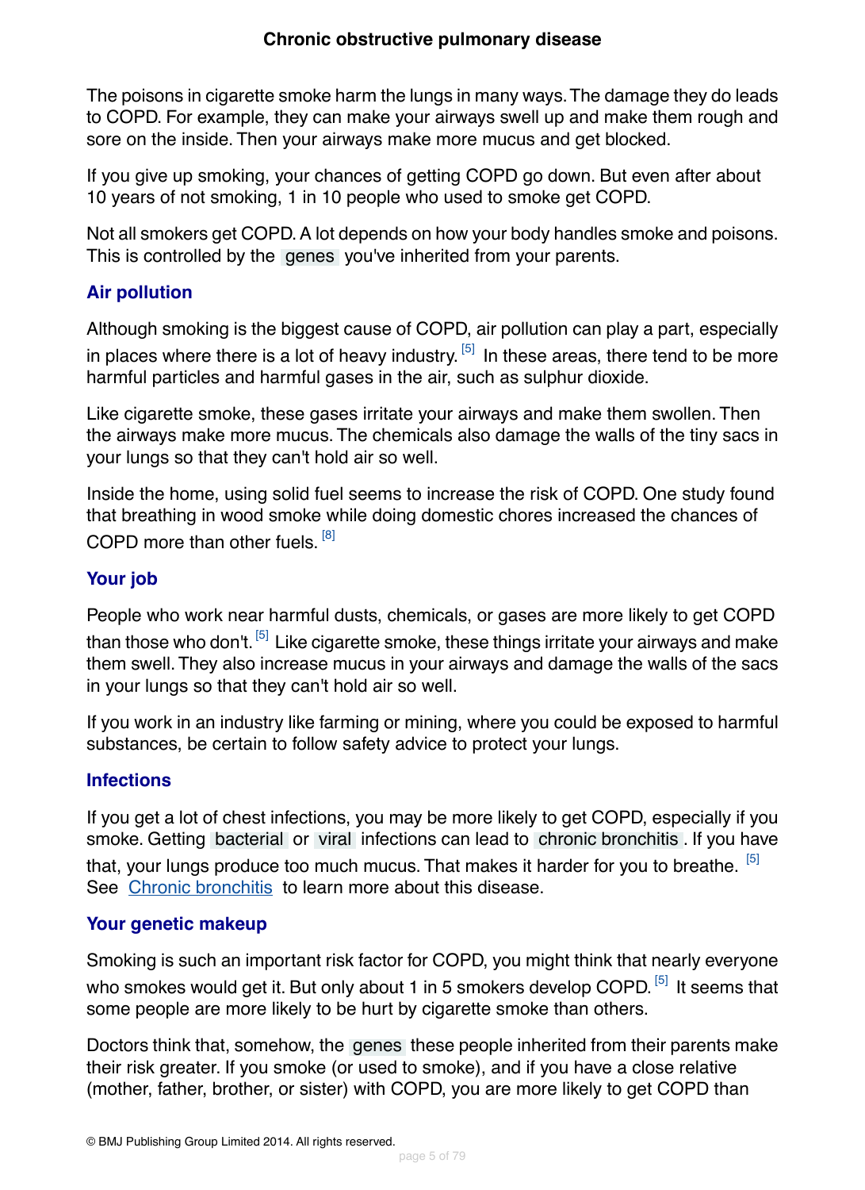The poisons in cigarette smoke harm the lungs in many ways. The damage they do leads to COPD. For example, they can make your airways swell up and make them rough and sore on the inside. Then your airways make more mucus and get blocked.

If you give up smoking, your chances of getting COPD go down. But even after about 10 years of not smoking, 1 in 10 people who used to smoke get COPD.

Not all smokers get COPD. A lot depends on how your body handles smoke and poisons. This is controlled by the genes you've inherited from your parents.

### Air pollution

Although smoking is the biggest cause of COPD, air pollution can play a part, especially in places where there is a lot of heavy industry. [5] In these areas, there tend to be more harmful particles and harmful gases in the air, such as sulphur dioxide.

Like cigarette smoke, these gases irritate your airways and make them swollen. Then the airways make more mucus. The chemicals also damage the walls of the tiny sacs in your lungs so that they can't hold air so well.

Inside the home, using solid fuel seems to increase the risk of COPD. One study found that breathing in wood smoke while doing domestic chores increased the chances of COPD more than other fuels. [8]

### Your job

People who work near harmful dusts, chemicals, or gases are more likely to get COPD than those who don't. [5] Like cigarette smoke, these things irritate your airways and make them swell. They also increase mucus in your airways and damage the walls of the sacs in your lungs so that they can't hold air so well.

If you work in an industry like farming or mining, where you could be exposed to harmful substances, be certain to follow safety advice to protect your lungs.

### Infections

If you get a lot of chest infections, you may be more likely to get COPD, especially if you smoke. Getting bacterial or viral infections can lead to chronic bronchitis. If you have that, your lungs produce too much mucus. That makes it harder for you to breathe. [5] See Chronic bronchitis to learn more about this disease.

### Your genetic makeup

Smoking is such an important risk factor for COPD, you might think that nearly everyone who smokes would get it. But only about 1 in 5 smokers develop COPD. [5] It seems that some people are more likely to be hurt by cigarette smoke than others.

Doctors think that, somehow, the genes these people inherited from their parents make their risk greater. If you smoke (or used to smoke), and if you have a close relative (mother, father, brother, or sister) with COPD, you are more likely to get COPD than

© BMJ Publishing Group Limited 2014. All rights reserved.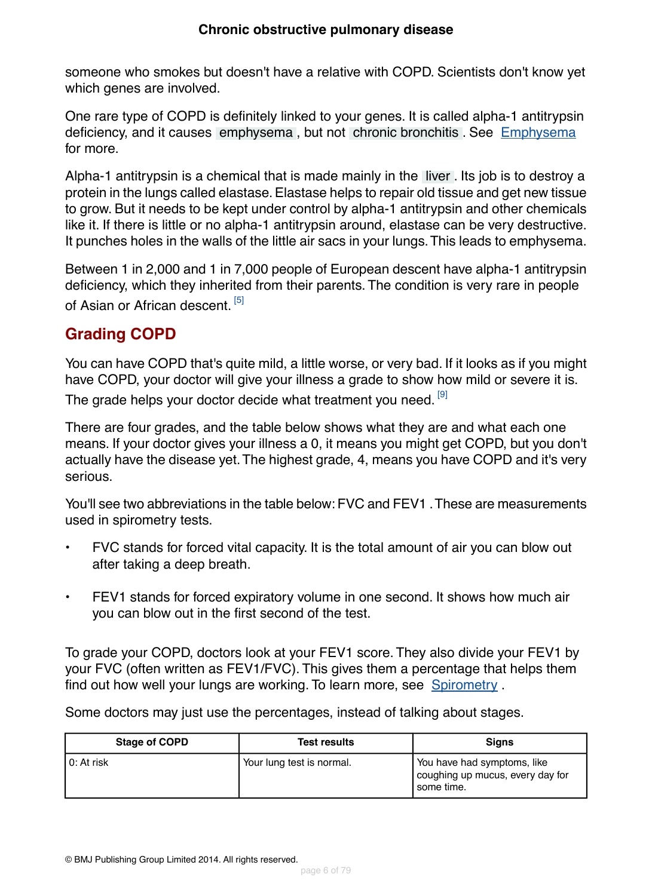someone who smokes but doesn't have a relative with COPD. Scientists don't know yet which genes are involved.

One rare type of COPD is definitely linked to your genes. It is called alpha-1 antitrypsin deficiency, and it causes emphysema, but not chronic bronchitis. See Emphysema for more.

Alpha-1 antitrypsin is a chemical that is made mainly in the liver. Its job is to destroy a protein in the lungs called elastase. Elastase helps to repair old tissue and get new tissue to grow. But it needs to be kept under control by alpha-1 antitrypsin and other chemicals like it. If there is little or no alpha-1 antitrypsin around, elastase can be very destructive. It punches holes in the walls of the little air sacs in your lungs. This leads to emphysema.

Between 1 in 2,000 and 1 in 7,000 people of European descent have alpha-1 antitrypsin deficiency, which they inherited from their parents. The condition is very rare in people of Asian or African descent. [5]

## Grading COPD

You can have COPD that's quite mild, a little worse, or very bad. If it looks as if you might have COPD, your doctor will give your illness a grade to show how mild or severe it is. The grade helps your doctor decide what treatment you need. [9]

There are four grades, and the table below shows what they are and what each one means. If your doctor gives your illness a 0, it means you might get COPD, but you don't actually have the disease yet. The highest grade, 4, means you have COPD and it's very serious.

You'll see two abbreviations in the table below: FVC and FEV1 . These are measurements used in spirometry tests.

- FVC stands for forced vital capacity. It is the total amount of air you can blow out after taking a deep breath.
- FEV1 stands for forced expiratory volume in one second. It shows how much air you can blow out in the first second of the test.

To grade your COPD, doctors look at your FEV1 score. They also divide your FEV1 by your FVC (often written as FEV1/FVC). This gives them a percentage that helps them find out how well your lungs are working. To learn more, see Spirometry .

Some doctors may just use the percentages, instead of talking about stages.

| Stage of COPD | Test results | Signs |
|---|---|---|
| 0: At risk | Your lung test is normal. | You have had symptoms, like coughing up mucus, every day for some time. |

© BMJ Publishing Group Limited 2014. All rights reserved.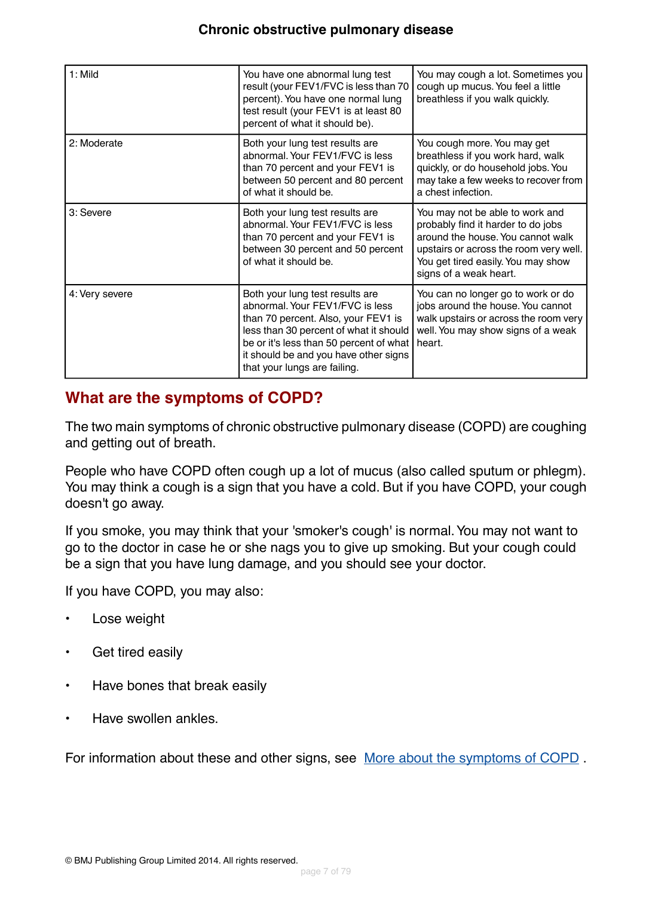| 1: Mild | You have one abnormal lung test result (your FEV1/FVC is less than 70 percent). You have one normal lung test result (your FEV1 is at least 80 percent of what it should be). | You may cough a lot. Sometimes you cough up mucus. You feel a little breathless if you walk quickly. |
|---|---|---|
| 2: Moderate | Both your lung test results are abnormal. Your FEV1/FVC is less than 70 percent and your FEV1 is between 50 percent and 80 percent of what it should be. | You cough more. You may get breathless if you work hard, walk quickly, or do household jobs. You may take a few weeks to recover from a chest infection. |
| 3: Severe | Both your lung test results are abnormal. Your FEV1/FVC is less than 70 percent and your FEV1 is between 30 percent and 50 percent of what it should be. | You may not be able to work and probably find it harder to do jobs around the house. You cannot walk upstairs or across the room very well. You get tired easily. You may show signs of a weak heart. |
| 4: Very severe | Both your lung test results are abnormal. Your FEV1/FVC is less than 70 percent. Also, your FEV1 is less than 30 percent of what it should be or it's less than 50 percent of what it should be and you have other signs that your lungs are failing. | You can no longer go to work or do jobs around the house. You cannot walk upstairs or across the room very well. You may show signs of a weak heart. |

## What are the symptoms of COPD?

The two main symptoms of chronic obstructive pulmonary disease (COPD) are coughing and getting out of breath.

People who have COPD often cough up a lot of mucus (also called sputum or phlegm). You may think a cough is a sign that you have a cold. But if you have COPD, your cough doesn't go away.

If you smoke, you may think that your 'smoker's cough' is normal. You may not want to go to the doctor in case he or she nags you to give up smoking. But your cough could be a sign that you have lung damage, and you should see your doctor.

If you have COPD, you may also:

- Lose weight
- Get tired easily
- Have bones that break easily
- Have swollen ankles.

For information about these and other signs, see More about the symptoms of COPD .

© BMJ Publishing Group Limited 2014. All rights reserved.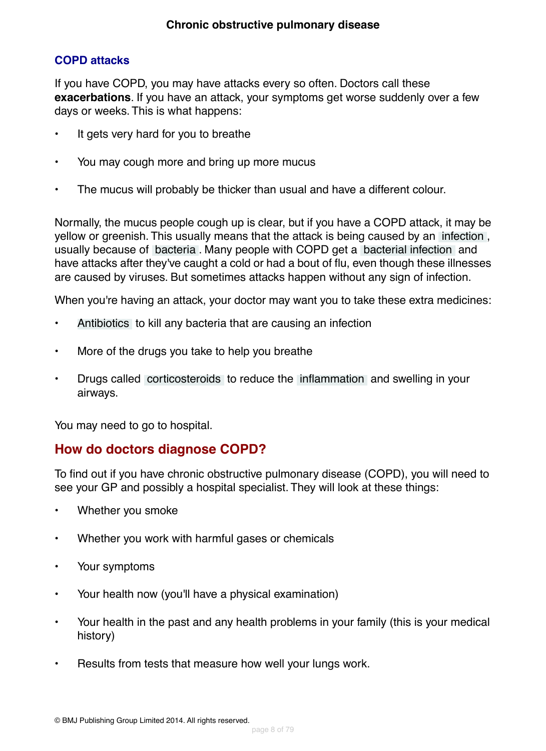## COPD attacks

If you have COPD, you may have attacks every so often. Doctors call these **exacerbations**. If you have an attack, your symptoms get worse suddenly over a few days or weeks. This is what happens:

- It gets very hard for you to breathe
- You may cough more and bring up more mucus
- The mucus will probably be thicker than usual and have a different colour.

Normally, the mucus people cough up is clear, but if you have a COPD attack, it may be yellow or greenish. This usually means that the attack is being caused by an infection, usually because of bacteria. Many people with COPD get a bacterial infection and have attacks after they've caught a cold or had a bout of flu, even though these illnesses are caused by viruses. But sometimes attacks happen without any sign of infection.

When you're having an attack, your doctor may want you to take these extra medicines:

- Antibiotics to kill any bacteria that are causing an infection
- More of the drugs you take to help you breathe
- Drugs called corticosteroids to reduce the inflammation and swelling in your airways.

You may need to go to hospital.

## How do doctors diagnose COPD?

To find out if you have chronic obstructive pulmonary disease (COPD), you will need to see your GP and possibly a hospital specialist. They will look at these things:

- Whether you smoke
- Whether you work with harmful gases or chemicals
- Your symptoms
- Your health now (you'll have a physical examination)
- Your health in the past and any health problems in your family (this is your medical history)
- Results from tests that measure how well your lungs work.

© BMJ Publishing Group Limited 2014. All rights reserved.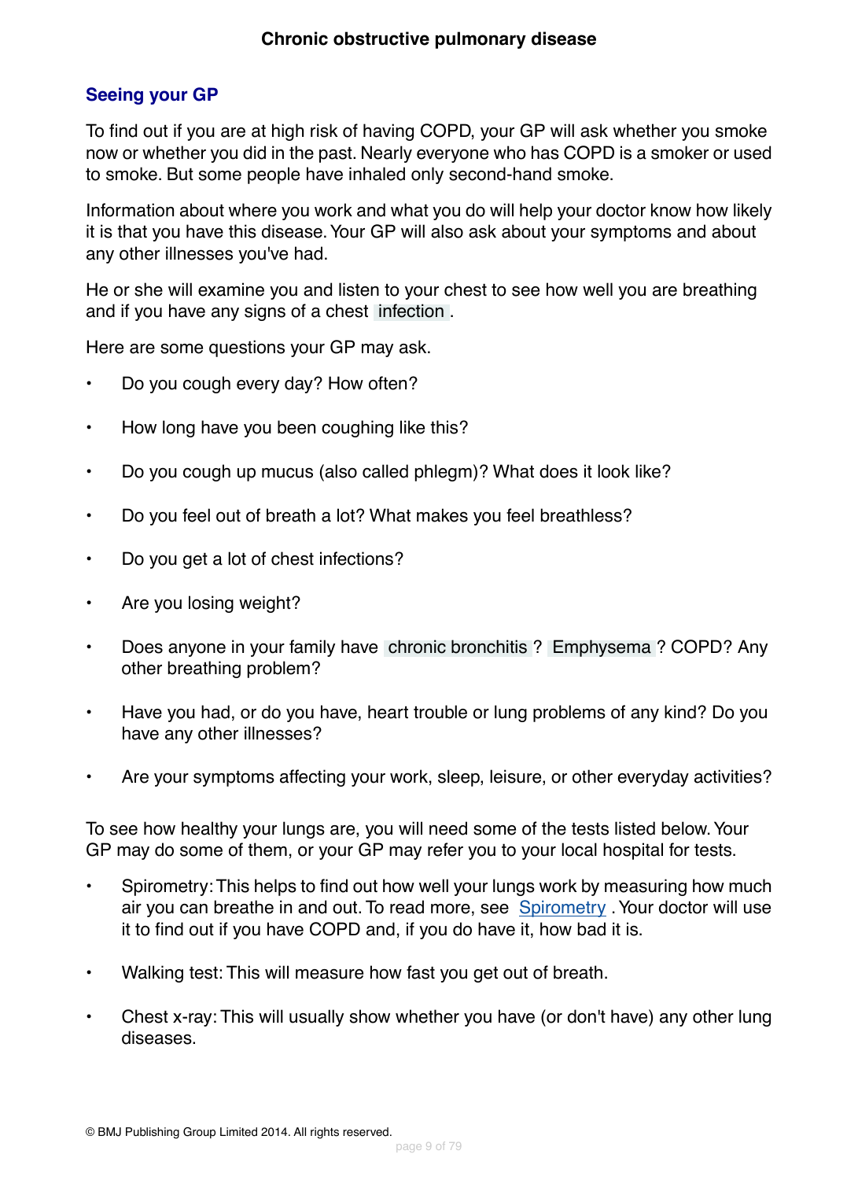## Seeing your GP

To find out if you are at high risk of having COPD, your GP will ask whether you smoke now or whether you did in the past. Nearly everyone who has COPD is a smoker or used to smoke. But some people have inhaled only second-hand smoke.

Information about where you work and what you do will help your doctor know how likely it is that you have this disease. Your GP will also ask about your symptoms and about any other illnesses you've had.

He or she will examine you and listen to your chest to see how well you are breathing and if you have any signs of a chest infection.

Here are some questions your GP may ask.

- Do you cough every day? How often?
- How long have you been coughing like this?
- Do you cough up mucus (also called phlegm)? What does it look like?
- Do you feel out of breath a lot? What makes you feel breathless?
- Do you get a lot of chest infections?
- Are you losing weight?
- Does anyone in your family have chronic bronchitis? Emphysema? COPD? Any other breathing problem?
- Have you had, or do you have, heart trouble or lung problems of any kind? Do you have any other illnesses?
- Are your symptoms affecting your work, sleep, leisure, or other everyday activities?

To see how healthy your lungs are, you will need some of the tests listed below. Your GP may do some of them, or your GP may refer you to your local hospital for tests.

- Spirometry: This helps to find out how well your lungs work by measuring how much air you can breathe in and out. To read more, see Spirometry. Your doctor will use it to find out if you have COPD and, if you do have it, how bad it is.
- Walking test: This will measure how fast you get out of breath.
- Chest x-ray: This will usually show whether you have (or don't have) any other lung diseases.

© BMJ Publishing Group Limited 2014. All rights reserved.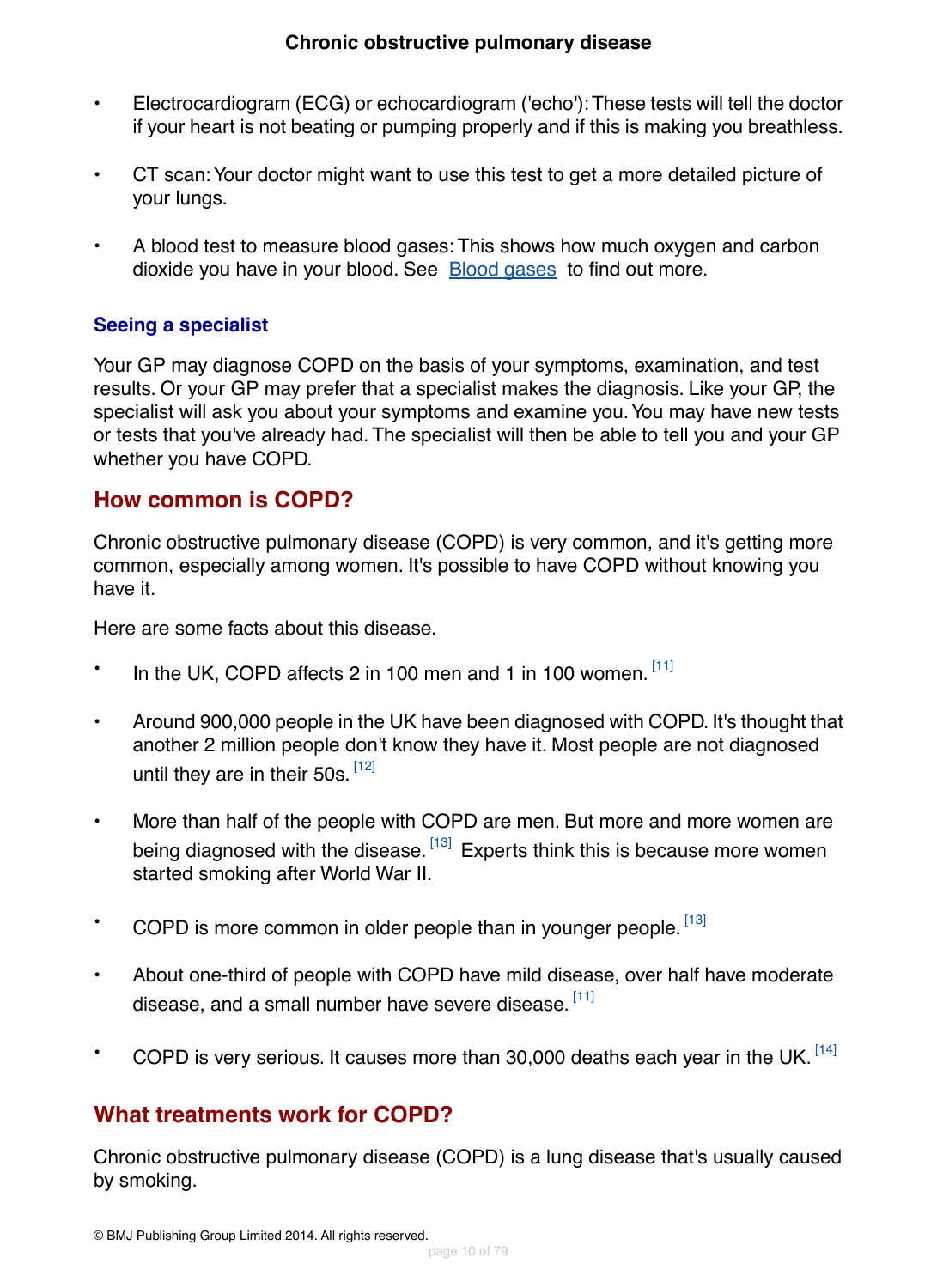- Electrocardiogram (ECG) or echocardiogram ('echo'): These tests will tell the doctor if your heart is not beating or pumping properly and if this is making you breathless.
- CT scan: Your doctor might want to use this test to get a more detailed picture of your lungs.
- A blood test to measure blood gases: This shows how much oxygen and carbon dioxide you have in your blood. See Blood gases to find out more.

### Seeing a specialist

Your GP may diagnose COPD on the basis of your symptoms, examination, and test results. Or your GP may prefer that a specialist makes the diagnosis. Like your GP, the specialist will ask you about your symptoms and examine you. You may have new tests or tests that you've already had. The specialist will then be able to tell you and your GP whether you have COPD.

## How common is COPD?

Chronic obstructive pulmonary disease (COPD) is very common, and it's getting more common, especially among women. It's possible to have COPD without knowing you have it.

Here are some facts about this disease.

- In the UK, COPD affects 2 in 100 men and 1 in 100 women. [11]
- Around 900,000 people in the UK have been diagnosed with COPD. It's thought that another 2 million people don't know they have it. Most people are not diagnosed until they are in their 50s. [12]
- More than half of the people with COPD are men. But more and more women are being diagnosed with the disease. [13] Experts think this is because more women started smoking after World War II.
- COPD is more common in older people than in younger people. [13]
- About one-third of people with COPD have mild disease, over half have moderate disease, and a small number have severe disease. [11]
- COPD is very serious. It causes more than 30,000 deaths each year in the UK. [14]

## What treatments work for COPD?

Chronic obstructive pulmonary disease (COPD) is a lung disease that's usually caused by smoking.

© BMJ Publishing Group Limited 2014. All rights reserved.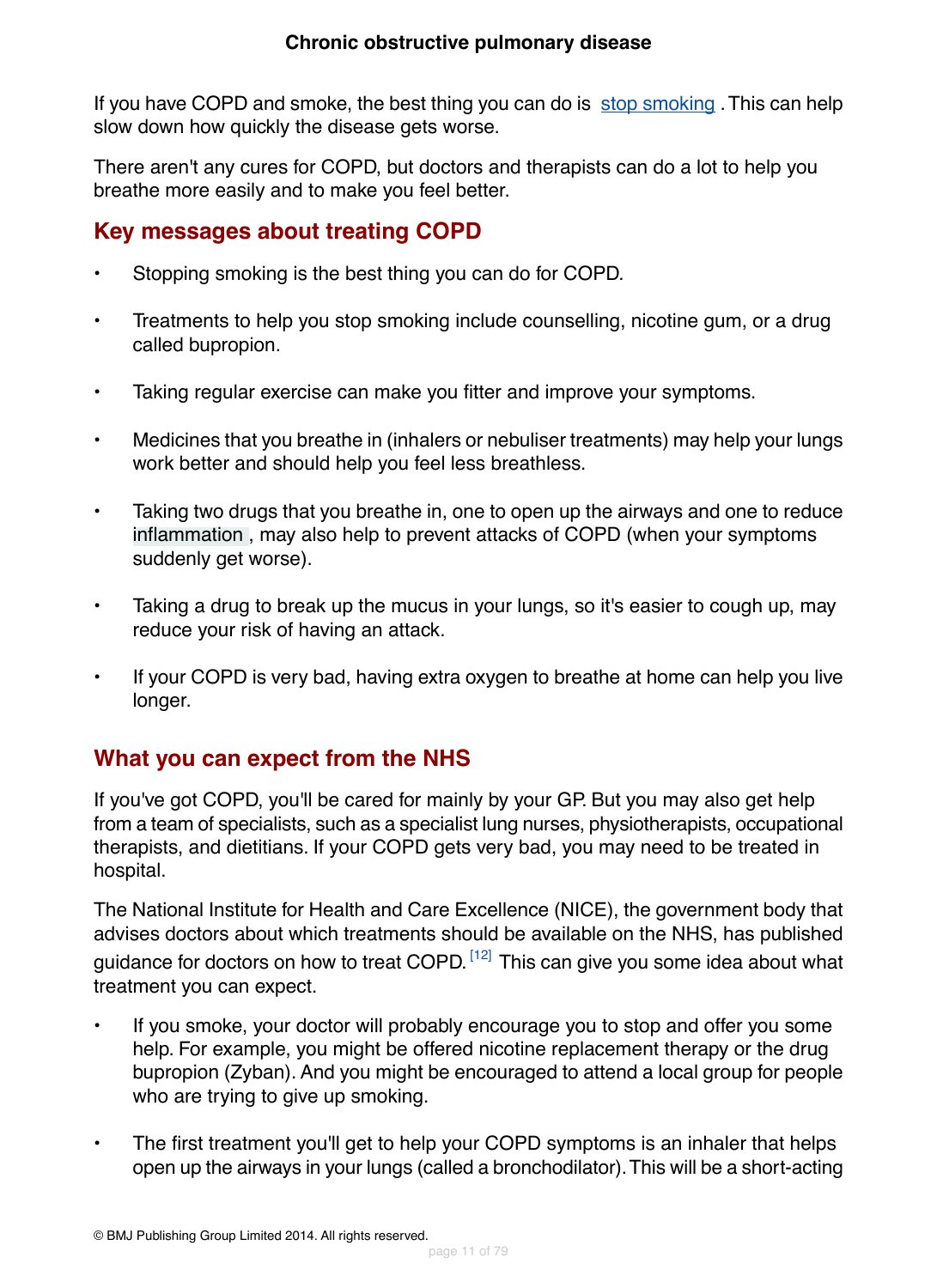If you have COPD and smoke, the best thing you can do is stop smoking . This can help slow down how quickly the disease gets worse.

There aren't any cures for COPD, but doctors and therapists can do a lot to help you breathe more easily and to make you feel better.

## Key messages about treating COPD

- Stopping smoking is the best thing you can do for COPD.
- Treatments to help you stop smoking include counselling, nicotine gum, or a drug called bupropion.
- Taking regular exercise can make you fitter and improve your symptoms.
- Medicines that you breathe in (inhalers or nebuliser treatments) may help your lungs work better and should help you feel less breathless.
- Taking two drugs that you breathe in, one to open up the airways and one to reduce inflammation , may also help to prevent attacks of COPD (when your symptoms suddenly get worse).
- Taking a drug to break up the mucus in your lungs, so it's easier to cough up, may reduce your risk of having an attack.
- If your COPD is very bad, having extra oxygen to breathe at home can help you live longer.

## What you can expect from the NHS

If you've got COPD, you'll be cared for mainly by your GP. But you may also get help from a team of specialists, such as a specialist lung nurses, physiotherapists, occupational therapists, and dietitians. If your COPD gets very bad, you may need to be treated in hospital.

The National Institute for Health and Care Excellence (NICE), the government body that advises doctors about which treatments should be available on the NHS, has published guidance for doctors on how to treat COPD.[12] This can give you some idea about what treatment you can expect.

- If you smoke, your doctor will probably encourage you to stop and offer you some help. For example, you might be offered nicotine replacement therapy or the drug bupropion (Zyban). And you might be encouraged to attend a local group for people who are trying to give up smoking.
- The first treatment you'll get to help your COPD symptoms is an inhaler that helps open up the airways in your lungs (called a bronchodilator). This will be a short-acting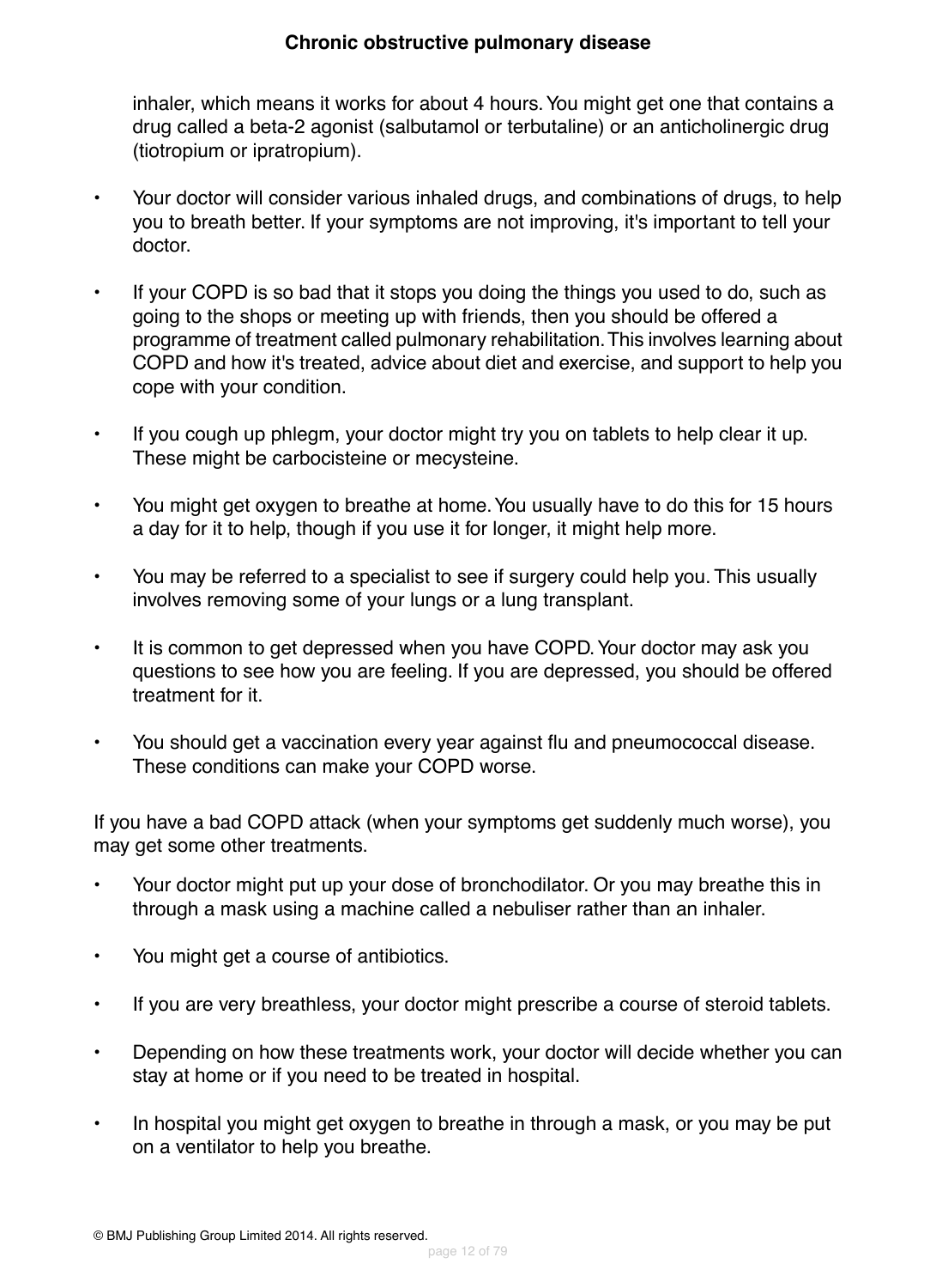inhaler, which means it works for about 4 hours. You might get one that contains a drug called a beta-2 agonist (salbutamol or terbutaline) or an anticholinergic drug (tiotropium or ipratropium).

- Your doctor will consider various inhaled drugs, and combinations of drugs, to help you to breath better. If your symptoms are not improving, it's important to tell your doctor.
- If your COPD is so bad that it stops you doing the things you used to do, such as going to the shops or meeting up with friends, then you should be offered a programme of treatment called pulmonary rehabilitation. This involves learning about COPD and how it's treated, advice about diet and exercise, and support to help you cope with your condition.
- If you cough up phlegm, your doctor might try you on tablets to help clear it up. These might be carbocisteine or mecysteine.
- You might get oxygen to breathe at home. You usually have to do this for 15 hours a day for it to help, though if you use it for longer, it might help more.
- You may be referred to a specialist to see if surgery could help you. This usually involves removing some of your lungs or a lung transplant.
- It is common to get depressed when you have COPD. Your doctor may ask you questions to see how you are feeling. If you are depressed, you should be offered treatment for it.
- You should get a vaccination every year against flu and pneumococcal disease. These conditions can make your COPD worse.

If you have a bad COPD attack (when your symptoms get suddenly much worse), you may get some other treatments.

- Your doctor might put up your dose of bronchodilator. Or you may breathe this in through a mask using a machine called a nebuliser rather than an inhaler.
- You might get a course of antibiotics.
- If you are very breathless, your doctor might prescribe a course of steroid tablets.
- Depending on how these treatments work, your doctor will decide whether you can stay at home or if you need to be treated in hospital.
- In hospital you might get oxygen to breathe in through a mask, or you may be put on a ventilator to help you breathe.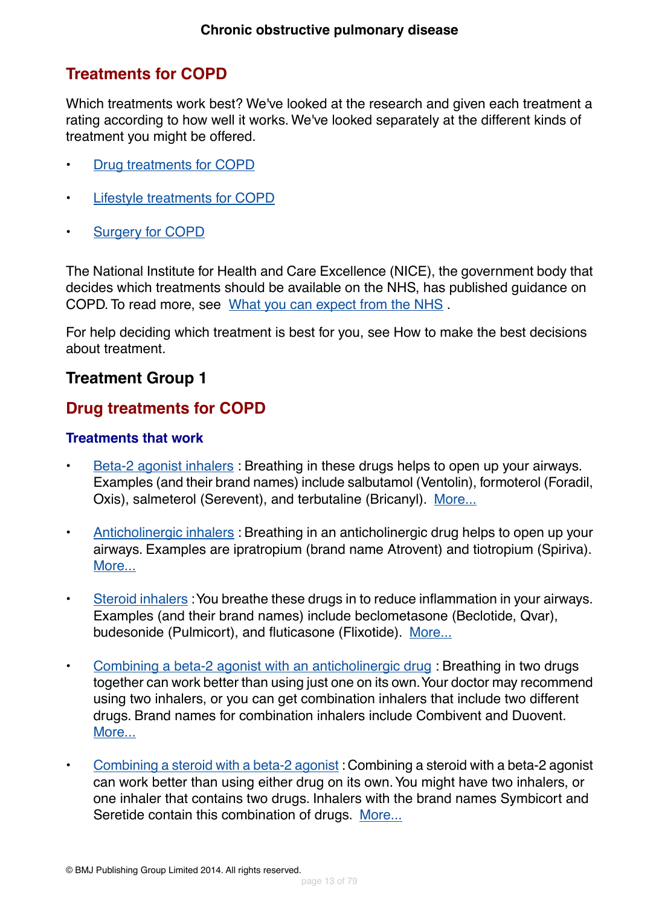## Treatments for COPD

Which treatments work best? We've looked at the research and given each treatment a rating according to how well it works. We've looked separately at the different kinds of treatment you might be offered.

- Drug treatments for COPD
- Lifestyle treatments for COPD
- Surgery for COPD

The National Institute for Health and Care Excellence (NICE), the government body that decides which treatments should be available on the NHS, has published guidance on COPD. To read more, see What you can expect from the NHS .

For help deciding which treatment is best for you, see How to make the best decisions about treatment.

### Treatment Group 1

## Drug treatments for COPD

### Treatments that work

- Beta-2 agonist inhalers : Breathing in these drugs helps to open up your airways. Examples (and their brand names) include salbutamol (Ventolin), formoterol (Foradil, Oxis), salmeterol (Serevent), and terbutaline (Bricanyl). More...

- Anticholinergic inhalers : Breathing in an anticholinergic drug helps to open up your airways. Examples are ipratropium (brand name Atrovent) and tiotropium (Spiriva). More...

- Steroid inhalers :You breathe these drugs in to reduce inflammation in your airways. Examples (and their brand names) include beclometasone (Beclotide, Qvar), budesonide (Pulmicort), and fluticasone (Flixotide). More...

- Combining a beta-2 agonist with an anticholinergic drug : Breathing in two drugs together can work better than using just one on its own. Your doctor may recommend using two inhalers, or you can get combination inhalers that include two different drugs. Brand names for combination inhalers include Combivent and Duovent. More...

- Combining a steroid with a beta-2 agonist : Combining a steroid with a beta-2 agonist can work better than using either drug on its own. You might have two inhalers, or one inhaler that contains two drugs. Inhalers with the brand names Symbicort and Seretide contain this combination of drugs. More...

© BMJ Publishing Group Limited 2014. All rights reserved.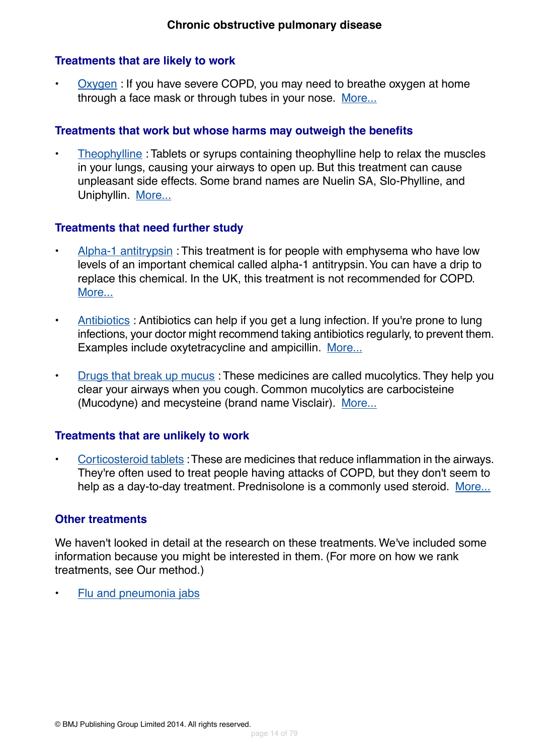# Chronic obstructive pulmonary disease

## Treatments that are likely to work

- Oxygen : If you have severe COPD, you may need to breathe oxygen at home through a face mask or through tubes in your nose. More...

## Treatments that work but whose harms may outweigh the benefits

- Theophylline : Tablets or syrups containing theophylline help to relax the muscles in your lungs, causing your airways to open up. But this treatment can cause unpleasant side effects. Some brand names are Nuelin SA, Slo-Phylline, and Uniphyllin. More...

## Treatments that need further study

- Alpha-1 antitrypsin : This treatment is for people with emphysema who have low levels of an important chemical called alpha-1 antitrypsin. You can have a drip to replace this chemical. In the UK, this treatment is not recommended for COPD. More...
- Antibiotics : Antibiotics can help if you get a lung infection. If you're prone to lung infections, your doctor might recommend taking antibiotics regularly, to prevent them. Examples include oxytetracycline and ampicillin. More...
- Drugs that break up mucus : These medicines are called mucolytics. They help you clear your airways when you cough. Common mucolytics are carbocisteine (Mucodyne) and mecysteine (brand name Visclair). More...

## Treatments that are unlikely to work

- Corticosteroid tablets : These are medicines that reduce inflammation in the airways. They're often used to treat people having attacks of COPD, but they don't seem to help as a day-to-day treatment. Prednisolone is a commonly used steroid. More...

## Other treatments

We haven't looked in detail at the research on these treatments. We've included some information because you might be interested in them. (For more on how we rank treatments, see Our method.)

- Flu and pneumonia jabs

© BMJ Publishing Group Limited 2014. All rights reserved.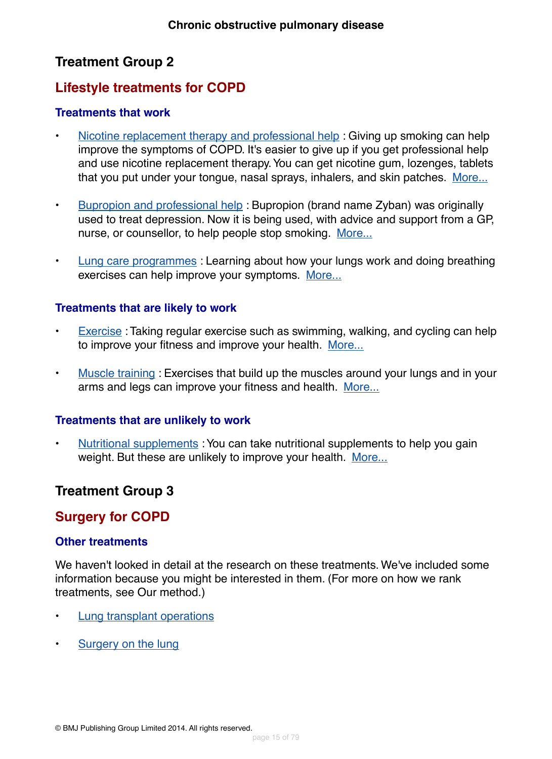## Treatment Group 2

### Lifestyle treatments for COPD

#### Treatments that work

- Nicotine replacement therapy and professional help : Giving up smoking can help improve the symptoms of COPD. It's easier to give up if you get professional help and use nicotine replacement therapy. You can get nicotine gum, lozenges, tablets that you put under your tongue, nasal sprays, inhalers, and skin patches. More...

- Bupropion and professional help : Bupropion (brand name Zyban) was originally used to treat depression. Now it is being used, with advice and support from a GP, nurse, or counsellor, to help people stop smoking. More...

- Lung care programmes : Learning about how your lungs work and doing breathing exercises can help improve your symptoms. More...

#### Treatments that are likely to work

- Exercise : Taking regular exercise such as swimming, walking, and cycling can help to improve your fitness and improve your health. More...

- Muscle training : Exercises that build up the muscles around your lungs and in your arms and legs can improve your fitness and health. More...

#### Treatments that are unlikely to work

- Nutritional supplements : You can take nutritional supplements to help you gain weight. But these are unlikely to improve your health. More...

## Treatment Group 3

### Surgery for COPD

#### Other treatments

We haven't looked in detail at the research on these treatments. We've included some information because you might be interested in them. (For more on how we rank treatments, see Our method.)

- Lung transplant operations

- Surgery on the lung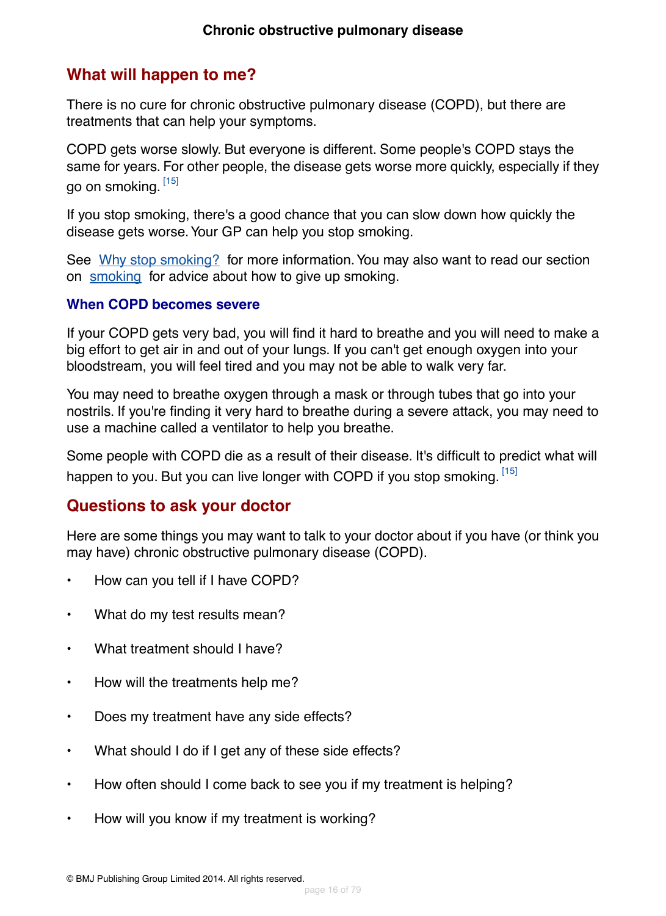## What will happen to me?

There is no cure for chronic obstructive pulmonary disease (COPD), but there are treatments that can help your symptoms.

COPD gets worse slowly. But everyone is different. Some people's COPD stays the same for years. For other people, the disease gets worse more quickly, especially if they go on smoking. [15]

If you stop smoking, there's a good chance that you can slow down how quickly the disease gets worse. Your GP can help you stop smoking.

See Why stop smoking? for more information. You may also want to read our section on smoking for advice about how to give up smoking.

### When COPD becomes severe

If your COPD gets very bad, you will find it hard to breathe and you will need to make a big effort to get air in and out of your lungs. If you can't get enough oxygen into your bloodstream, you will feel tired and you may not be able to walk very far.

You may need to breathe oxygen through a mask or through tubes that go into your nostrils. If you're finding it very hard to breathe during a severe attack, you may need to use a machine called a ventilator to help you breathe.

Some people with COPD die as a result of their disease. It's difficult to predict what will happen to you. But you can live longer with COPD if you stop smoking. [15]

## Questions to ask your doctor

Here are some things you may want to talk to your doctor about if you have (or think you may have) chronic obstructive pulmonary disease (COPD).

- How can you tell if I have COPD?
- What do my test results mean?
- What treatment should I have?
- How will the treatments help me?
- Does my treatment have any side effects?
- What should I do if I get any of these side effects?
- How often should I come back to see you if my treatment is helping?
- How will you know if my treatment is working?

© BMJ Publishing Group Limited 2014. All rights reserved.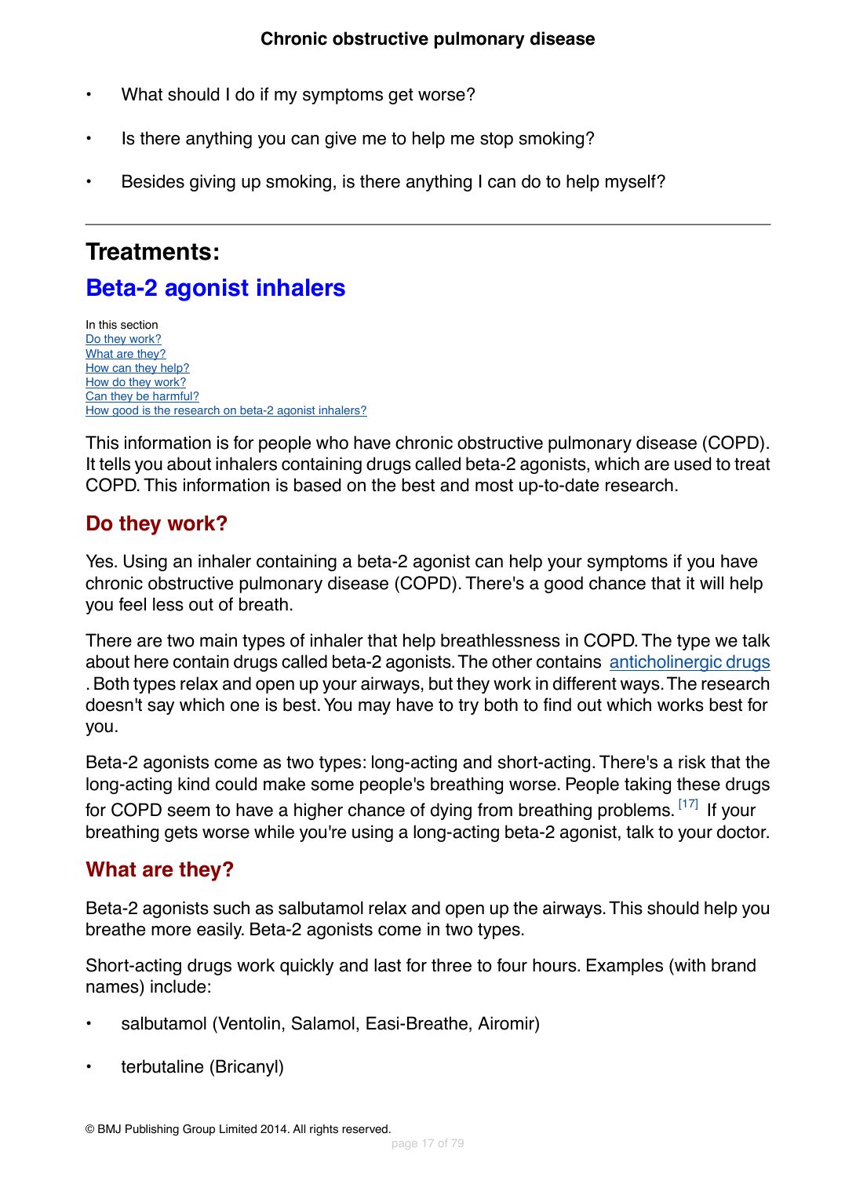- What should I do if my symptoms get worse?
- Is there anything you can give me to help me stop smoking?
- Besides giving up smoking, is there anything I can do to help myself?

---

## Treatments:

# Beta-2 agonist inhalers

In this section
Do they work?
What are they?
How can they help?
How do they work?
Can they be harmful?
How good is the research on beta-2 agonist inhalers?

This information is for people who have chronic obstructive pulmonary disease (COPD). It tells you about inhalers containing drugs called beta-2 agonists, which are used to treat COPD. This information is based on the best and most up-to-date research.

### Do they work?

Yes. Using an inhaler containing a beta-2 agonist can help your symptoms if you have chronic obstructive pulmonary disease (COPD). There's a good chance that it will help you feel less out of breath.

There are two main types of inhaler that help breathlessness in COPD. The type we talk about here contain drugs called beta-2 agonists. The other contains anticholinergic drugs. Both types relax and open up your airways, but they work in different ways. The research doesn't say which one is best. You may have to try both to find out which works best for you.

Beta-2 agonists come as two types: long-acting and short-acting. There's a risk that the long-acting kind could make some people's breathing worse. People taking these drugs for COPD seem to have a higher chance of dying from breathing problems.[17] If your breathing gets worse while you're using a long-acting beta-2 agonist, talk to your doctor.

### What are they?

Beta-2 agonists such as salbutamol relax and open up the airways. This should help you breathe more easily. Beta-2 agonists come in two types.

Short-acting drugs work quickly and last for three to four hours. Examples (with brand names) include:

- salbutamol (Ventolin, Salamol, Easi-Breathe, Airomir)
- terbutaline (Bricanyl)

© BMJ Publishing Group Limited 2014. All rights reserved.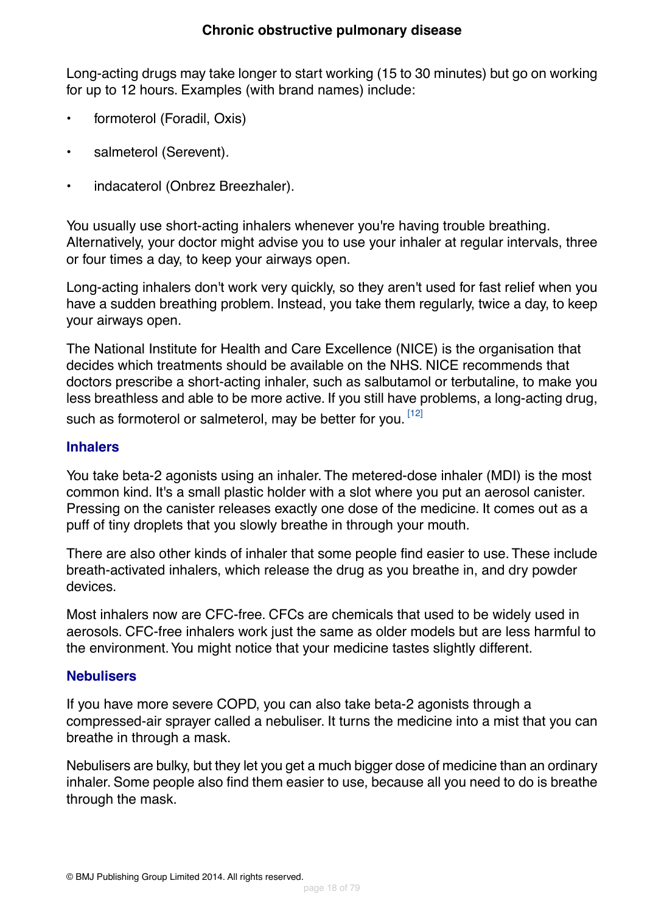Long-acting drugs may take longer to start working (15 to 30 minutes) but go on working for up to 12 hours. Examples (with brand names) include:

- formoterol (Foradil, Oxis)
- salmeterol (Serevent).
- indacaterol (Onbrez Breezhaler).

You usually use short-acting inhalers whenever you're having trouble breathing. Alternatively, your doctor might advise you to use your inhaler at regular intervals, three or four times a day, to keep your airways open.

Long-acting inhalers don't work very quickly, so they aren't used for fast relief when you have a sudden breathing problem. Instead, you take them regularly, twice a day, to keep your airways open.

The National Institute for Health and Care Excellence (NICE) is the organisation that decides which treatments should be available on the NHS. NICE recommends that doctors prescribe a short-acting inhaler, such as salbutamol or terbutaline, to make you less breathless and able to be more active. If you still have problems, a long-acting drug, such as formoterol or salmeterol, may be better for you. [12]

### Inhalers

You take beta-2 agonists using an inhaler. The metered-dose inhaler (MDI) is the most common kind. It's a small plastic holder with a slot where you put an aerosol canister. Pressing on the canister releases exactly one dose of the medicine. It comes out as a puff of tiny droplets that you slowly breathe in through your mouth.

There are also other kinds of inhaler that some people find easier to use. These include breath-activated inhalers, which release the drug as you breathe in, and dry powder devices.

Most inhalers now are CFC-free. CFCs are chemicals that used to be widely used in aerosols. CFC-free inhalers work just the same as older models but are less harmful to the environment. You might notice that your medicine tastes slightly different.

### Nebulisers

If you have more severe COPD, you can also take beta-2 agonists through a compressed-air sprayer called a nebuliser. It turns the medicine into a mist that you can breathe in through a mask.

Nebulisers are bulky, but they let you get a much bigger dose of medicine than an ordinary inhaler. Some people also find them easier to use, because all you need to do is breathe through the mask.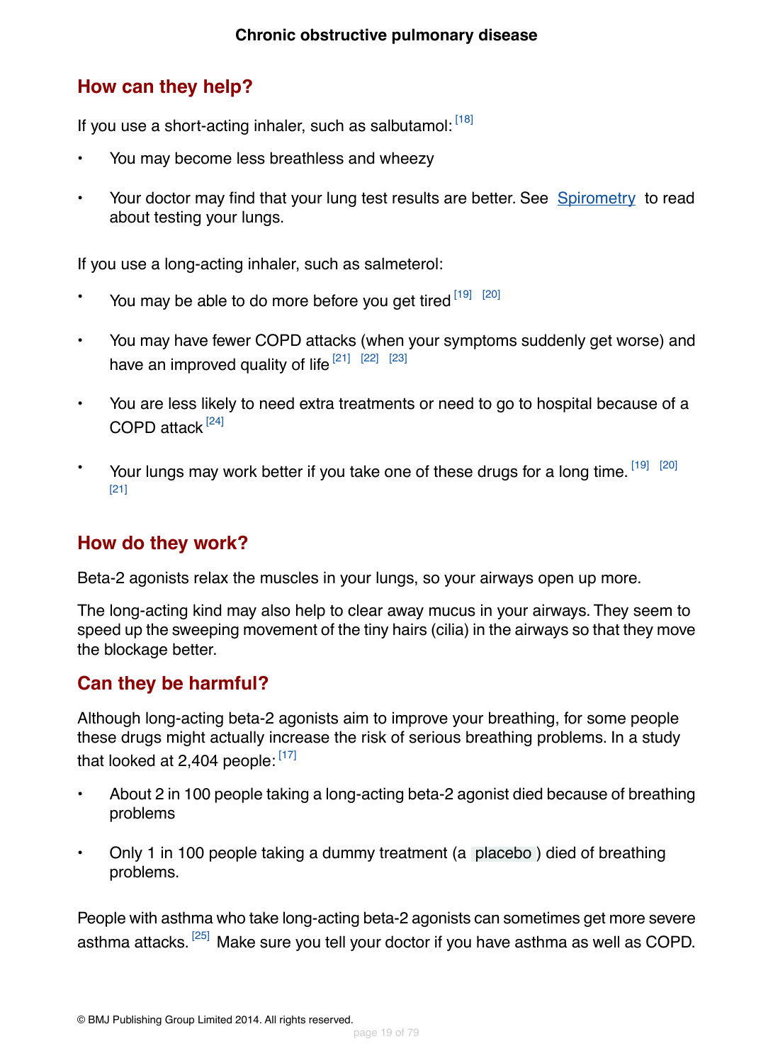## How can they help?

If you use a short-acting inhaler, such as salbutamol: [18]

- You may become less breathless and wheezy
- Your doctor may find that your lung test results are better. See Spirometry to read about testing your lungs.

If you use a long-acting inhaler, such as salmeterol:

- You may be able to do more before you get tired [19] [20]
- You may have fewer COPD attacks (when your symptoms suddenly get worse) and have an improved quality of life [21] [22] [23]
- You are less likely to need extra treatments or need to go to hospital because of a COPD attack [24]
- Your lungs may work better if you take one of these drugs for a long time. [19] [20] [21]

## How do they work?

Beta-2 agonists relax the muscles in your lungs, so your airways open up more.

The long-acting kind may also help to clear away mucus in your airways. They seem to speed up the sweeping movement of the tiny hairs (cilia) in the airways so that they move the blockage better.

## Can they be harmful?

Although long-acting beta-2 agonists aim to improve your breathing, for some people these drugs might actually increase the risk of serious breathing problems. In a study that looked at 2,404 people: [17]

- About 2 in 100 people taking a long-acting beta-2 agonist died because of breathing problems
- Only 1 in 100 people taking a dummy treatment (a placebo) died of breathing problems.

People with asthma who take long-acting beta-2 agonists can sometimes get more severe asthma attacks. [25] Make sure you tell your doctor if you have asthma as well as COPD.

© BMJ Publishing Group Limited 2014. All rights reserved.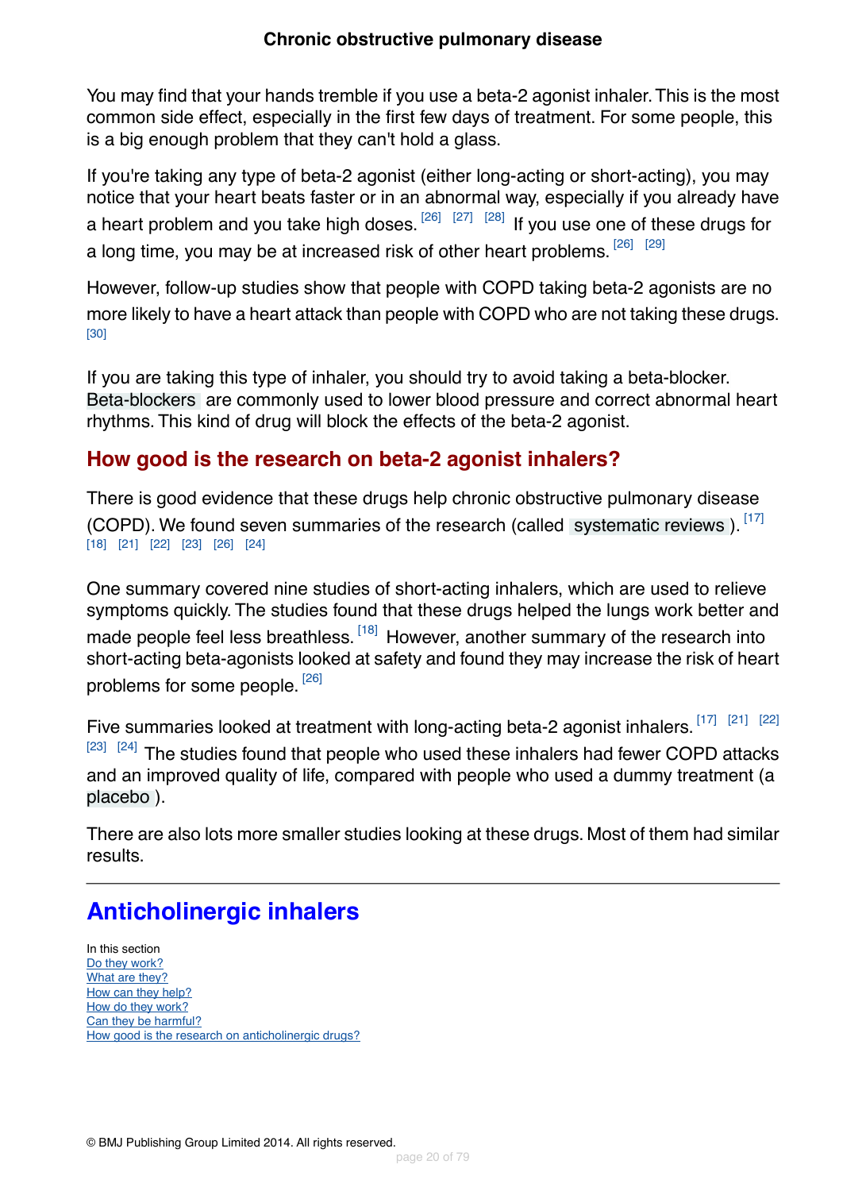You may find that your hands tremble if you use a beta-2 agonist inhaler. This is the most common side effect, especially in the first few days of treatment. For some people, this is a big enough problem that they can't hold a glass.

If you're taking any type of beta-2 agonist (either long-acting or short-acting), you may notice that your heart beats faster or in an abnormal way, especially if you already have a heart problem and you take high doses. [26] [27] [28] If you use one of these drugs for a long time, you may be at increased risk of other heart problems. [26] [29]

However, follow-up studies show that people with COPD taking beta-2 agonists are no more likely to have a heart attack than people with COPD who are not taking these drugs. [30]

If you are taking this type of inhaler, you should try to avoid taking a beta-blocker. Beta-blockers are commonly used to lower blood pressure and correct abnormal heart rhythms. This kind of drug will block the effects of the beta-2 agonist.

## How good is the research on beta-2 agonist inhalers?

There is good evidence that these drugs help chronic obstructive pulmonary disease (COPD). We found seven summaries of the research (called systematic reviews). [17] [18] [21] [22] [23] [26] [24]

One summary covered nine studies of short-acting inhalers, which are used to relieve symptoms quickly. The studies found that these drugs helped the lungs work better and made people feel less breathless. [18] However, another summary of the research into short-acting beta-agonists looked at safety and found they may increase the risk of heart problems for some people. [26]

Five summaries looked at treatment with long-acting beta-2 agonist inhalers. [17] [21] [22] [23] [24] The studies found that people who used these inhalers had fewer COPD attacks and an improved quality of life, compared with people who used a dummy treatment (a placebo).

There are also lots more smaller studies looking at these drugs. Most of them had similar results.

---

# Anticholinergic inhalers

In this section
- Do they work?
- What are they?
- How can they help?
- How do they work?
- Can they be harmful?
- How good is the research on anticholinergic drugs?

© BMJ Publishing Group Limited 2014. All rights reserved.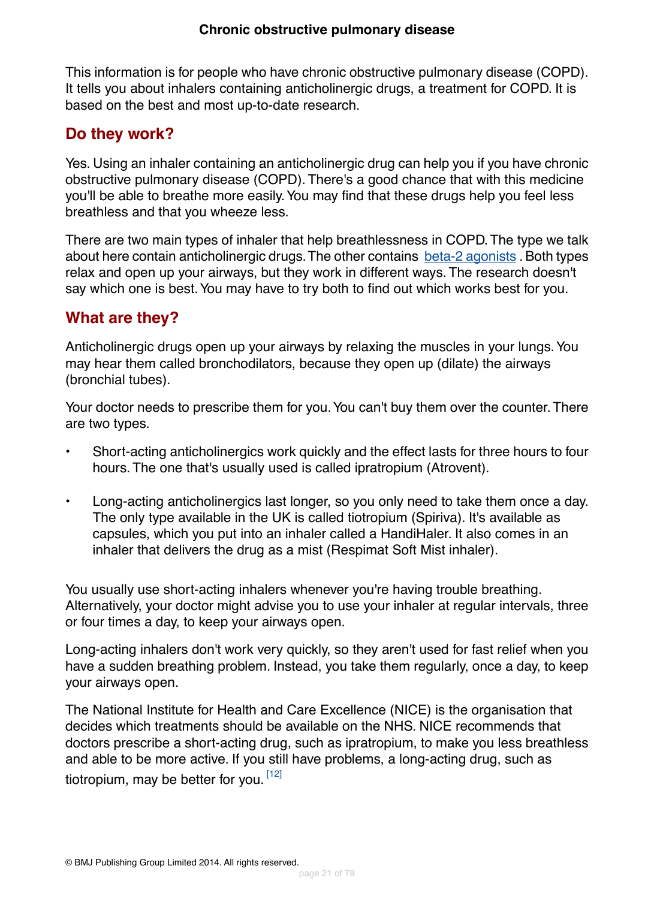# Chronic obstructive pulmonary disease

This information is for people who have chronic obstructive pulmonary disease (COPD). It tells you about inhalers containing anticholinergic drugs, a treatment for COPD. It is based on the best and most up-to-date research.

## Do they work?

Yes. Using an inhaler containing an anticholinergic drug can help you if you have chronic obstructive pulmonary disease (COPD). There's a good chance that with this medicine you'll be able to breathe more easily. You may find that these drugs help you feel less breathless and that you wheeze less.

There are two main types of inhaler that help breathlessness in COPD. The type we talk about here contain anticholinergic drugs. The other contains beta-2 agonists . Both types relax and open up your airways, but they work in different ways. The research doesn't say which one is best. You may have to try both to find out which works best for you.

## What are they?

Anticholinergic drugs open up your airways by relaxing the muscles in your lungs. You may hear them called bronchodilators, because they open up (dilate) the airways (bronchial tubes).

Your doctor needs to prescribe them for you. You can't buy them over the counter. There are two types.

- Short-acting anticholinergics work quickly and the effect lasts for three hours to four hours. The one that's usually used is called ipratropium (Atrovent).
- Long-acting anticholinergics last longer, so you only need to take them once a day. The only type available in the UK is called tiotropium (Spiriva). It's available as capsules, which you put into an inhaler called a HandiHaler. It also comes in an inhaler that delivers the drug as a mist (Respimat Soft Mist inhaler).

You usually use short-acting inhalers whenever you're having trouble breathing. Alternatively, your doctor might advise you to use your inhaler at regular intervals, three or four times a day, to keep your airways open.

Long-acting inhalers don't work very quickly, so they aren't used for fast relief when you have a sudden breathing problem. Instead, you take them regularly, once a day, to keep your airways open.

The National Institute for Health and Care Excellence (NICE) is the organisation that decides which treatments should be available on the NHS. NICE recommends that doctors prescribe a short-acting drug, such as ipratropium, to make you less breathless and able to be more active. If you still have problems, a long-acting drug, such as tiotropium, may be better for you. [12]

© BMJ Publishing Group Limited 2014. All rights reserved.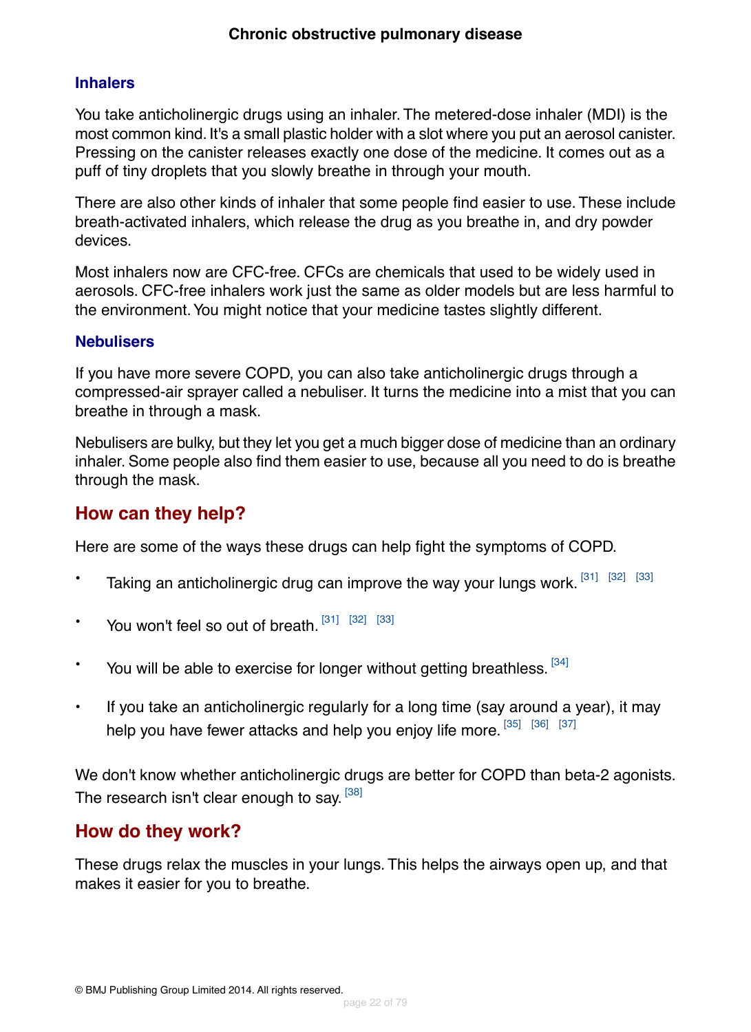### Inhalers

You take anticholinergic drugs using an inhaler. The metered-dose inhaler (MDI) is the most common kind. It's a small plastic holder with a slot where you put an aerosol canister. Pressing on the canister releases exactly one dose of the medicine. It comes out as a puff of tiny droplets that you slowly breathe in through your mouth.

There are also other kinds of inhaler that some people find easier to use. These include breath-activated inhalers, which release the drug as you breathe in, and dry powder devices.

Most inhalers now are CFC-free. CFCs are chemicals that used to be widely used in aerosols. CFC-free inhalers work just the same as older models but are less harmful to the environment. You might notice that your medicine tastes slightly different.

### Nebulisers

If you have more severe COPD, you can also take anticholinergic drugs through a compressed-air sprayer called a nebuliser. It turns the medicine into a mist that you can breathe in through a mask.

Nebulisers are bulky, but they let you get a much bigger dose of medicine than an ordinary inhaler. Some people also find them easier to use, because all you need to do is breathe through the mask.

## How can they help?

Here are some of the ways these drugs can help fight the symptoms of COPD.

- Taking an anticholinergic drug can improve the way your lungs work. [31] [32] [33]
- You won't feel so out of breath. [31] [32] [33]
- You will be able to exercise for longer without getting breathless. [34]
- If you take an anticholinergic regularly for a long time (say around a year), it may help you have fewer attacks and help you enjoy life more. [35] [36] [37]

We don't know whether anticholinergic drugs are better for COPD than beta-2 agonists. The research isn't clear enough to say. [38]

## How do they work?

These drugs relax the muscles in your lungs. This helps the airways open up, and that makes it easier for you to breathe.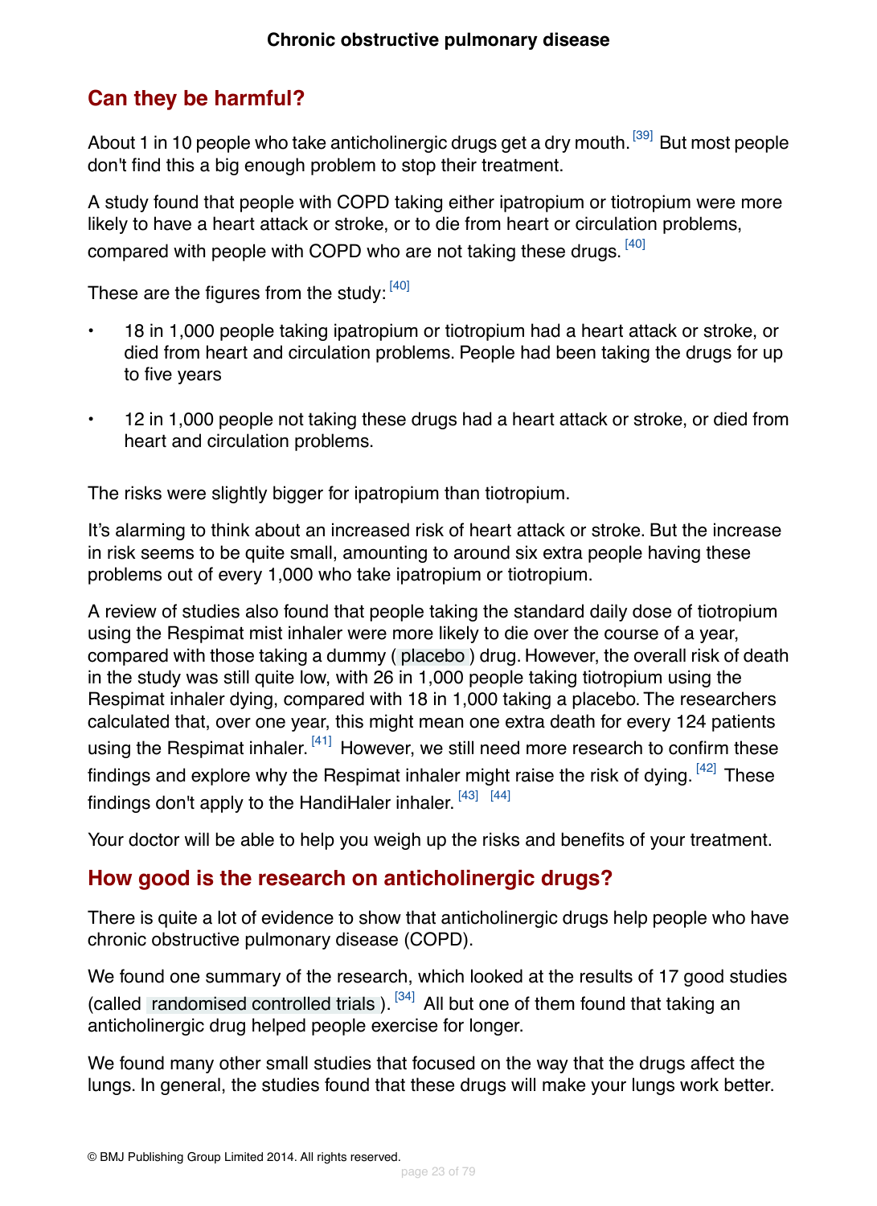## Can they be harmful?

About 1 in 10 people who take anticholinergic drugs get a dry mouth.[39] But most people don't find this a big enough problem to stop their treatment.

A study found that people with COPD taking either ipatropium or tiotropium were more likely to have a heart attack or stroke, or to die from heart or circulation problems, compared with people with COPD who are not taking these drugs.[40]

These are the figures from the study:[40]

- 18 in 1,000 people taking ipatropium or tiotropium had a heart attack or stroke, or died from heart and circulation problems. People had been taking the drugs for up to five years
- 12 in 1,000 people not taking these drugs had a heart attack or stroke, or died from heart and circulation problems.

The risks were slightly bigger for ipatropium than tiotropium.

It's alarming to think about an increased risk of heart attack or stroke. But the increase in risk seems to be quite small, amounting to around six extra people having these problems out of every 1,000 who take ipatropium or tiotropium.

A review of studies also found that people taking the standard daily dose of tiotropium using the Respimat mist inhaler were more likely to die over the course of a year, compared with those taking a dummy (placebo) drug. However, the overall risk of death in the study was still quite low, with 26 in 1,000 people taking tiotropium using the Respimat inhaler dying, compared with 18 in 1,000 taking a placebo. The researchers calculated that, over one year, this might mean one extra death for every 124 patients using the Respimat inhaler.[41] However, we still need more research to confirm these findings and explore why the Respimat inhaler might raise the risk of dying.[42] These findings don't apply to the HandiHaler inhaler.[43] [44]

Your doctor will be able to help you weigh up the risks and benefits of your treatment.

## How good is the research on anticholinergic drugs?

There is quite a lot of evidence to show that anticholinergic drugs help people who have chronic obstructive pulmonary disease (COPD).

We found one summary of the research, which looked at the results of 17 good studies (called randomised controlled trials).[34] All but one of them found that taking an anticholinergic drug helped people exercise for longer.

We found many other small studies that focused on the way that the drugs affect the lungs. In general, the studies found that these drugs will make your lungs work better.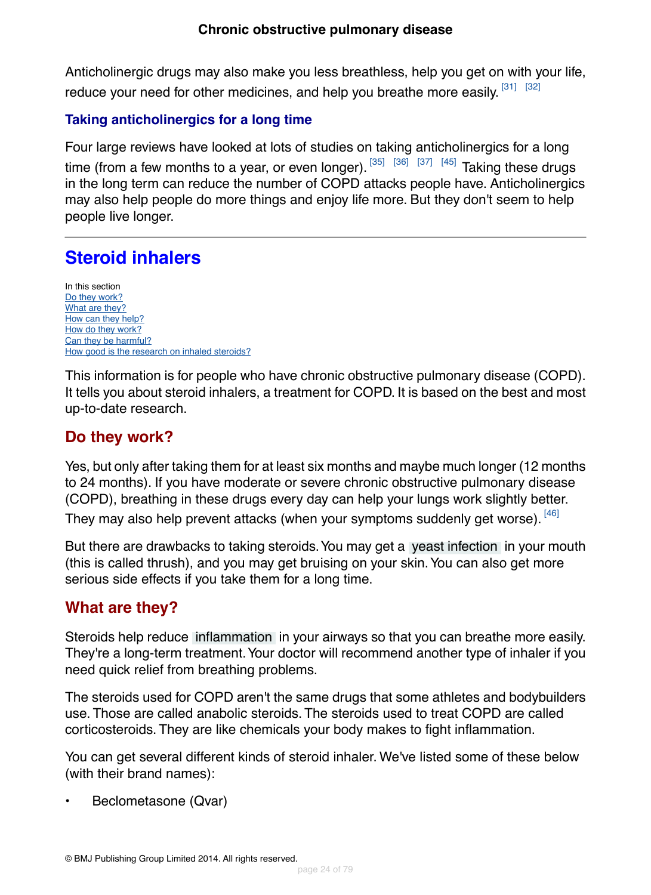Anticholinergic drugs may also make you less breathless, help you get on with your life, reduce your need for other medicines, and help you breathe more easily. [31] [32]

### Taking anticholinergics for a long time

Four large reviews have looked at lots of studies on taking anticholinergics for a long time (from a few months to a year, or even longer). [35] [36] [37] [45] Taking these drugs in the long term can reduce the number of COPD attacks people have. Anticholinergics may also help people do more things and enjoy life more. But they don't seem to help people live longer.

---

## Steroid inhalers

In this section
- Do they work?
- What are they?
- How can they help?
- How do they work?
- Can they be harmful?
- How good is the research on inhaled steroids?

This information is for people who have chronic obstructive pulmonary disease (COPD). It tells you about steroid inhalers, a treatment for COPD. It is based on the best and most up-to-date research.

### Do they work?

Yes, but only after taking them for at least six months and maybe much longer (12 months to 24 months). If you have moderate or severe chronic obstructive pulmonary disease (COPD), breathing in these drugs every day can help your lungs work slightly better. They may also help prevent attacks (when your symptoms suddenly get worse). [46]

But there are drawbacks to taking steroids. You may get a yeast infection in your mouth (this is called thrush), and you may get bruising on your skin. You can also get more serious side effects if you take them for a long time.

### What are they?

Steroids help reduce inflammation in your airways so that you can breathe more easily. They're a long-term treatment. Your doctor will recommend another type of inhaler if you need quick relief from breathing problems.

The steroids used for COPD aren't the same drugs that some athletes and bodybuilders use. Those are called anabolic steroids. The steroids used to treat COPD are called corticosteroids. They are like chemicals your body makes to fight inflammation.

You can get several different kinds of steroid inhaler. We've listed some of these below (with their brand names):

- Beclometasone (Qvar)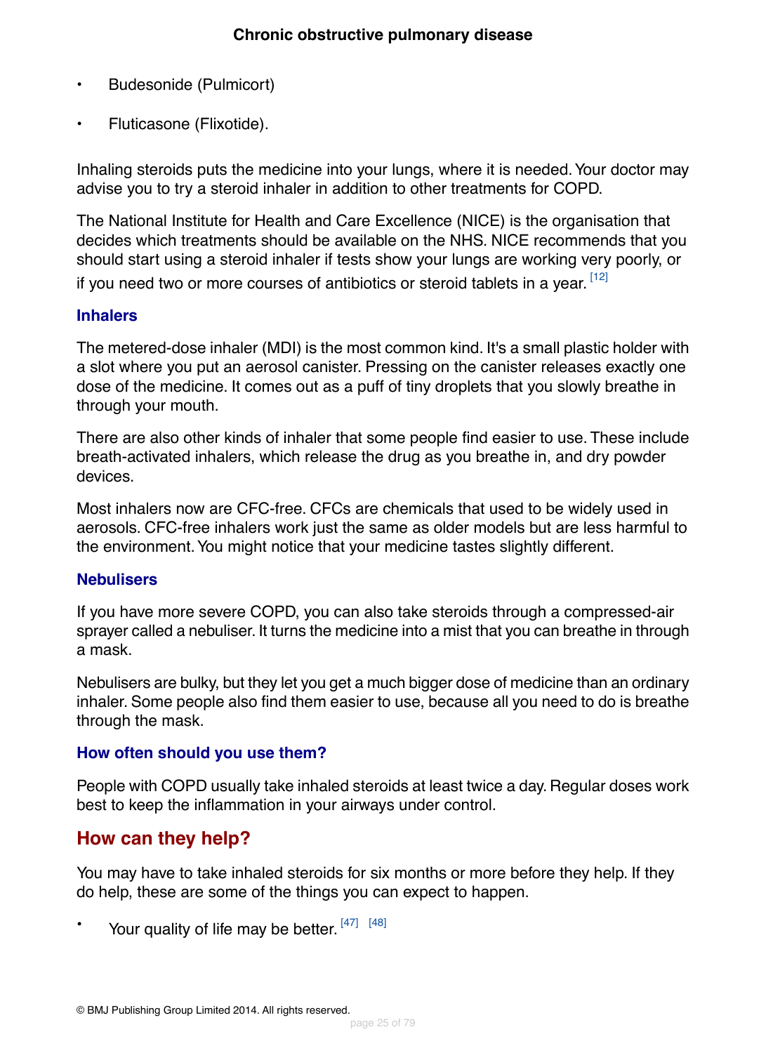- Budesonide (Pulmicort)
- Fluticasone (Flixotide).

Inhaling steroids puts the medicine into your lungs, where it is needed. Your doctor may advise you to try a steroid inhaler in addition to other treatments for COPD.

The National Institute for Health and Care Excellence (NICE) is the organisation that decides which treatments should be available on the NHS. NICE recommends that you should start using a steroid inhaler if tests show your lungs are working very poorly, or if you need two or more courses of antibiotics or steroid tablets in a year. [12]

### Inhalers

The metered-dose inhaler (MDI) is the most common kind. It's a small plastic holder with a slot where you put an aerosol canister. Pressing on the canister releases exactly one dose of the medicine. It comes out as a puff of tiny droplets that you slowly breathe in through your mouth.

There are also other kinds of inhaler that some people find easier to use. These include breath-activated inhalers, which release the drug as you breathe in, and dry powder devices.

Most inhalers now are CFC-free. CFCs are chemicals that used to be widely used in aerosols. CFC-free inhalers work just the same as older models but are less harmful to the environment. You might notice that your medicine tastes slightly different.

### Nebulisers

If you have more severe COPD, you can also take steroids through a compressed-air sprayer called a nebuliser. It turns the medicine into a mist that you can breathe in through a mask.

Nebulisers are bulky, but they let you get a much bigger dose of medicine than an ordinary inhaler. Some people also find them easier to use, because all you need to do is breathe through the mask.

### How often should you use them?

People with COPD usually take inhaled steroids at least twice a day. Regular doses work best to keep the inflammation in your airways under control.

## How can they help?

You may have to take inhaled steroids for six months or more before they help. If they do help, these are some of the things you can expect to happen.

- Your quality of life may be better. [47] [48]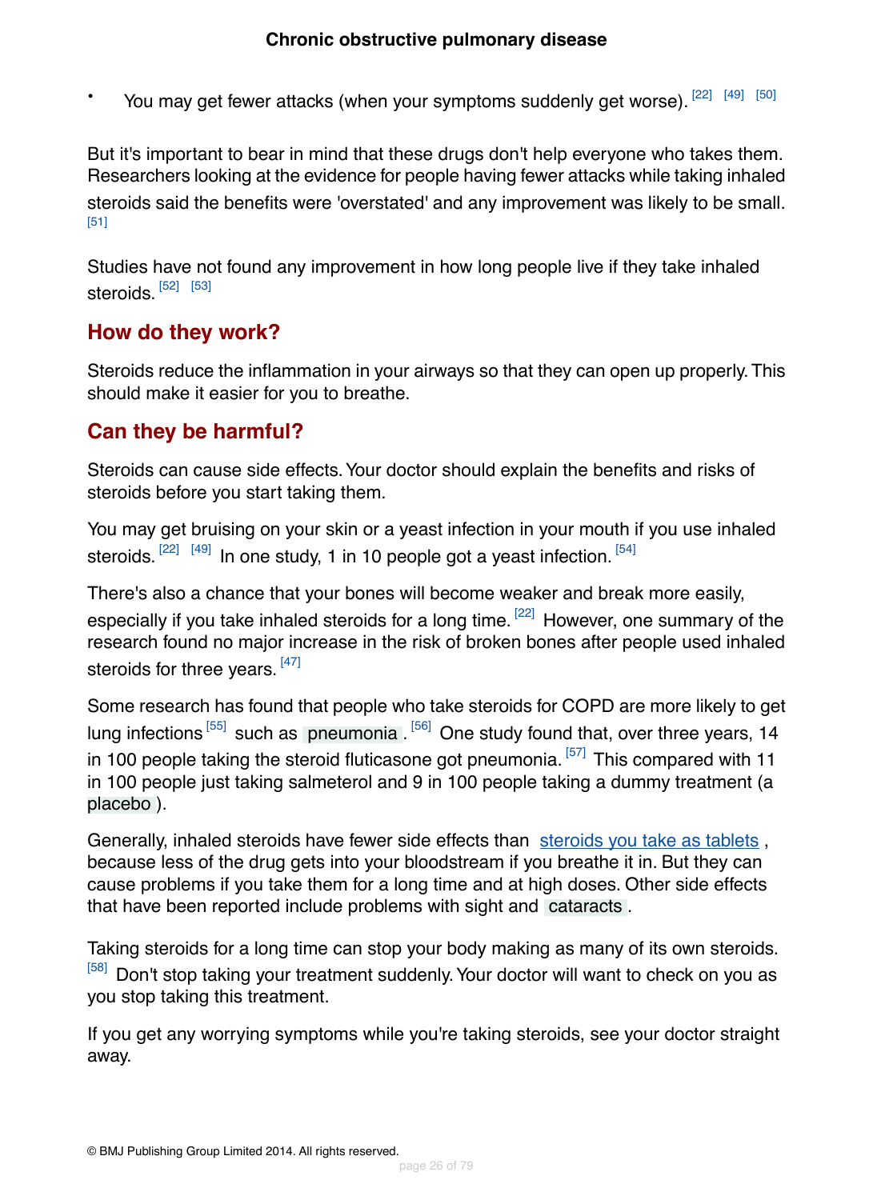- You may get fewer attacks (when your symptoms suddenly get worse). [22] [49] [50]

But it's important to bear in mind that these drugs don't help everyone who takes them. Researchers looking at the evidence for people having fewer attacks while taking inhaled steroids said the benefits were 'overstated' and any improvement was likely to be small. [51]

Studies have not found any improvement in how long people live if they take inhaled steroids. [52] [53]

## How do they work?

Steroids reduce the inflammation in your airways so that they can open up properly. This should make it easier for you to breathe.

## Can they be harmful?

Steroids can cause side effects. Your doctor should explain the benefits and risks of steroids before you start taking them.

You may get bruising on your skin or a yeast infection in your mouth if you use inhaled steroids. [22] [49] In one study, 1 in 10 people got a yeast infection. [54]

There's also a chance that your bones will become weaker and break more easily, especially if you take inhaled steroids for a long time. [22] However, one summary of the research found no major increase in the risk of broken bones after people used inhaled steroids for three years. [47]

Some research has found that people who take steroids for COPD are more likely to get lung infections [55] such as pneumonia. [56] One study found that, over three years, 14 in 100 people taking the steroid fluticasone got pneumonia. [57] This compared with 11 in 100 people just taking salmeterol and 9 in 100 people taking a dummy treatment (a placebo).

Generally, inhaled steroids have fewer side effects than steroids you take as tablets, because less of the drug gets into your bloodstream if you breathe it in. But they can cause problems if you take them for a long time and at high doses. Other side effects that have been reported include problems with sight and cataracts.

Taking steroids for a long time can stop your body making as many of its own steroids. [58] Don't stop taking your treatment suddenly. Your doctor will want to check on you as you stop taking this treatment.

If you get any worrying symptoms while you're taking steroids, see your doctor straight away.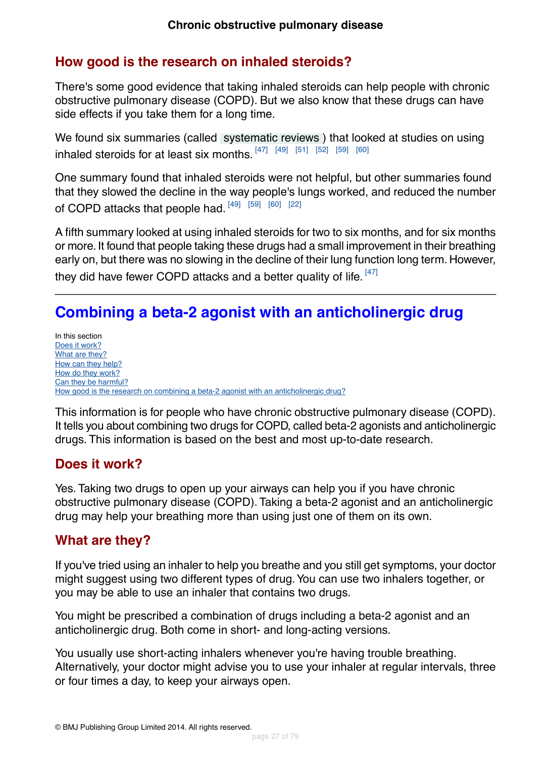## How good is the research on inhaled steroids?

There's some good evidence that taking inhaled steroids can help people with chronic obstructive pulmonary disease (COPD). But we also know that these drugs can have side effects if you take them for a long time.

We found six summaries (called systematic reviews ) that looked at studies on using inhaled steroids for at least six months. [47] [49] [51] [52] [59] [60]

One summary found that inhaled steroids were not helpful, but other summaries found that they slowed the decline in the way people's lungs worked, and reduced the number of COPD attacks that people had. [49] [59] [60] [22]

A fifth summary looked at using inhaled steroids for two to six months, and for six months or more. It found that people taking these drugs had a small improvement in their breathing early on, but there was no slowing in the decline of their lung function long term. However, they did have fewer COPD attacks and a better quality of life. [47]

---

# Combining a beta-2 agonist with an anticholinergic drug

In this section
Does it work?
What are they?
How can they help?
How do they work?
Can they be harmful?
How good is the research on combining a beta-2 agonist with an anticholinergic drug?

This information is for people who have chronic obstructive pulmonary disease (COPD). It tells you about combining two drugs for COPD, called beta-2 agonists and anticholinergic drugs. This information is based on the best and most up-to-date research.

## Does it work?

Yes. Taking two drugs to open up your airways can help you if you have chronic obstructive pulmonary disease (COPD). Taking a beta-2 agonist and an anticholinergic drug may help your breathing more than using just one of them on its own.

## What are they?

If you've tried using an inhaler to help you breathe and you still get symptoms, your doctor might suggest using two different types of drug. You can use two inhalers together, or you may be able to use an inhaler that contains two drugs.

You might be prescribed a combination of drugs including a beta-2 agonist and an anticholinergic drug. Both come in short- and long-acting versions.

You usually use short-acting inhalers whenever you're having trouble breathing. Alternatively, your doctor might advise you to use your inhaler at regular intervals, three or four times a day, to keep your airways open.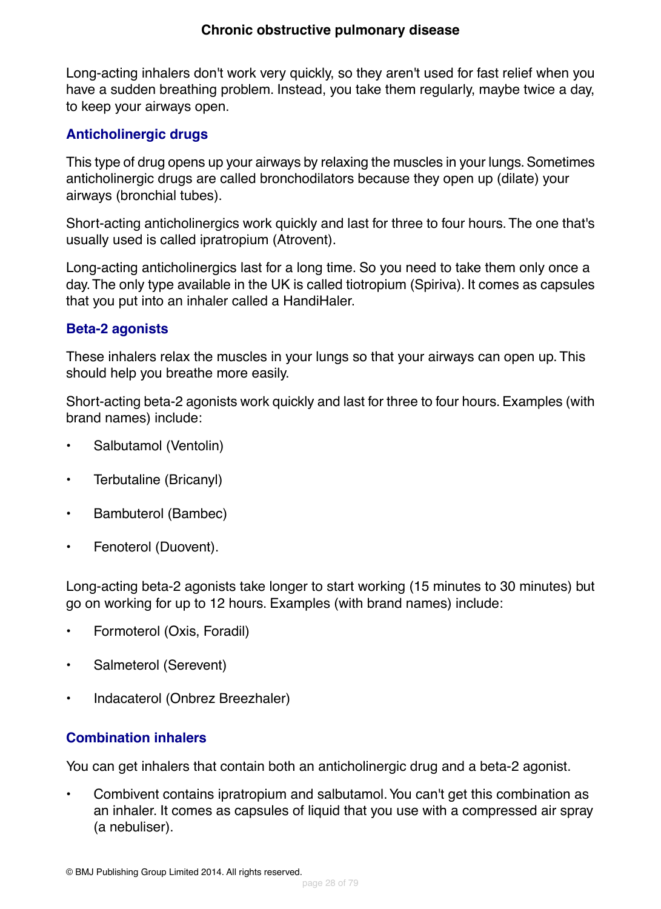Long-acting inhalers don't work very quickly, so they aren't used for fast relief when you have a sudden breathing problem. Instead, you take them regularly, maybe twice a day, to keep your airways open.

### Anticholinergic drugs

This type of drug opens up your airways by relaxing the muscles in your lungs. Sometimes anticholinergic drugs are called bronchodilators because they open up (dilate) your airways (bronchial tubes).

Short-acting anticholinergics work quickly and last for three to four hours. The one that's usually used is called ipratropium (Atrovent).

Long-acting anticholinergics last for a long time. So you need to take them only once a day. The only type available in the UK is called tiotropium (Spiriva). It comes as capsules that you put into an inhaler called a HandiHaler.

### Beta-2 agonists

These inhalers relax the muscles in your lungs so that your airways can open up. This should help you breathe more easily.

Short-acting beta-2 agonists work quickly and last for three to four hours. Examples (with brand names) include:

- Salbutamol (Ventolin)
- Terbutaline (Bricanyl)
- Bambuterol (Bambec)
- Fenoterol (Duovent).

Long-acting beta-2 agonists take longer to start working (15 minutes to 30 minutes) but go on working for up to 12 hours. Examples (with brand names) include:

- Formoterol (Oxis, Foradil)
- Salmeterol (Serevent)
- Indacaterol (Onbrez Breezhaler)

### Combination inhalers

You can get inhalers that contain both an anticholinergic drug and a beta-2 agonist.

- Combivent contains ipratropium and salbutamol. You can't get this combination as an inhaler. It comes as capsules of liquid that you use with a compressed air spray (a nebuliser).

© BMJ Publishing Group Limited 2014. All rights reserved.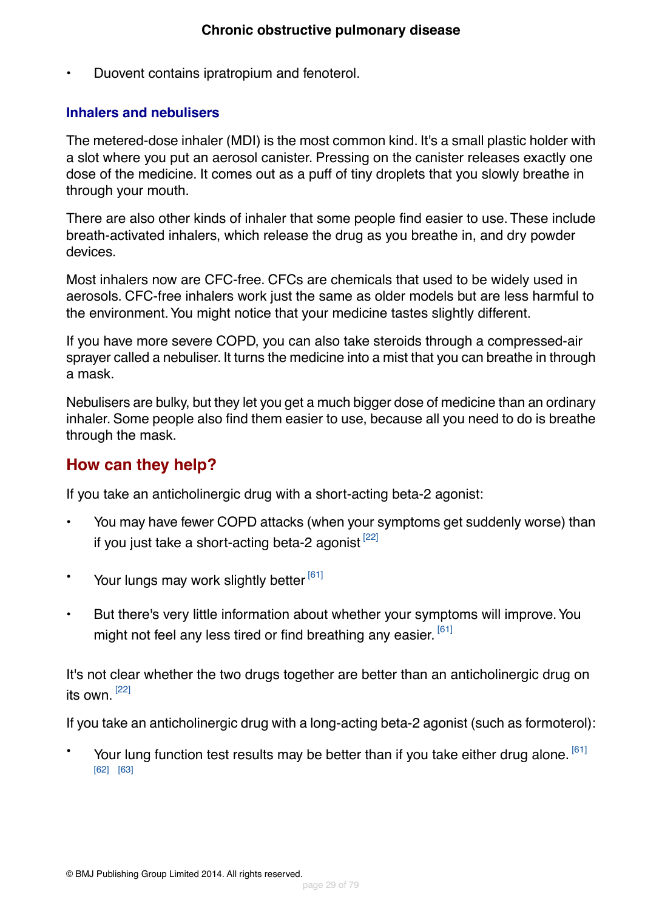- Duovent contains ipratropium and fenoterol.

### Inhalers and nebulisers

The metered-dose inhaler (MDI) is the most common kind. It's a small plastic holder with a slot where you put an aerosol canister. Pressing on the canister releases exactly one dose of the medicine. It comes out as a puff of tiny droplets that you slowly breathe in through your mouth.

There are also other kinds of inhaler that some people find easier to use. These include breath-activated inhalers, which release the drug as you breathe in, and dry powder devices.

Most inhalers now are CFC-free. CFCs are chemicals that used to be widely used in aerosols. CFC-free inhalers work just the same as older models but are less harmful to the environment. You might notice that your medicine tastes slightly different.

If you have more severe COPD, you can also take steroids through a compressed-air sprayer called a nebuliser. It turns the medicine into a mist that you can breathe in through a mask.

Nebulisers are bulky, but they let you get a much bigger dose of medicine than an ordinary inhaler. Some people also find them easier to use, because all you need to do is breathe through the mask.

## How can they help?

If you take an anticholinergic drug with a short-acting beta-2 agonist:

- You may have fewer COPD attacks (when your symptoms get suddenly worse) than if you just take a short-acting beta-2 agonist [22]
- Your lungs may work slightly better [61]
- But there's very little information about whether your symptoms will improve. You might not feel any less tired or find breathing any easier. [61]

It's not clear whether the two drugs together are better than an anticholinergic drug on its own. [22]

If you take an anticholinergic drug with a long-acting beta-2 agonist (such as formoterol):

- Your lung function test results may be better than if you take either drug alone. [61] [62] [63]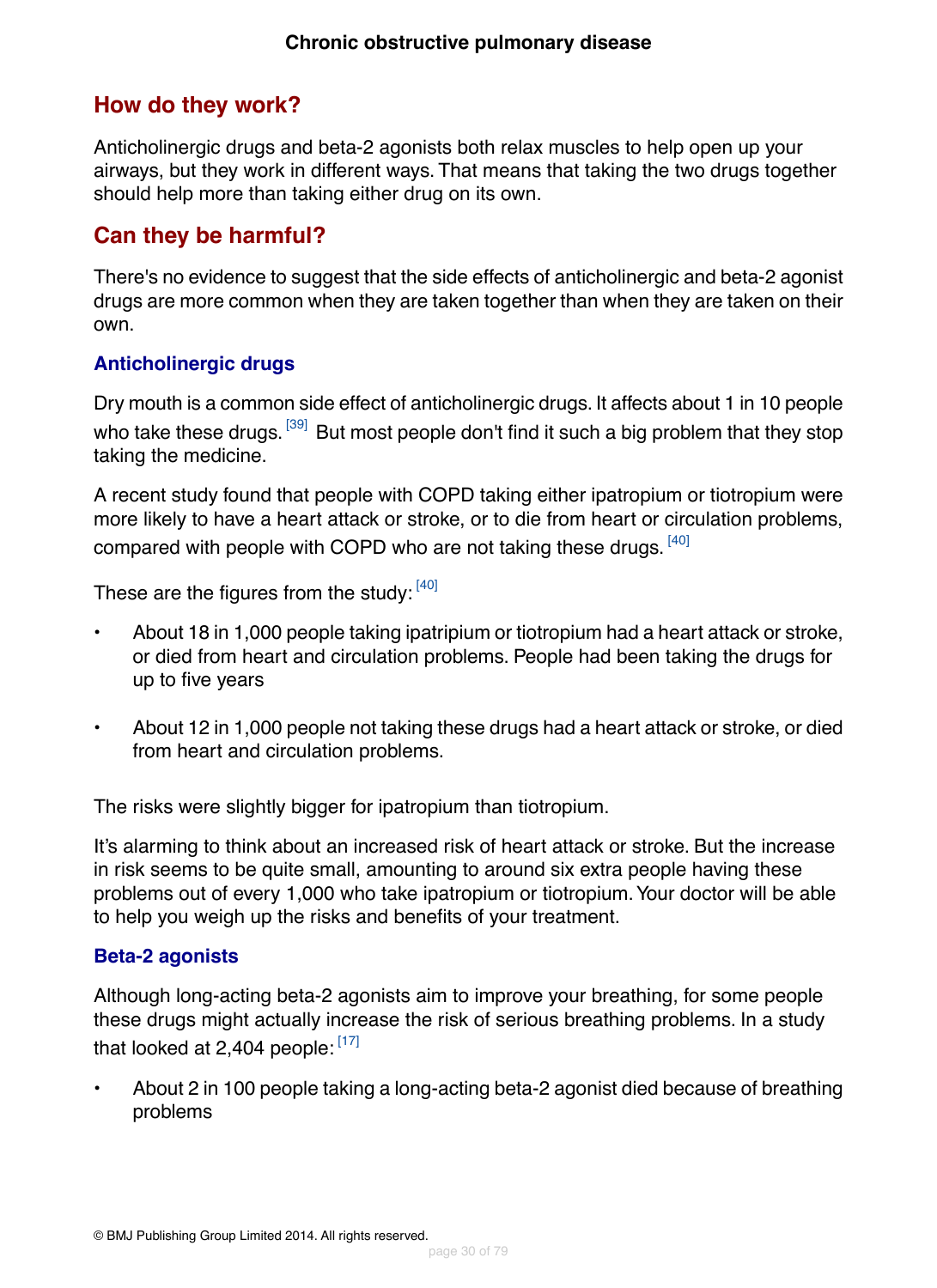## How do they work?

Anticholinergic drugs and beta-2 agonists both relax muscles to help open up your airways, but they work in different ways. That means that taking the two drugs together should help more than taking either drug on its own.

## Can they be harmful?

There's no evidence to suggest that the side effects of anticholinergic and beta-2 agonist drugs are more common when they are taken together than when they are taken on their own.

### Anticholinergic drugs

Dry mouth is a common side effect of anticholinergic drugs. It affects about 1 in 10 people who take these drugs. [39] But most people don't find it such a big problem that they stop taking the medicine.

A recent study found that people with COPD taking either ipatropium or tiotropium were more likely to have a heart attack or stroke, or to die from heart or circulation problems, compared with people with COPD who are not taking these drugs. [40]

These are the figures from the study: [40]

- About 18 in 1,000 people taking ipatripium or tiotropium had a heart attack or stroke, or died from heart and circulation problems. People had been taking the drugs for up to five years
- About 12 in 1,000 people not taking these drugs had a heart attack or stroke, or died from heart and circulation problems.

The risks were slightly bigger for ipatropium than tiotropium.

It's alarming to think about an increased risk of heart attack or stroke. But the increase in risk seems to be quite small, amounting to around six extra people having these problems out of every 1,000 who take ipatropium or tiotropium. Your doctor will be able to help you weigh up the risks and benefits of your treatment.

### Beta-2 agonists

Although long-acting beta-2 agonists aim to improve your breathing, for some people these drugs might actually increase the risk of serious breathing problems. In a study that looked at 2,404 people: [17]

- About 2 in 100 people taking a long-acting beta-2 agonist died because of breathing problems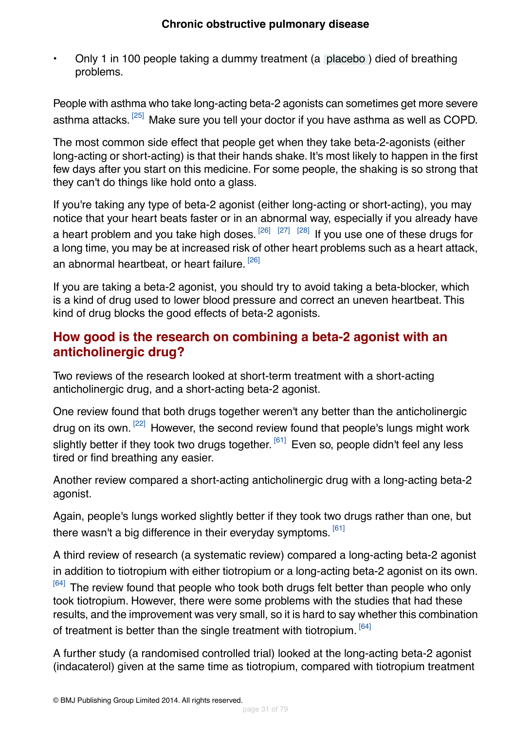- Only 1 in 100 people taking a dummy treatment (a placebo ) died of breathing problems.

People with asthma who take long-acting beta-2 agonists can sometimes get more severe asthma attacks. [25] Make sure you tell your doctor if you have asthma as well as COPD.

The most common side effect that people get when they take beta-2-agonists (either long-acting or short-acting) is that their hands shake. It's most likely to happen in the first few days after you start on this medicine. For some people, the shaking is so strong that they can't do things like hold onto a glass.

If you're taking any type of beta-2 agonist (either long-acting or short-acting), you may notice that your heart beats faster or in an abnormal way, especially if you already have a heart problem and you take high doses. [26] [27] [28] If you use one of these drugs for a long time, you may be at increased risk of other heart problems such as a heart attack, an abnormal heartbeat, or heart failure. [26]

If you are taking a beta-2 agonist, you should try to avoid taking a beta-blocker, which is a kind of drug used to lower blood pressure and correct an uneven heartbeat. This kind of drug blocks the good effects of beta-2 agonists.

## How good is the research on combining a beta-2 agonist with an anticholinergic drug?

Two reviews of the research looked at short-term treatment with a short-acting anticholinergic drug, and a short-acting beta-2 agonist.

One review found that both drugs together weren't any better than the anticholinergic drug on its own. [22] However, the second review found that people's lungs might work slightly better if they took two drugs together. [61] Even so, people didn't feel any less tired or find breathing any easier.

Another review compared a short-acting anticholinergic drug with a long-acting beta-2 agonist.

Again, people's lungs worked slightly better if they took two drugs rather than one, but there wasn't a big difference in their everyday symptoms. [61]

A third review of research (a systematic review) compared a long-acting beta-2 agonist in addition to tiotropium with either tiotropium or a long-acting beta-2 agonist on its own. [64] The review found that people who took both drugs felt better than people who only took tiotropium. However, there were some problems with the studies that had these results, and the improvement was very small, so it is hard to say whether this combination of treatment is better than the single treatment with tiotropium. [64]

A further study (a randomised controlled trial) looked at the long-acting beta-2 agonist (indacaterol) given at the same time as tiotropium, compared with tiotropium treatment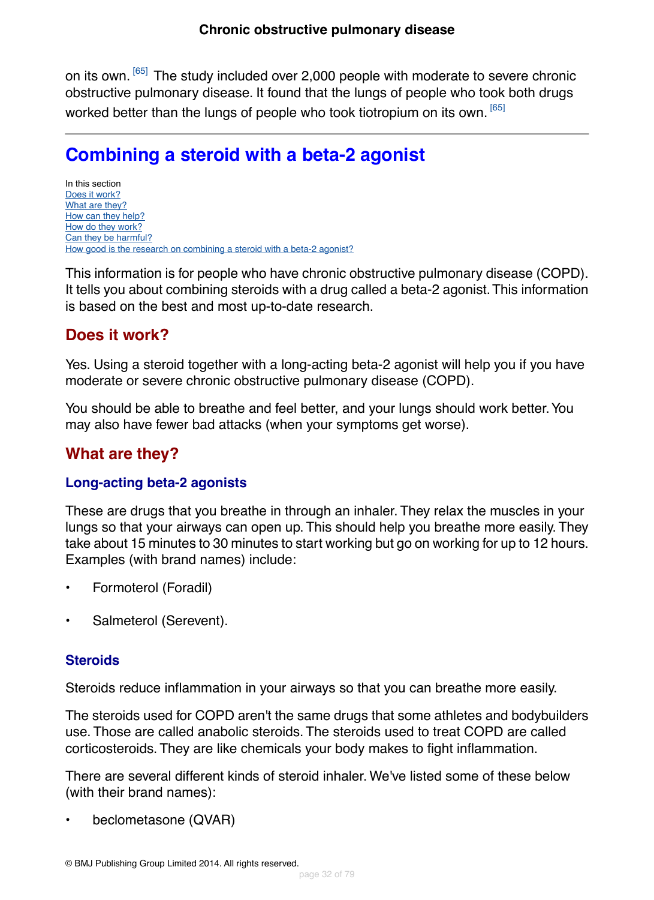on its own.[65] The study included over 2,000 people with moderate to severe chronic obstructive pulmonary disease. It found that the lungs of people who took both drugs worked better than the lungs of people who took tiotropium on its own.[65]

---

## Combining a steroid with a beta-2 agonist

In this section
Does it work?
What are they?
How can they help?
How do they work?
Can they be harmful?
How good is the research on combining a steroid with a beta-2 agonist?

This information is for people who have chronic obstructive pulmonary disease (COPD). It tells you about combining steroids with a drug called a beta-2 agonist. This information is based on the best and most up-to-date research.

### Does it work?

Yes. Using a steroid together with a long-acting beta-2 agonist will help you if you have moderate or severe chronic obstructive pulmonary disease (COPD).

You should be able to breathe and feel better, and your lungs should work better. You may also have fewer bad attacks (when your symptoms get worse).

### What are they?

#### Long-acting beta-2 agonists

These are drugs that you breathe in through an inhaler. They relax the muscles in your lungs so that your airways can open up. This should help you breathe more easily. They take about 15 minutes to 30 minutes to start working but go on working for up to 12 hours. Examples (with brand names) include:

- Formoterol (Foradil)
- Salmeterol (Serevent).

#### Steroids

Steroids reduce inflammation in your airways so that you can breathe more easily.

The steroids used for COPD aren't the same drugs that some athletes and bodybuilders use. Those are called anabolic steroids. The steroids used to treat COPD are called corticosteroids. They are like chemicals your body makes to fight inflammation.

There are several different kinds of steroid inhaler. We've listed some of these below (with their brand names):

- beclometasone (QVAR)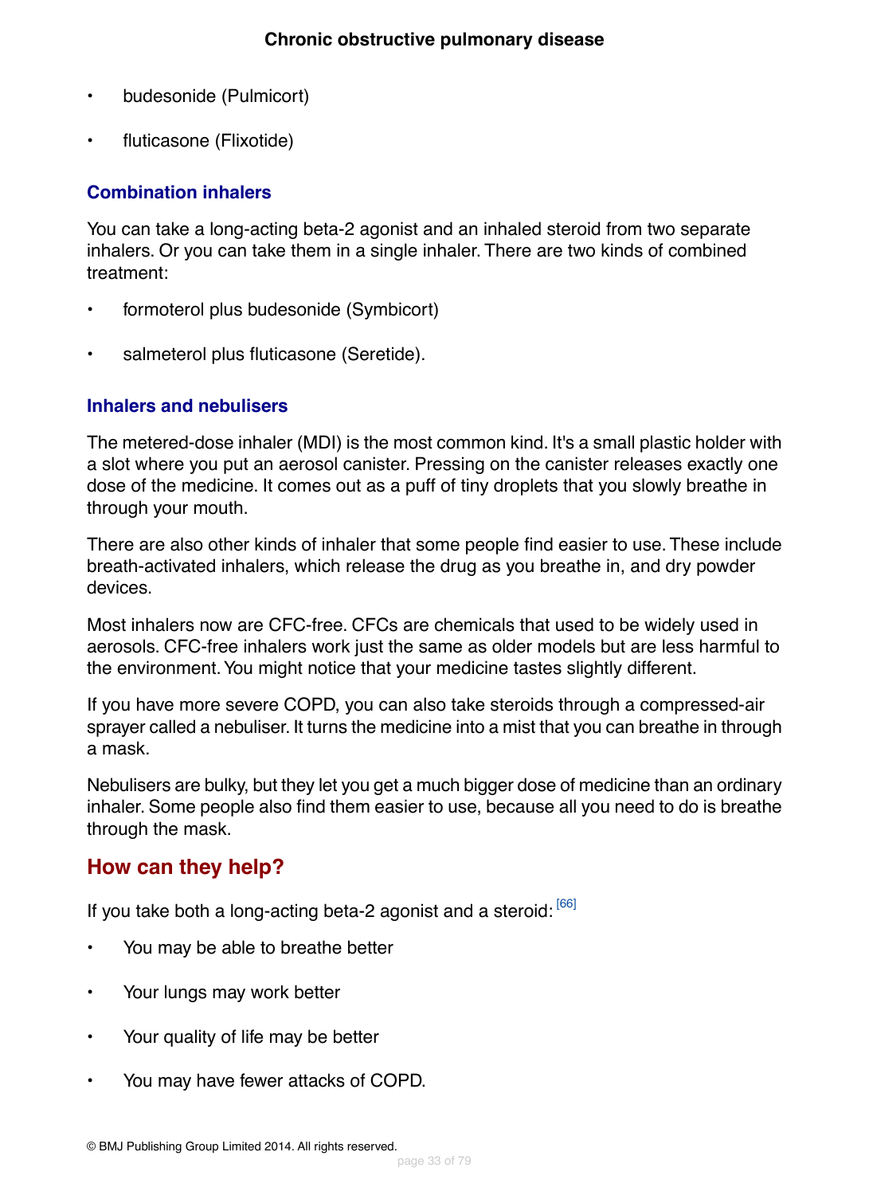- budesonide (Pulmicort)
- fluticasone (Flixotide)

### Combination inhalers

You can take a long-acting beta-2 agonist and an inhaled steroid from two separate inhalers. Or you can take them in a single inhaler. There are two kinds of combined treatment:

- formoterol plus budesonide (Symbicort)
- salmeterol plus fluticasone (Seretide).

### Inhalers and nebulisers

The metered-dose inhaler (MDI) is the most common kind. It's a small plastic holder with a slot where you put an aerosol canister. Pressing on the canister releases exactly one dose of the medicine. It comes out as a puff of tiny droplets that you slowly breathe in through your mouth.

There are also other kinds of inhaler that some people find easier to use. These include breath-activated inhalers, which release the drug as you breathe in, and dry powder devices.

Most inhalers now are CFC-free. CFCs are chemicals that used to be widely used in aerosols. CFC-free inhalers work just the same as older models but are less harmful to the environment. You might notice that your medicine tastes slightly different.

If you have more severe COPD, you can also take steroids through a compressed-air sprayer called a nebuliser. It turns the medicine into a mist that you can breathe in through a mask.

Nebulisers are bulky, but they let you get a much bigger dose of medicine than an ordinary inhaler. Some people also find them easier to use, because all you need to do is breathe through the mask.

## How can they help?

If you take both a long-acting beta-2 agonist and a steroid: [66]

- You may be able to breathe better
- Your lungs may work better
- Your quality of life may be better
- You may have fewer attacks of COPD.

© BMJ Publishing Group Limited 2014. All rights reserved.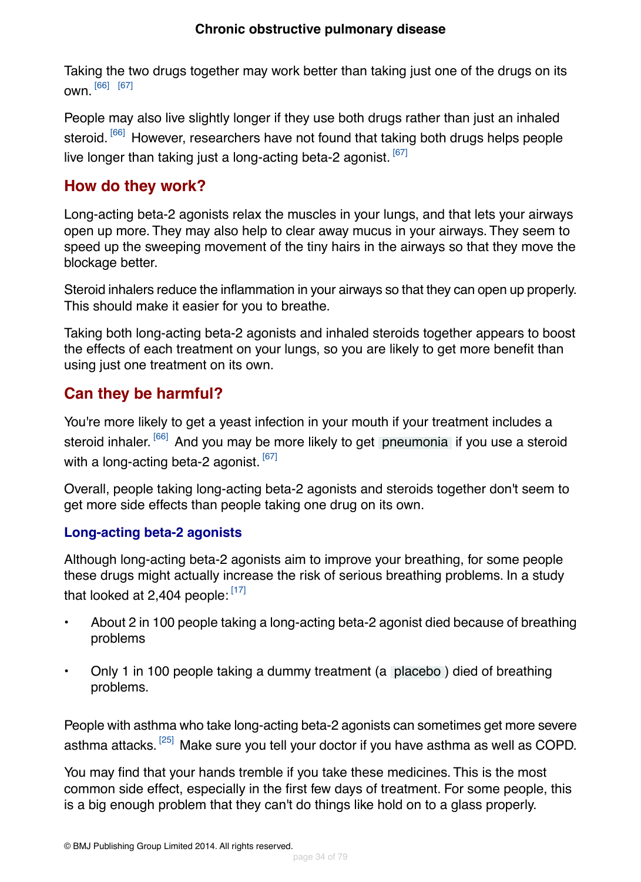Taking the two drugs together may work better than taking just one of the drugs on its own.[66] [67]

People may also live slightly longer if they use both drugs rather than just an inhaled steroid.[66] However, researchers have not found that taking both drugs helps people live longer than taking just a long-acting beta-2 agonist.[67]

## How do they work?

Long-acting beta-2 agonists relax the muscles in your lungs, and that lets your airways open up more. They may also help to clear away mucus in your airways. They seem to speed up the sweeping movement of the tiny hairs in the airways so that they move the blockage better.

Steroid inhalers reduce the inflammation in your airways so that they can open up properly. This should make it easier for you to breathe.

Taking both long-acting beta-2 agonists and inhaled steroids together appears to boost the effects of each treatment on your lungs, so you are likely to get more benefit than using just one treatment on its own.

## Can they be harmful?

You're more likely to get a yeast infection in your mouth if your treatment includes a steroid inhaler.[66] And you may be more likely to get pneumonia if you use a steroid with a long-acting beta-2 agonist.[67]

Overall, people taking long-acting beta-2 agonists and steroids together don't seem to get more side effects than people taking one drug on its own.

### Long-acting beta-2 agonists

Although long-acting beta-2 agonists aim to improve your breathing, for some people these drugs might actually increase the risk of serious breathing problems. In a study that looked at 2,404 people:[17]

- About 2 in 100 people taking a long-acting beta-2 agonist died because of breathing problems
- Only 1 in 100 people taking a dummy treatment (a placebo) died of breathing problems.

People with asthma who take long-acting beta-2 agonists can sometimes get more severe asthma attacks.[25] Make sure you tell your doctor if you have asthma as well as COPD.

You may find that your hands tremble if you take these medicines. This is the most common side effect, especially in the first few days of treatment. For some people, this is a big enough problem that they can't do things like hold on to a glass properly.

© BMJ Publishing Group Limited 2014. All rights reserved.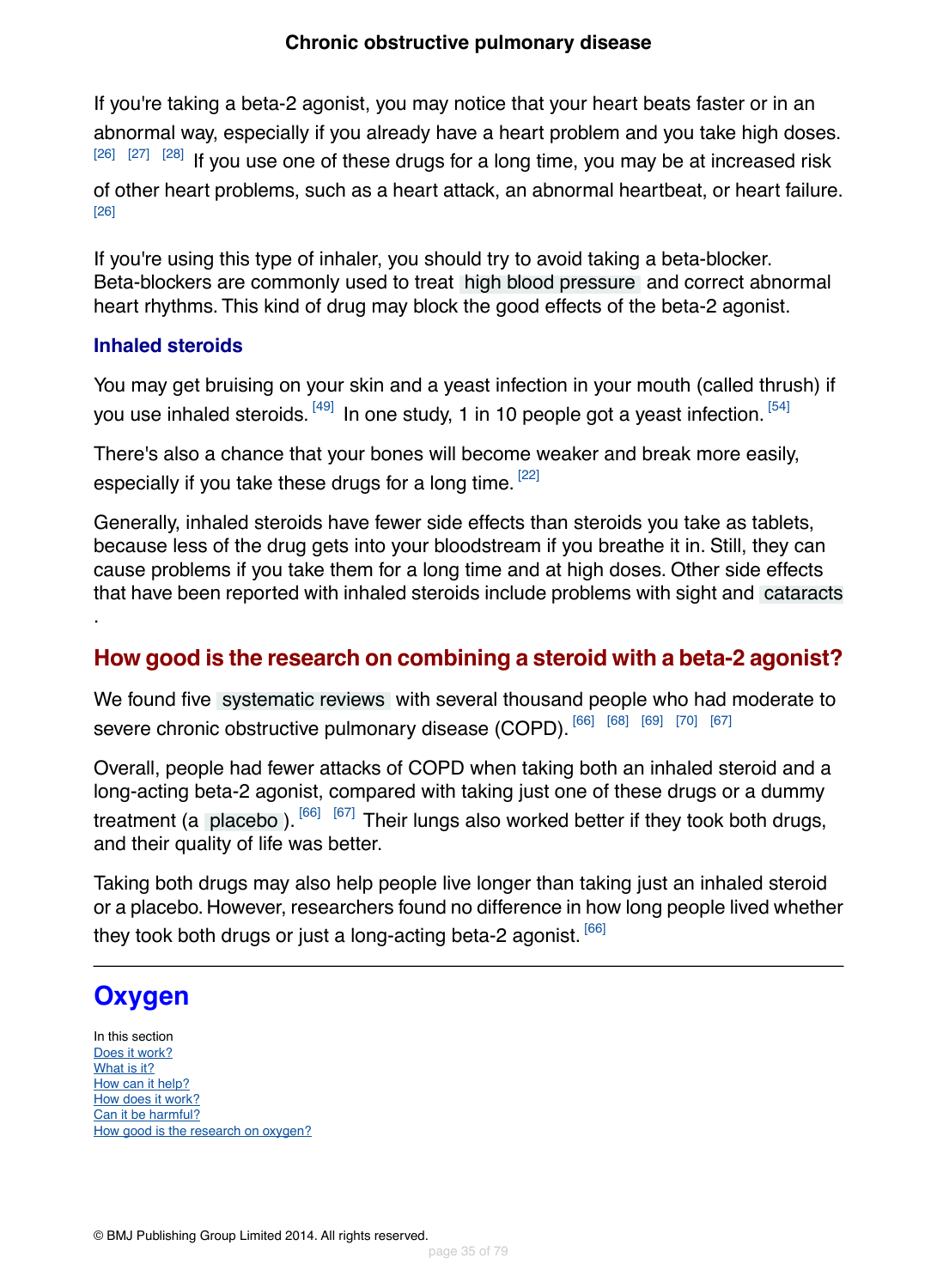If you're taking a beta-2 agonist, you may notice that your heart beats faster or in an abnormal way, especially if you already have a heart problem and you take high doses. [26] [27] [28] If you use one of these drugs for a long time, you may be at increased risk of other heart problems, such as a heart attack, an abnormal heartbeat, or heart failure. [26]

If you're using this type of inhaler, you should try to avoid taking a beta-blocker. Beta-blockers are commonly used to treat high blood pressure and correct abnormal heart rhythms. This kind of drug may block the good effects of the beta-2 agonist.

### Inhaled steroids

You may get bruising on your skin and a yeast infection in your mouth (called thrush) if you use inhaled steroids. [49] In one study, 1 in 10 people got a yeast infection. [54]

There's also a chance that your bones will become weaker and break more easily, especially if you take these drugs for a long time. [22]

Generally, inhaled steroids have fewer side effects than steroids you take as tablets, because less of the drug gets into your bloodstream if you breathe it in. Still, they can cause problems if you take them for a long time and at high doses. Other side effects that have been reported with inhaled steroids include problems with sight and cataracts .

## How good is the research on combining a steroid with a beta-2 agonist?

We found five systematic reviews with several thousand people who had moderate to severe chronic obstructive pulmonary disease (COPD). [66] [68] [69] [70] [67]

Overall, people had fewer attacks of COPD when taking both an inhaled steroid and a long-acting beta-2 agonist, compared with taking just one of these drugs or a dummy treatment (a placebo ). [66] [67] Their lungs also worked better if they took both drugs, and their quality of life was better.

Taking both drugs may also help people live longer than taking just an inhaled steroid or a placebo. However, researchers found no difference in how long people lived whether they took both drugs or just a long-acting beta-2 agonist. [66]

---

# Oxygen

In this section
- Does it work?
- What is it?
- How can it help?
- How does it work?
- Can it be harmful?
- How good is the research on oxygen?

© BMJ Publishing Group Limited 2014. All rights reserved.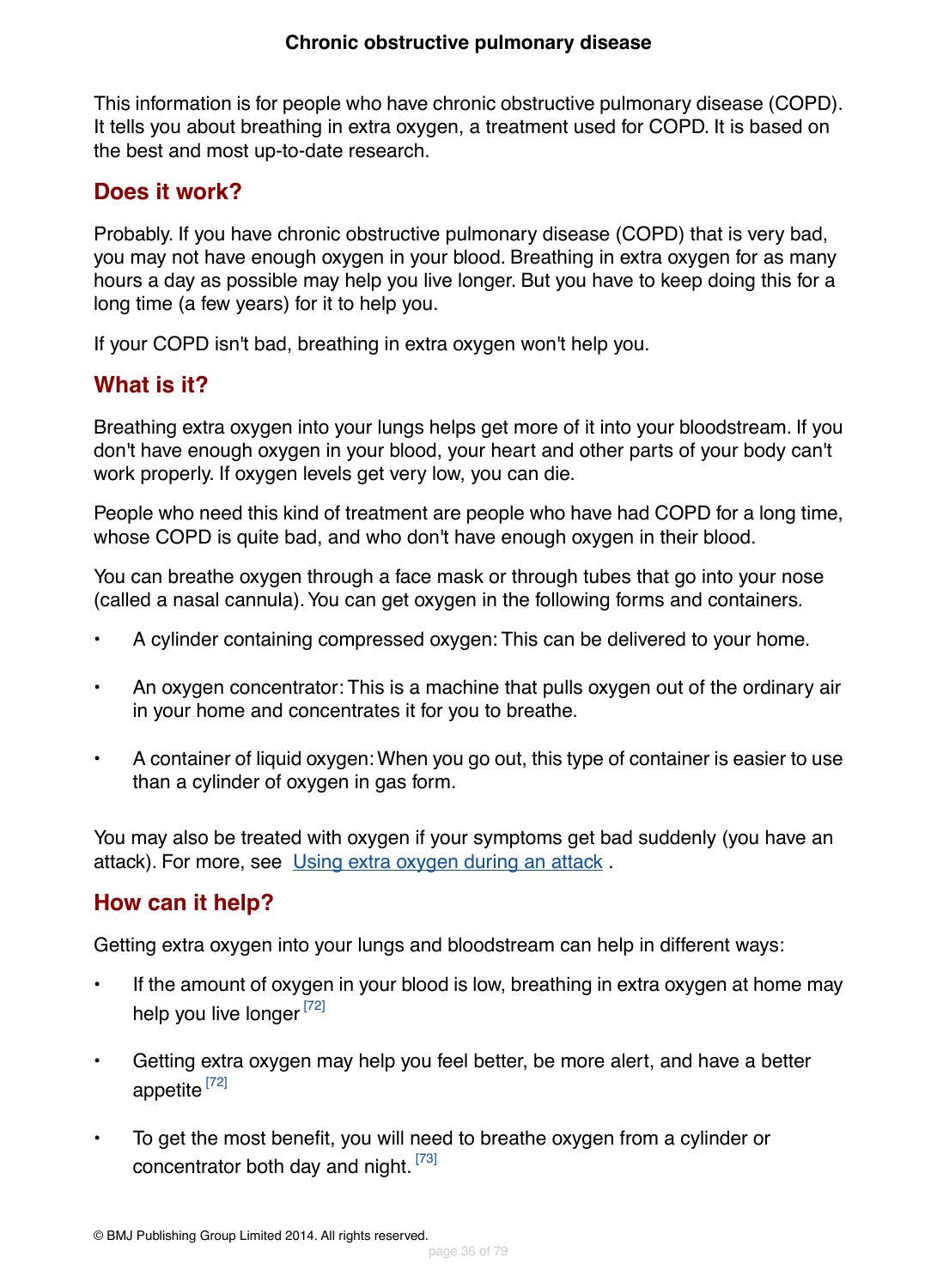This information is for people who have chronic obstructive pulmonary disease (COPD). It tells you about breathing in extra oxygen, a treatment used for COPD. It is based on the best and most up-to-date research.

## Does it work?

Probably. If you have chronic obstructive pulmonary disease (COPD) that is very bad, you may not have enough oxygen in your blood. Breathing in extra oxygen for as many hours a day as possible may help you live longer. But you have to keep doing this for a long time (a few years) for it to help you.

If your COPD isn't bad, breathing in extra oxygen won't help you.

## What is it?

Breathing extra oxygen into your lungs helps get more of it into your bloodstream. If you don't have enough oxygen in your blood, your heart and other parts of your body can't work properly. If oxygen levels get very low, you can die.

People who need this kind of treatment are people who have had COPD for a long time, whose COPD is quite bad, and who don't have enough oxygen in their blood.

You can breathe oxygen through a face mask or through tubes that go into your nose (called a nasal cannula). You can get oxygen in the following forms and containers.

- A cylinder containing compressed oxygen: This can be delivered to your home.
- An oxygen concentrator: This is a machine that pulls oxygen out of the ordinary air in your home and concentrates it for you to breathe.
- A container of liquid oxygen: When you go out, this type of container is easier to use than a cylinder of oxygen in gas form.

You may also be treated with oxygen if your symptoms get bad suddenly (you have an attack). For more, see Using extra oxygen during an attack .

## How can it help?

Getting extra oxygen into your lungs and bloodstream can help in different ways:

- If the amount of oxygen in your blood is low, breathing in extra oxygen at home may help you live longer [72]
- Getting extra oxygen may help you feel better, be more alert, and have a better appetite [72]
- To get the most benefit, you will need to breathe oxygen from a cylinder or concentrator both day and night. [73]

© BMJ Publishing Group Limited 2014. All rights reserved.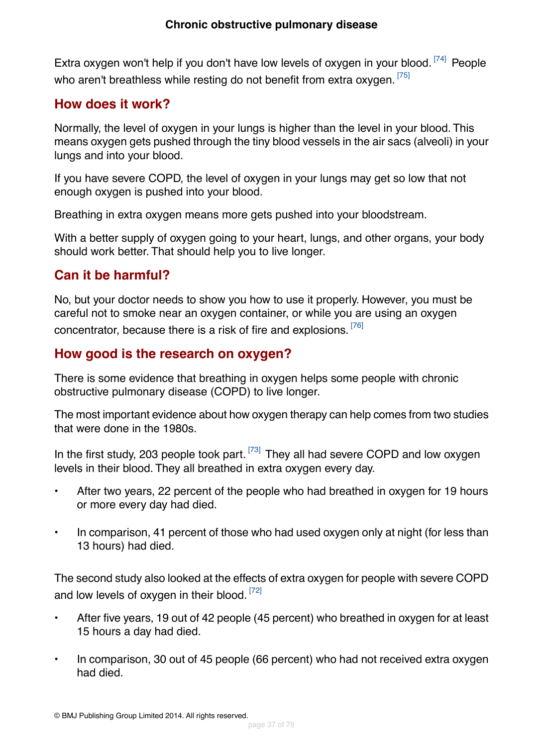Extra oxygen won't help if you don't have low levels of oxygen in your blood.[74] People who aren't breathless while resting do not benefit from extra oxygen.[75]

## How does it work?

Normally, the level of oxygen in your lungs is higher than the level in your blood. This means oxygen gets pushed through the tiny blood vessels in the air sacs (alveoli) in your lungs and into your blood.

If you have severe COPD, the level of oxygen in your lungs may get so low that not enough oxygen is pushed into your blood.

Breathing in extra oxygen means more gets pushed into your bloodstream.

With a better supply of oxygen going to your heart, lungs, and other organs, your body should work better. That should help you to live longer.

## Can it be harmful?

No, but your doctor needs to show you how to use it properly. However, you must be careful not to smoke near an oxygen container, or while you are using an oxygen concentrator, because there is a risk of fire and explosions.[76]

## How good is the research on oxygen?

There is some evidence that breathing in oxygen helps some people with chronic obstructive pulmonary disease (COPD) to live longer.

The most important evidence about how oxygen therapy can help comes from two studies that were done in the 1980s.

In the first study, 203 people took part.[73] They all had severe COPD and low oxygen levels in their blood. They all breathed in extra oxygen every day.

- After two years, 22 percent of the people who had breathed in oxygen for 19 hours or more every day had died.
- In comparison, 41 percent of those who had used oxygen only at night (for less than 13 hours) had died.

The second study also looked at the effects of extra oxygen for people with severe COPD and low levels of oxygen in their blood.[72]

- After five years, 19 out of 42 people (45 percent) who breathed in oxygen for at least 15 hours a day had died.
- In comparison, 30 out of 45 people (66 percent) who had not received extra oxygen had died.

© BMJ Publishing Group Limited 2014. All rights reserved.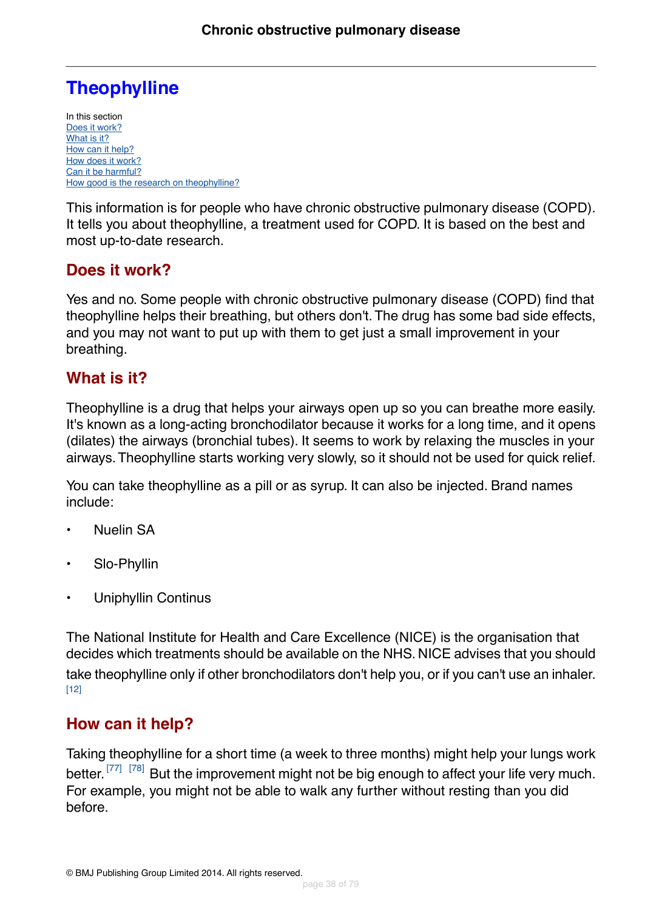# Theophylline

In this section
[Does it work?]
[What is it?]
[How can it help?]
[How does it work?]
[Can it be harmful?]
[How good is the research on theophylline?]

This information is for people who have chronic obstructive pulmonary disease (COPD). It tells you about theophylline, a treatment used for COPD. It is based on the best and most up-to-date research.

## Does it work?

Yes and no. Some people with chronic obstructive pulmonary disease (COPD) find that theophylline helps their breathing, but others don't. The drug has some bad side effects, and you may not want to put up with them to get just a small improvement in your breathing.

## What is it?

Theophylline is a drug that helps your airways open up so you can breathe more easily. It's known as a long-acting bronchodilator because it works for a long time, and it opens (dilates) the airways (bronchial tubes). It seems to work by relaxing the muscles in your airways. Theophylline starts working very slowly, so it should not be used for quick relief.

You can take theophylline as a pill or as syrup. It can also be injected. Brand names include:

- Nuelin SA
- Slo-Phyllin
- Uniphyllin Continus

The National Institute for Health and Care Excellence (NICE) is the organisation that decides which treatments should be available on the NHS. NICE advises that you should take theophylline only if other bronchodilators don't help you, or if you can't use an inhaler. [12]

## How can it help?

Taking theophylline for a short time (a week to three months) might help your lungs work better. [77] [78] But the improvement might not be big enough to affect your life very much. For example, you might not be able to walk any further without resting than you did before.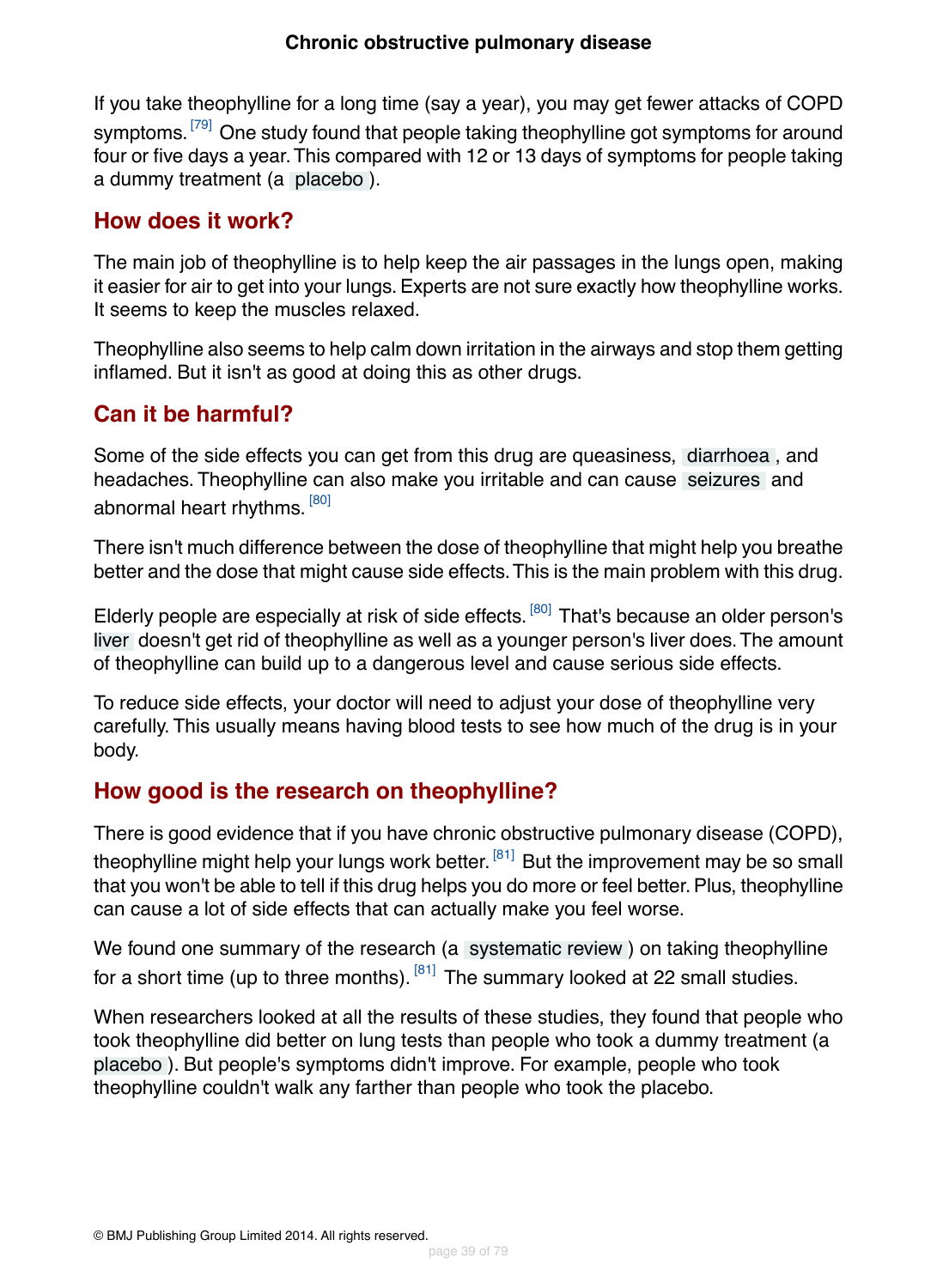If you take theophylline for a long time (say a year), you may get fewer attacks of COPD symptoms.[79] One study found that people taking theophylline got symptoms for around four or five days a year. This compared with 12 or 13 days of symptoms for people taking a dummy treatment (a placebo).

## How does it work?

The main job of theophylline is to help keep the air passages in the lungs open, making it easier for air to get into your lungs. Experts are not sure exactly how theophylline works. It seems to keep the muscles relaxed.

Theophylline also seems to help calm down irritation in the airways and stop them getting inflamed. But it isn't as good at doing this as other drugs.

## Can it be harmful?

Some of the side effects you can get from this drug are queasiness, diarrhoea, and headaches. Theophylline can also make you irritable and can cause seizures and abnormal heart rhythms.[80]

There isn't much difference between the dose of theophylline that might help you breathe better and the dose that might cause side effects. This is the main problem with this drug.

Elderly people are especially at risk of side effects.[80] That's because an older person's liver doesn't get rid of theophylline as well as a younger person's liver does. The amount of theophylline can build up to a dangerous level and cause serious side effects.

To reduce side effects, your doctor will need to adjust your dose of theophylline very carefully. This usually means having blood tests to see how much of the drug is in your body.

## How good is the research on theophylline?

There is good evidence that if you have chronic obstructive pulmonary disease (COPD), theophylline might help your lungs work better.[81] But the improvement may be so small that you won't be able to tell if this drug helps you do more or feel better. Plus, theophylline can cause a lot of side effects that can actually make you feel worse.

We found one summary of the research (a systematic review) on taking theophylline for a short time (up to three months).[81] The summary looked at 22 small studies.

When researchers looked at all the results of these studies, they found that people who took theophylline did better on lung tests than people who took a dummy treatment (a placebo). But people's symptoms didn't improve. For example, people who took theophylline couldn't walk any farther than people who took the placebo.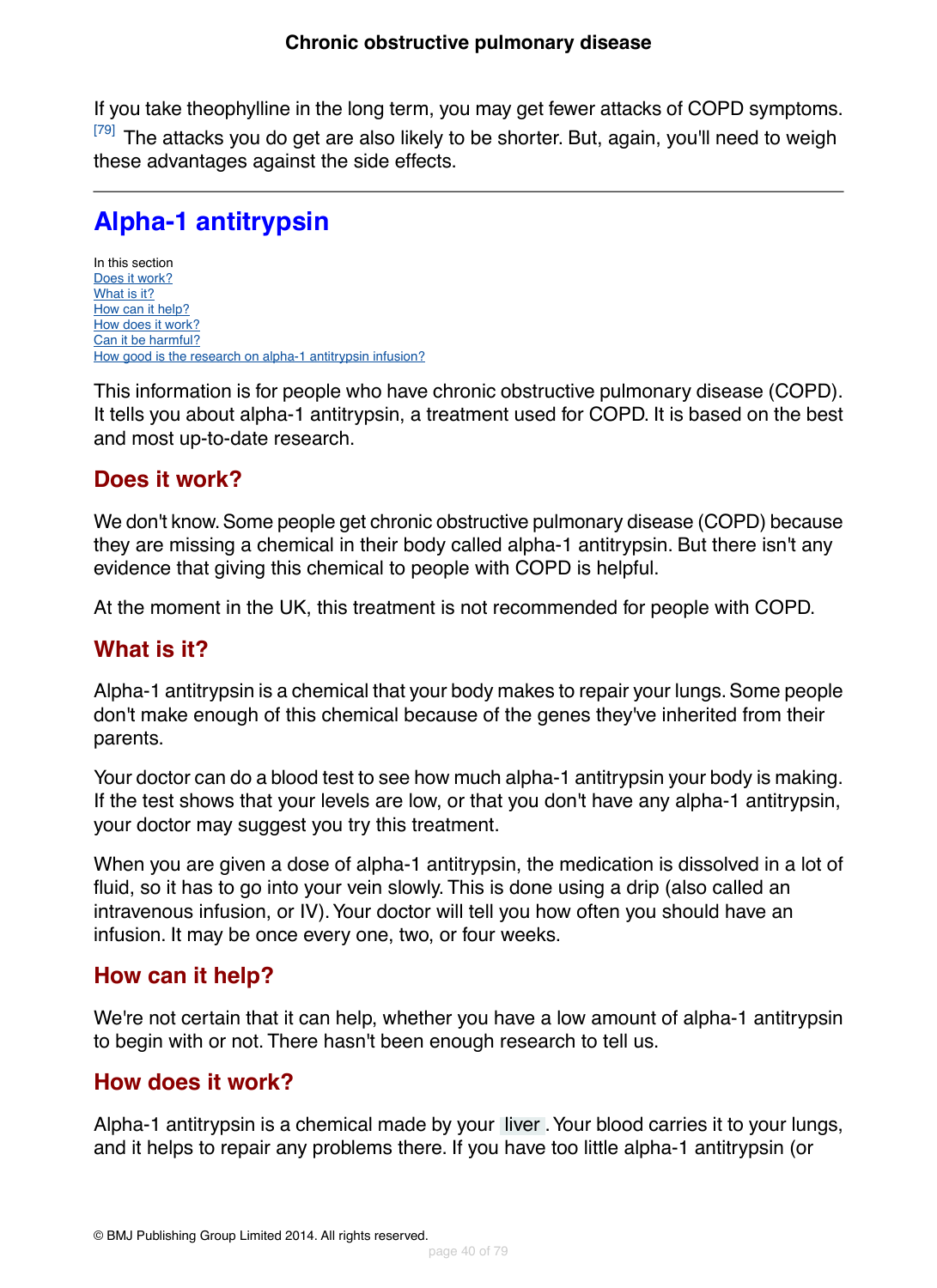If you take theophylline in the long term, you may get fewer attacks of COPD symptoms.[79] The attacks you do get are also likely to be shorter. But, again, you'll need to weigh these advantages against the side effects.

---

# Alpha-1 antitrypsin

In this section
Does it work?
What is it?
How can it help?
How does it work?
Can it be harmful?
How good is the research on alpha-1 antitrypsin infusion?

This information is for people who have chronic obstructive pulmonary disease (COPD). It tells you about alpha-1 antitrypsin, a treatment used for COPD. It is based on the best and most up-to-date research.

## Does it work?

We don't know. Some people get chronic obstructive pulmonary disease (COPD) because they are missing a chemical in their body called alpha-1 antitrypsin. But there isn't any evidence that giving this chemical to people with COPD is helpful.

At the moment in the UK, this treatment is not recommended for people with COPD.

## What is it?

Alpha-1 antitrypsin is a chemical that your body makes to repair your lungs. Some people don't make enough of this chemical because of the genes they've inherited from their parents.

Your doctor can do a blood test to see how much alpha-1 antitrypsin your body is making. If the test shows that your levels are low, or that you don't have any alpha-1 antitrypsin, your doctor may suggest you try this treatment.

When you are given a dose of alpha-1 antitrypsin, the medication is dissolved in a lot of fluid, so it has to go into your vein slowly. This is done using a drip (also called an intravenous infusion, or IV). Your doctor will tell you how often you should have an infusion. It may be once every one, two, or four weeks.

## How can it help?

We're not certain that it can help, whether you have a low amount of alpha-1 antitrypsin to begin with or not. There hasn't been enough research to tell us.

## How does it work?

Alpha-1 antitrypsin is a chemical made by your liver. Your blood carries it to your lungs, and it helps to repair any problems there. If you have too little alpha-1 antitrypsin (or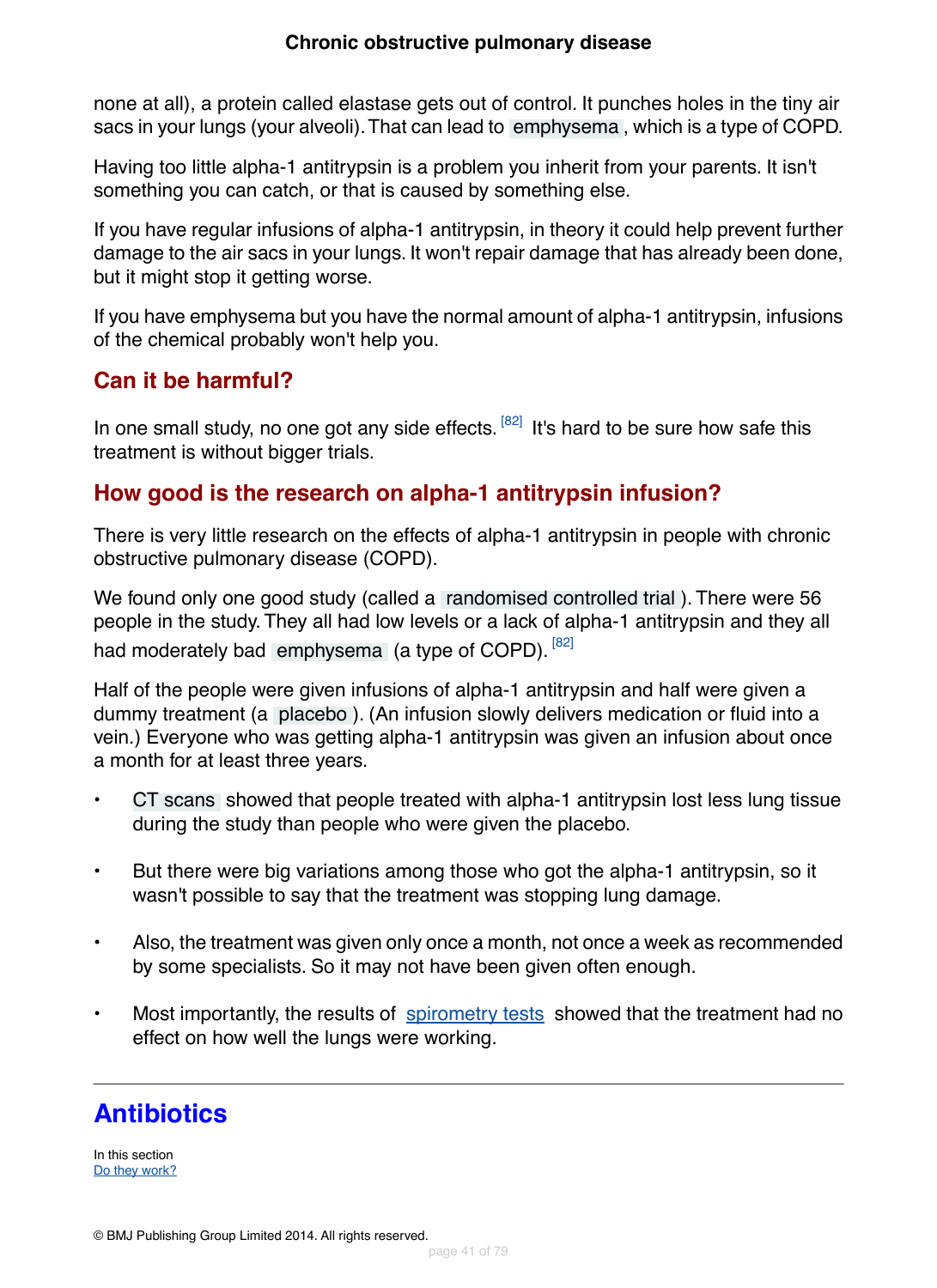none at all), a protein called elastase gets out of control. It punches holes in the tiny air sacs in your lungs (your alveoli). That can lead to emphysema, which is a type of COPD.

Having too little alpha-1 antitrypsin is a problem you inherit from your parents. It isn't something you can catch, or that is caused by something else.

If you have regular infusions of alpha-1 antitrypsin, in theory it could help prevent further damage to the air sacs in your lungs. It won't repair damage that has already been done, but it might stop it getting worse.

If you have emphysema but you have the normal amount of alpha-1 antitrypsin, infusions of the chemical probably won't help you.

## Can it be harmful?

In one small study, no one got any side effects.[82] It's hard to be sure how safe this treatment is without bigger trials.

## How good is the research on alpha-1 antitrypsin infusion?

There is very little research on the effects of alpha-1 antitrypsin in people with chronic obstructive pulmonary disease (COPD).

We found only one good study (called a randomised controlled trial). There were 56 people in the study. They all had low levels or a lack of alpha-1 antitrypsin and they all had moderately bad emphysema (a type of COPD).[82]

Half of the people were given infusions of alpha-1 antitrypsin and half were given a dummy treatment (a placebo). (An infusion slowly delivers medication or fluid into a vein.) Everyone who was getting alpha-1 antitrypsin was given an infusion about once a month for at least three years.

- CT scans showed that people treated with alpha-1 antitrypsin lost less lung tissue during the study than people who were given the placebo.
- But there were big variations among those who got the alpha-1 antitrypsin, so it wasn't possible to say that the treatment was stopping lung damage.
- Also, the treatment was given only once a month, not once a week as recommended by some specialists. So it may not have been given often enough.
- Most importantly, the results of spirometry tests showed that the treatment had no effect on how well the lungs were working.

---

# Antibiotics

In this section
Do they work?

© BMJ Publishing Group Limited 2014. All rights reserved.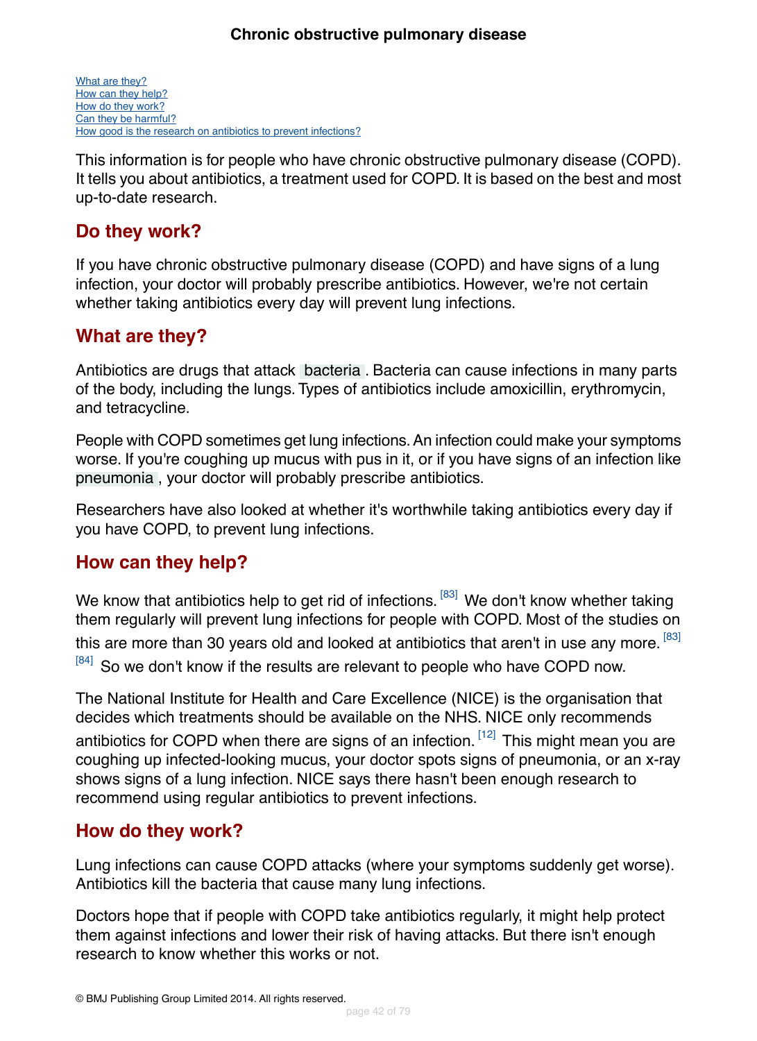[What are they?](#)
[How can they help?](#)
[How do they work?](#)
[Can they be harmful?](#)
[How good is the research on antibiotics to prevent infections?](#)

This information is for people who have chronic obstructive pulmonary disease (COPD). It tells you about antibiotics, a treatment used for COPD. It is based on the best and most up-to-date research.

## Do they work?

If you have chronic obstructive pulmonary disease (COPD) and have signs of a lung infection, your doctor will probably prescribe antibiotics. However, we're not certain whether taking antibiotics every day will prevent lung infections.

## What are they?

Antibiotics are drugs that attack bacteria. Bacteria can cause infections in many parts of the body, including the lungs. Types of antibiotics include amoxicillin, erythromycin, and tetracycline.

People with COPD sometimes get lung infections. An infection could make your symptoms worse. If you're coughing up mucus with pus in it, or if you have signs of an infection like pneumonia, your doctor will probably prescribe antibiotics.

Researchers have also looked at whether it's worthwhile taking antibiotics every day if you have COPD, to prevent lung infections.

## How can they help?

We know that antibiotics help to get rid of infections.[83] We don't know whether taking them regularly will prevent lung infections for people with COPD. Most of the studies on this are more than 30 years old and looked at antibiotics that aren't in use any more.[83] [84] So we don't know if the results are relevant to people who have COPD now.

The National Institute for Health and Care Excellence (NICE) is the organisation that decides which treatments should be available on the NHS. NICE only recommends antibiotics for COPD when there are signs of an infection.[12] This might mean you are coughing up infected-looking mucus, your doctor spots signs of pneumonia, or an x-ray shows signs of a lung infection. NICE says there hasn't been enough research to recommend using regular antibiotics to prevent infections.

## How do they work?

Lung infections can cause COPD attacks (where your symptoms suddenly get worse). Antibiotics kill the bacteria that cause many lung infections.

Doctors hope that if people with COPD take antibiotics regularly, it might help protect them against infections and lower their risk of having attacks. But there isn't enough research to know whether this works or not.

© BMJ Publishing Group Limited 2014. All rights reserved.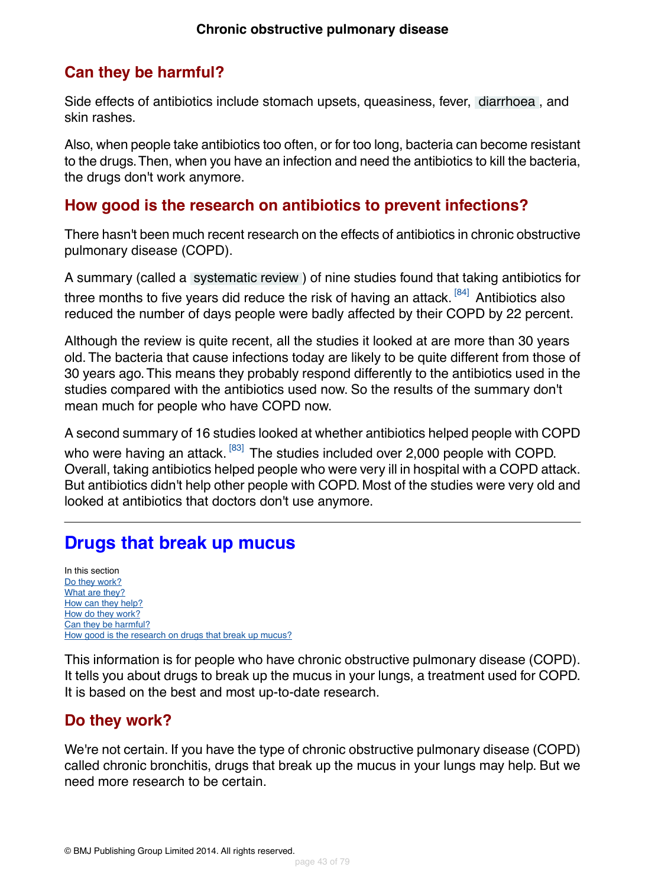## Can they be harmful?

Side effects of antibiotics include stomach upsets, queasiness, fever, diarrhoea, and skin rashes.

Also, when people take antibiotics too often, or for too long, bacteria can become resistant to the drugs. Then, when you have an infection and need the antibiotics to kill the bacteria, the drugs don't work anymore.

## How good is the research on antibiotics to prevent infections?

There hasn't been much recent research on the effects of antibiotics in chronic obstructive pulmonary disease (COPD).

A summary (called a systematic review) of nine studies found that taking antibiotics for three months to five years did reduce the risk of having an attack.[84] Antibiotics also reduced the number of days people were badly affected by their COPD by 22 percent.

Although the review is quite recent, all the studies it looked at are more than 30 years old. The bacteria that cause infections today are likely to be quite different from those of 30 years ago. This means they probably respond differently to the antibiotics used in the studies compared with the antibiotics used now. So the results of the summary don't mean much for people who have COPD now.

A second summary of 16 studies looked at whether antibiotics helped people with COPD who were having an attack.[83] The studies included over 2,000 people with COPD. Overall, taking antibiotics helped people who were very ill in hospital with a COPD attack. But antibiotics didn't help other people with COPD. Most of the studies were very old and looked at antibiotics that doctors don't use anymore.

---

# Drugs that break up mucus

In this section
- Do they work?
- What are they?
- How can they help?
- How do they work?
- Can they be harmful?
- How good is the research on drugs that break up mucus?

This information is for people who have chronic obstructive pulmonary disease (COPD). It tells you about drugs to break up the mucus in your lungs, a treatment used for COPD. It is based on the best and most up-to-date research.

## Do they work?

We're not certain. If you have the type of chronic obstructive pulmonary disease (COPD) called chronic bronchitis, drugs that break up the mucus in your lungs may help. But we need more research to be certain.

© BMJ Publishing Group Limited 2014. All rights reserved.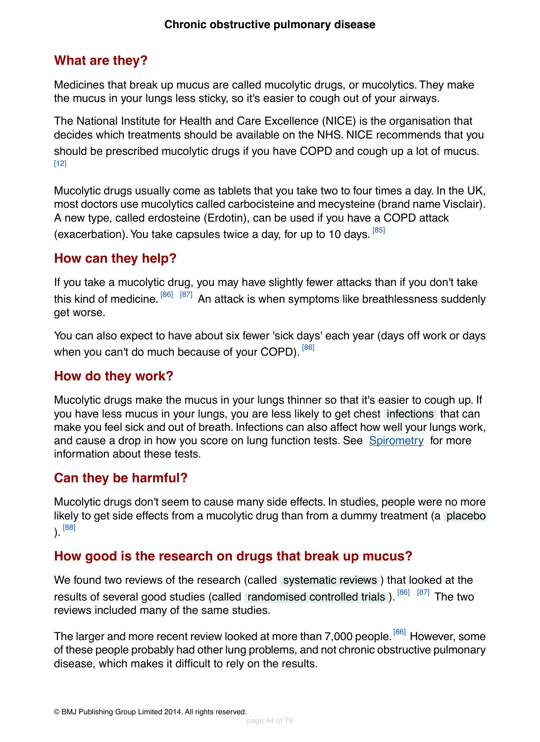## What are they?

Medicines that break up mucus are called mucolytic drugs, or mucolytics. They make the mucus in your lungs less sticky, so it's easier to cough out of your airways.

The National Institute for Health and Care Excellence (NICE) is the organisation that decides which treatments should be available on the NHS. NICE recommends that you should be prescribed mucolytic drugs if you have COPD and cough up a lot of mucus. [12]

Mucolytic drugs usually come as tablets that you take two to four times a day. In the UK, most doctors use mucolytics called carbocisteine and mecysteine (brand name Visclair). A new type, called erdosteine (Erdotin), can be used if you have a COPD attack (exacerbation). You take capsules twice a day, for up to 10 days. [85]

## How can they help?

If you take a mucolytic drug, you may have slightly fewer attacks than if you don't take this kind of medicine. [86] [87] An attack is when symptoms like breathlessness suddenly get worse.

You can also expect to have about six fewer 'sick days' each year (days off work or days when you can't do much because of your COPD). [86]

## How do they work?

Mucolytic drugs make the mucus in your lungs thinner so that it's easier to cough up. If you have less mucus in your lungs, you are less likely to get chest infections that can make you feel sick and out of breath. Infections can also affect how well your lungs work, and cause a drop in how you score on lung function tests. See Spirometry for more information about these tests.

## Can they be harmful?

Mucolytic drugs don't seem to cause many side effects. In studies, people were no more likely to get side effects from a mucolytic drug than from a dummy treatment (a placebo ). [88]

## How good is the research on drugs that break up mucus?

We found two reviews of the research (called systematic reviews ) that looked at the results of several good studies (called randomised controlled trials ). [86] [87] The two reviews included many of the same studies.

The larger and more recent review looked at more than 7,000 people. [86] However, some of these people probably had other lung problems, and not chronic obstructive pulmonary disease, which makes it difficult to rely on the results.

© BMJ Publishing Group Limited 2014. All rights reserved.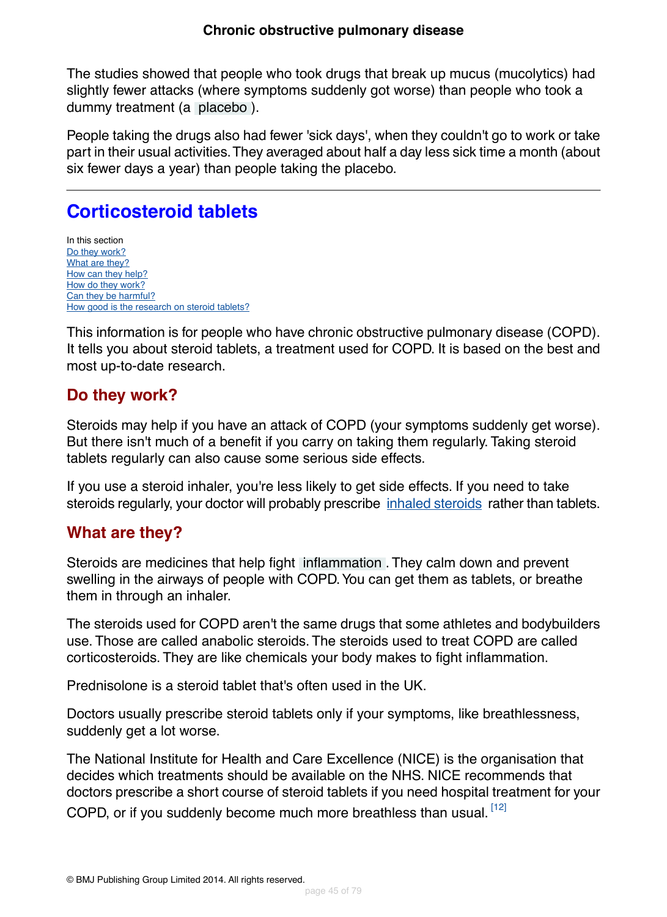The studies showed that people who took drugs that break up mucus (mucolytics) had slightly fewer attacks (where symptoms suddenly got worse) than people who took a dummy treatment (a placebo).

People taking the drugs also had fewer 'sick days', when they couldn't go to work or take part in their usual activities. They averaged about half a day less sick time a month (about six fewer days a year) than people taking the placebo.

---

## Corticosteroid tablets

In this section
- Do they work?
- What are they?
- How can they help?
- How do they work?
- Can they be harmful?
- How good is the research on steroid tablets?

This information is for people who have chronic obstructive pulmonary disease (COPD). It tells you about steroid tablets, a treatment used for COPD. It is based on the best and most up-to-date research.

### Do they work?

Steroids may help if you have an attack of COPD (your symptoms suddenly get worse). But there isn't much of a benefit if you carry on taking them regularly. Taking steroid tablets regularly can also cause some serious side effects.

If you use a steroid inhaler, you're less likely to get side effects. If you need to take steroids regularly, your doctor will probably prescribe inhaled steroids rather than tablets.

### What are they?

Steroids are medicines that help fight inflammation. They calm down and prevent swelling in the airways of people with COPD. You can get them as tablets, or breathe them in through an inhaler.

The steroids used for COPD aren't the same drugs that some athletes and bodybuilders use. Those are called anabolic steroids. The steroids used to treat COPD are called corticosteroids. They are like chemicals your body makes to fight inflammation.

Prednisolone is a steroid tablet that's often used in the UK.

Doctors usually prescribe steroid tablets only if your symptoms, like breathlessness, suddenly get a lot worse.

The National Institute for Health and Care Excellence (NICE) is the organisation that decides which treatments should be available on the NHS. NICE recommends that doctors prescribe a short course of steroid tablets if you need hospital treatment for your COPD, or if you suddenly become much more breathless than usual.[12]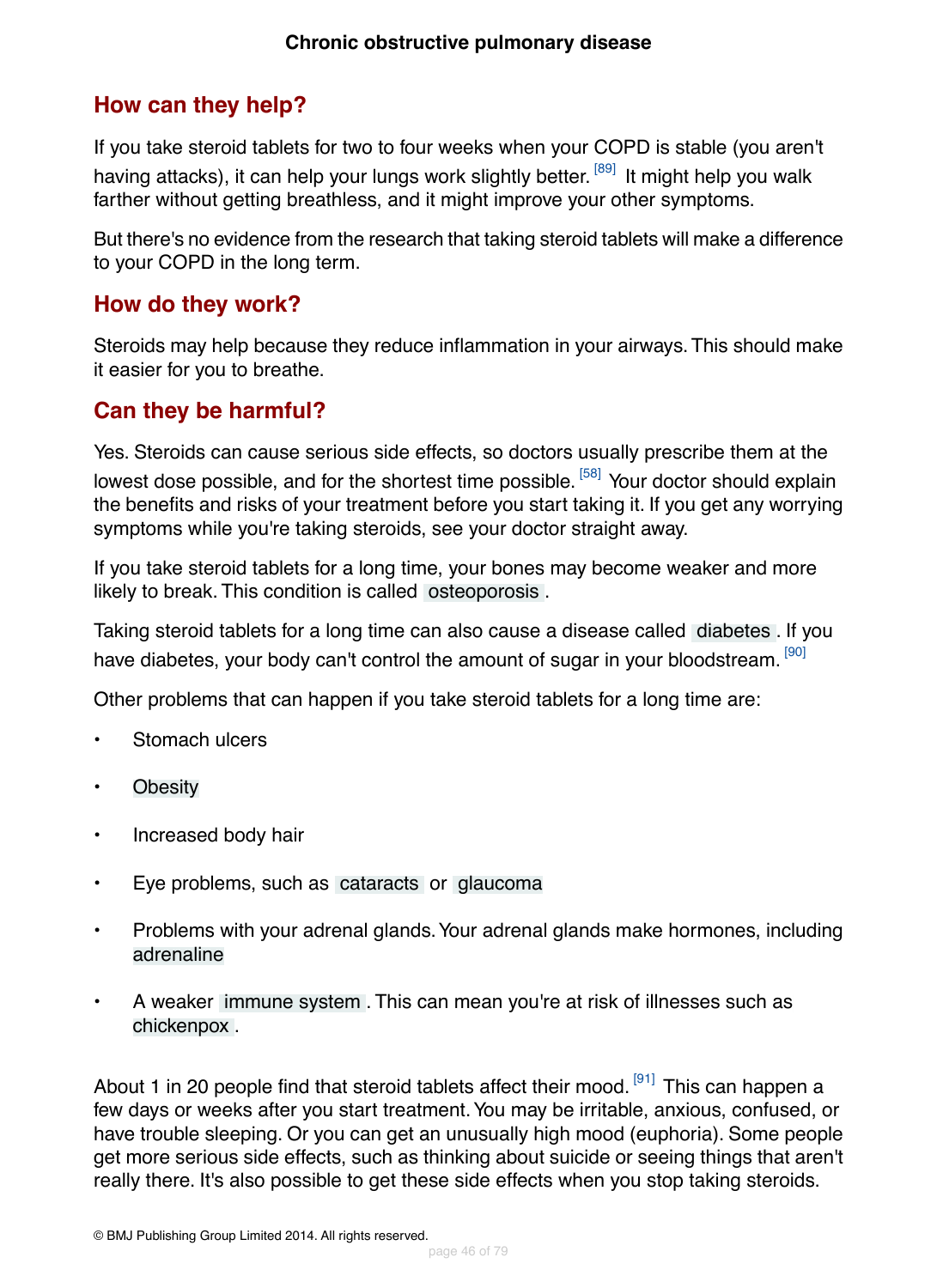## How can they help?

If you take steroid tablets for two to four weeks when your COPD is stable (you aren't having attacks), it can help your lungs work slightly better.[89] It might help you walk farther without getting breathless, and it might improve your other symptoms.

But there's no evidence from the research that taking steroid tablets will make a difference to your COPD in the long term.

## How do they work?

Steroids may help because they reduce inflammation in your airways. This should make it easier for you to breathe.

## Can they be harmful?

Yes. Steroids can cause serious side effects, so doctors usually prescribe them at the lowest dose possible, and for the shortest time possible.[58] Your doctor should explain the benefits and risks of your treatment before you start taking it. If you get any worrying symptoms while you're taking steroids, see your doctor straight away.

If you take steroid tablets for a long time, your bones may become weaker and more likely to break. This condition is called osteoporosis.

Taking steroid tablets for a long time can also cause a disease called diabetes. If you have diabetes, your body can't control the amount of sugar in your bloodstream.[90]

Other problems that can happen if you take steroid tablets for a long time are:

- Stomach ulcers
- Obesity
- Increased body hair
- Eye problems, such as cataracts or glaucoma
- Problems with your adrenal glands. Your adrenal glands make hormones, including adrenaline
- A weaker immune system. This can mean you're at risk of illnesses such as chickenpox.

About 1 in 20 people find that steroid tablets affect their mood.[91] This can happen a few days or weeks after you start treatment. You may be irritable, anxious, confused, or have trouble sleeping. Or you can get an unusually high mood (euphoria). Some people get more serious side effects, such as thinking about suicide or seeing things that aren't really there. It's also possible to get these side effects when you stop taking steroids.

© BMJ Publishing Group Limited 2014. All rights reserved.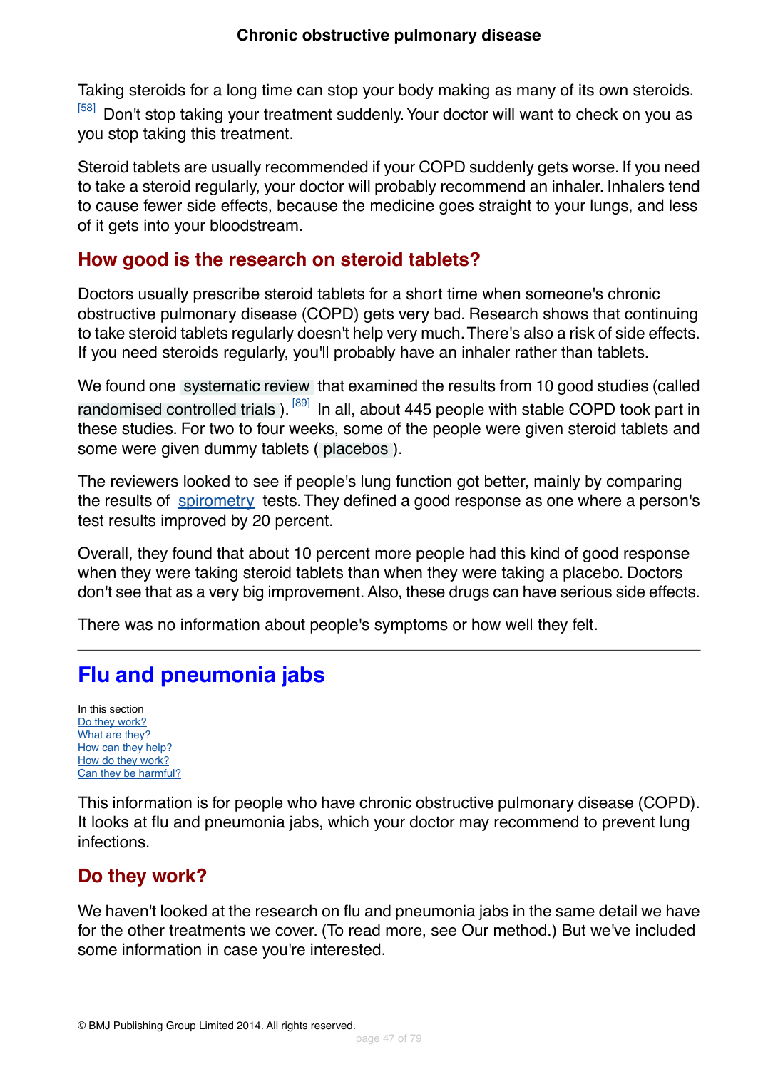Taking steroids for a long time can stop your body making as many of its own steroids. [58] Don't stop taking your treatment suddenly. Your doctor will want to check on you as you stop taking this treatment.

Steroid tablets are usually recommended if your COPD suddenly gets worse. If you need to take a steroid regularly, your doctor will probably recommend an inhaler. Inhalers tend to cause fewer side effects, because the medicine goes straight to your lungs, and less of it gets into your bloodstream.

## How good is the research on steroid tablets?

Doctors usually prescribe steroid tablets for a short time when someone's chronic obstructive pulmonary disease (COPD) gets very bad. Research shows that continuing to take steroid tablets regularly doesn't help very much. There's also a risk of side effects. If you need steroids regularly, you'll probably have an inhaler rather than tablets.

We found one systematic review that examined the results from 10 good studies (called randomised controlled trials ). [89] In all, about 445 people with stable COPD took part in these studies. For two to four weeks, some of the people were given steroid tablets and some were given dummy tablets ( placebos ).

The reviewers looked to see if people's lung function got better, mainly by comparing the results of spirometry tests. They defined a good response as one where a person's test results improved by 20 percent.

Overall, they found that about 10 percent more people had this kind of good response when they were taking steroid tablets than when they were taking a placebo. Doctors don't see that as a very big improvement. Also, these drugs can have serious side effects.

There was no information about people's symptoms or how well they felt.

---

# Flu and pneumonia jabs

In this section
- Do they work?
- What are they?
- How can they help?
- How do they work?
- Can they be harmful?

This information is for people who have chronic obstructive pulmonary disease (COPD). It looks at flu and pneumonia jabs, which your doctor may recommend to prevent lung infections.

## Do they work?

We haven't looked at the research on flu and pneumonia jabs in the same detail we have for the other treatments we cover. (To read more, see Our method.) But we've included some information in case you're interested.

© BMJ Publishing Group Limited 2014. All rights reserved.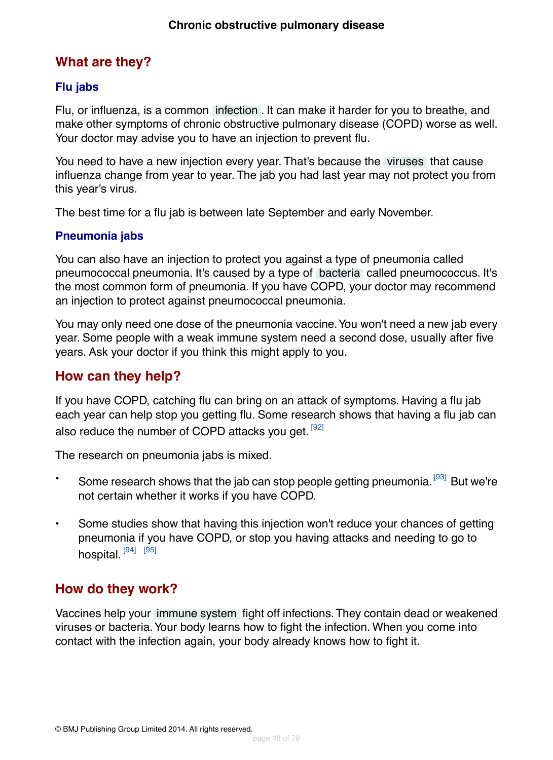## What are they?

### Flu jabs

Flu, or influenza, is a common infection. It can make it harder for you to breathe, and make other symptoms of chronic obstructive pulmonary disease (COPD) worse as well. Your doctor may advise you to have an injection to prevent flu.

You need to have a new injection every year. That's because the viruses that cause influenza change from year to year. The jab you had last year may not protect you from this year's virus.

The best time for a flu jab is between late September and early November.

### Pneumonia jabs

You can also have an injection to protect you against a type of pneumonia called pneumococcal pneumonia. It's caused by a type of bacteria called pneumococcus. It's the most common form of pneumonia. If you have COPD, your doctor may recommend an injection to protect against pneumococcal pneumonia.

You may only need one dose of the pneumonia vaccine. You won't need a new jab every year. Some people with a weak immune system need a second dose, usually after five years. Ask your doctor if you think this might apply to you.

## How can they help?

If you have COPD, catching flu can bring on an attack of symptoms. Having a flu jab each year can help stop you getting flu. Some research shows that having a flu jab can also reduce the number of COPD attacks you get. [92]

The research on pneumonia jabs is mixed.

- Some research shows that the jab can stop people getting pneumonia. [93] But we're not certain whether it works if you have COPD.
- Some studies show that having this injection won't reduce your chances of getting pneumonia if you have COPD, or stop you having attacks and needing to go to hospital. [94] [95]

## How do they work?

Vaccines help your immune system fight off infections. They contain dead or weakened viruses or bacteria. Your body learns how to fight the infection. When you come into contact with the infection again, your body already knows how to fight it.

© BMJ Publishing Group Limited 2014. All rights reserved.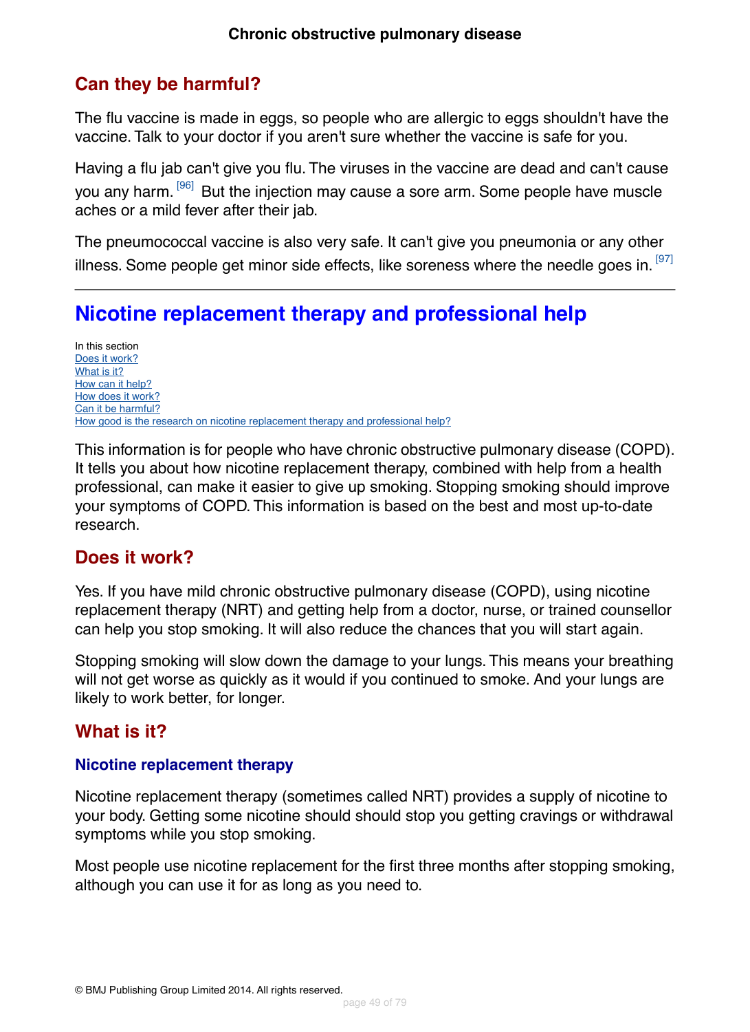## Can they be harmful?

The flu vaccine is made in eggs, so people who are allergic to eggs shouldn't have the vaccine. Talk to your doctor if you aren't sure whether the vaccine is safe for you.

Having a flu jab can't give you flu. The viruses in the vaccine are dead and can't cause you any harm. [96] But the injection may cause a sore arm. Some people have muscle aches or a mild fever after their jab.

The pneumococcal vaccine is also very safe. It can't give you pneumonia or any other illness. Some people get minor side effects, like soreness where the needle goes in. [97]

---

# Nicotine replacement therapy and professional help

In this section
- Does it work?
- What is it?
- How can it help?
- How does it work?
- Can it be harmful?
- How good is the research on nicotine replacement therapy and professional help?

This information is for people who have chronic obstructive pulmonary disease (COPD). It tells you about how nicotine replacement therapy, combined with help from a health professional, can make it easier to give up smoking. Stopping smoking should improve your symptoms of COPD. This information is based on the best and most up-to-date research.

## Does it work?

Yes. If you have mild chronic obstructive pulmonary disease (COPD), using nicotine replacement therapy (NRT) and getting help from a doctor, nurse, or trained counsellor can help you stop smoking. It will also reduce the chances that you will start again.

Stopping smoking will slow down the damage to your lungs. This means your breathing will not get worse as quickly as it would if you continued to smoke. And your lungs are likely to work better, for longer.

## What is it?

### Nicotine replacement therapy

Nicotine replacement therapy (sometimes called NRT) provides a supply of nicotine to your body. Getting some nicotine should should stop you getting cravings or withdrawal symptoms while you stop smoking.

Most people use nicotine replacement for the first three months after stopping smoking, although you can use it for as long as you need to.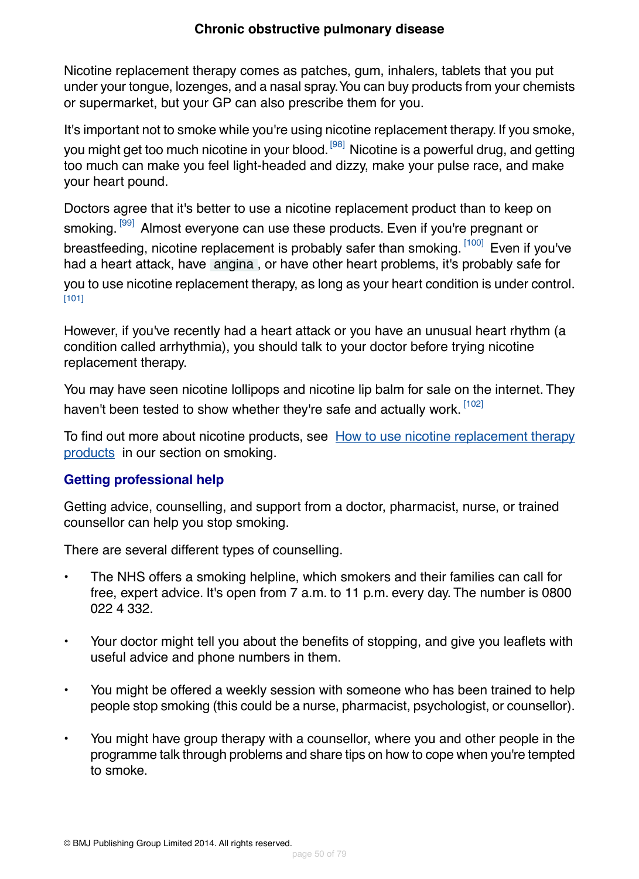Nicotine replacement therapy comes as patches, gum, inhalers, tablets that you put under your tongue, lozenges, and a nasal spray. You can buy products from your chemists or supermarket, but your GP can also prescribe them for you.

It's important not to smoke while you're using nicotine replacement therapy. If you smoke, you might get too much nicotine in your blood.[98] Nicotine is a powerful drug, and getting too much can make you feel light-headed and dizzy, make your pulse race, and make your heart pound.

Doctors agree that it's better to use a nicotine replacement product than to keep on smoking.[99] Almost everyone can use these products. Even if you're pregnant or breastfeeding, nicotine replacement is probably safer than smoking.[100] Even if you've had a heart attack, have angina, or have other heart problems, it's probably safe for you to use nicotine replacement therapy, as long as your heart condition is under control.[101]

However, if you've recently had a heart attack or you have an unusual heart rhythm (a condition called arrhythmia), you should talk to your doctor before trying nicotine replacement therapy.

You may have seen nicotine lollipops and nicotine lip balm for sale on the internet. They haven't been tested to show whether they're safe and actually work.[102]

To find out more about nicotine products, see How to use nicotine replacement therapy products in our section on smoking.

### Getting professional help

Getting advice, counselling, and support from a doctor, pharmacist, nurse, or trained counsellor can help you stop smoking.

There are several different types of counselling.

- The NHS offers a smoking helpline, which smokers and their families can call for free, expert advice. It's open from 7 a.m. to 11 p.m. every day. The number is 0800 022 4 332.
- Your doctor might tell you about the benefits of stopping, and give you leaflets with useful advice and phone numbers in them.
- You might be offered a weekly session with someone who has been trained to help people stop smoking (this could be a nurse, pharmacist, psychologist, or counsellor).
- You might have group therapy with a counsellor, where you and other people in the programme talk through problems and share tips on how to cope when you're tempted to smoke.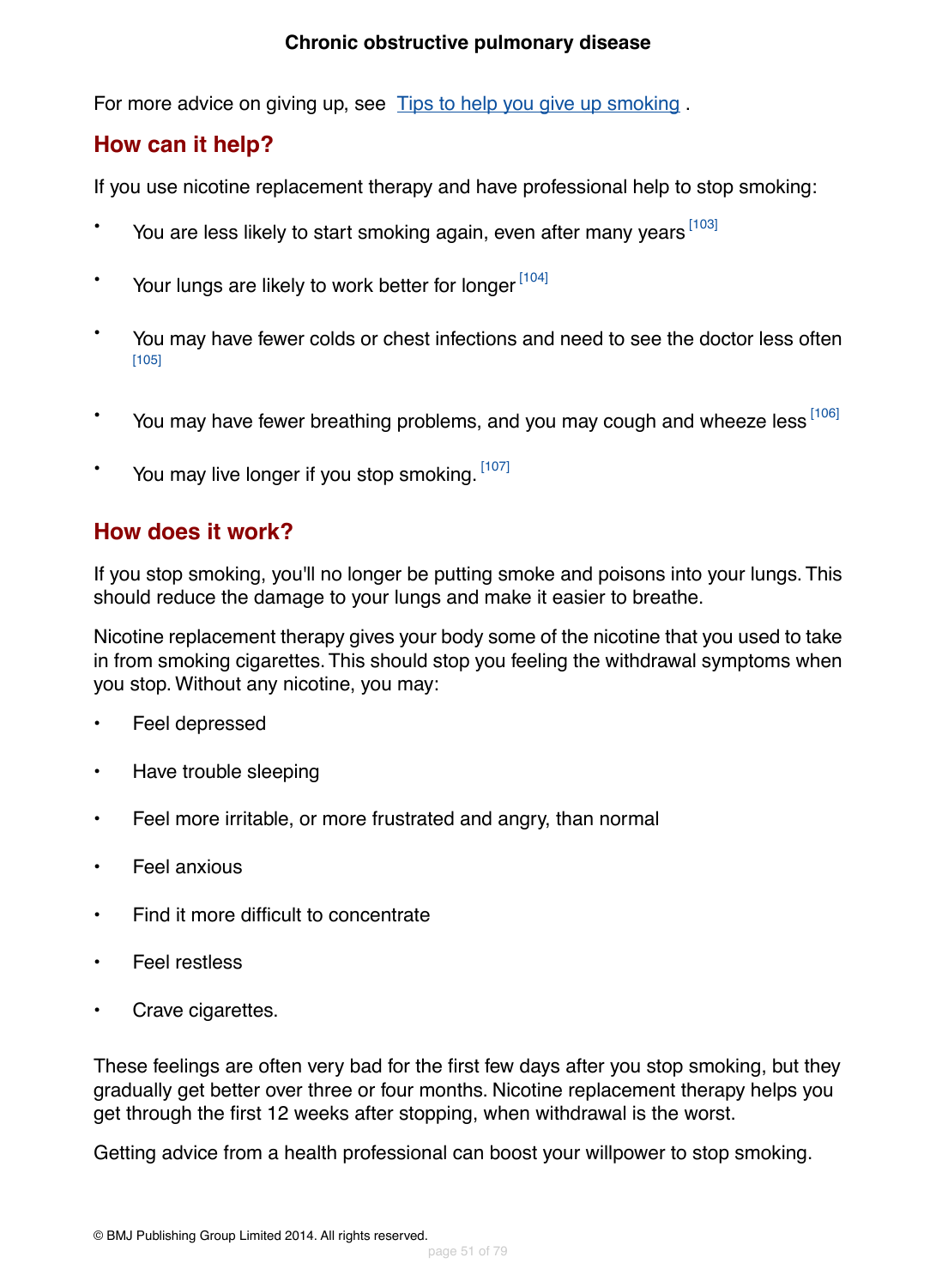For more advice on giving up, see Tips to help you give up smoking .

## How can it help?

If you use nicotine replacement therapy and have professional help to stop smoking:

- You are less likely to start smoking again, even after many years [103]
- Your lungs are likely to work better for longer [104]
- You may have fewer colds or chest infections and need to see the doctor less often [105]
- You may have fewer breathing problems, and you may cough and wheeze less [106]
- You may live longer if you stop smoking. [107]

## How does it work?

If you stop smoking, you'll no longer be putting smoke and poisons into your lungs. This should reduce the damage to your lungs and make it easier to breathe.

Nicotine replacement therapy gives your body some of the nicotine that you used to take in from smoking cigarettes. This should stop you feeling the withdrawal symptoms when you stop. Without any nicotine, you may:

- Feel depressed
- Have trouble sleeping
- Feel more irritable, or more frustrated and angry, than normal
- Feel anxious
- Find it more difficult to concentrate
- Feel restless
- Crave cigarettes.

These feelings are often very bad for the first few days after you stop smoking, but they gradually get better over three or four months. Nicotine replacement therapy helps you get through the first 12 weeks after stopping, when withdrawal is the worst.

Getting advice from a health professional can boost your willpower to stop smoking.

© BMJ Publishing Group Limited 2014. All rights reserved.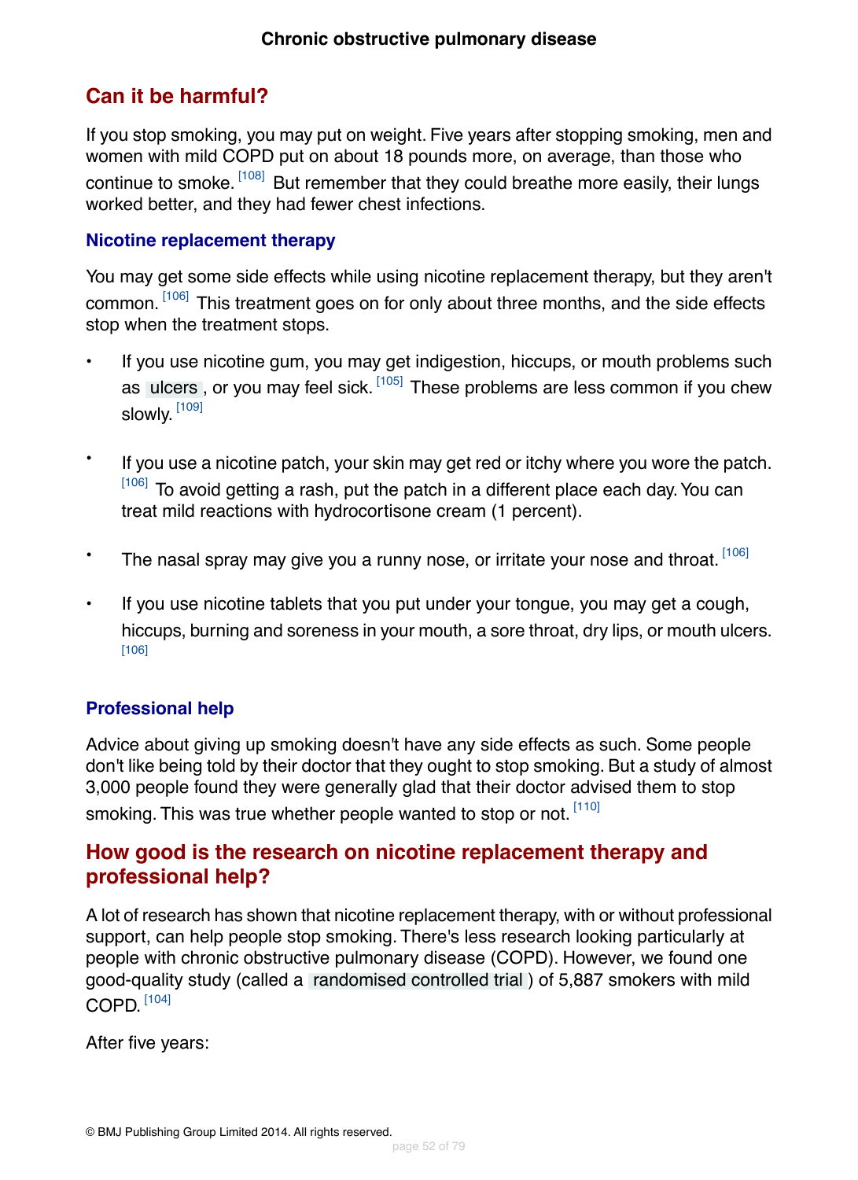## Can it be harmful?

If you stop smoking, you may put on weight. Five years after stopping smoking, men and women with mild COPD put on about 18 pounds more, on average, than those who continue to smoke. [108] But remember that they could breathe more easily, their lungs worked better, and they had fewer chest infections.

### Nicotine replacement therapy

You may get some side effects while using nicotine replacement therapy, but they aren't common. [106] This treatment goes on for only about three months, and the side effects stop when the treatment stops.

- If you use nicotine gum, you may get indigestion, hiccups, or mouth problems such as ulcers, or you may feel sick. [105] These problems are less common if you chew slowly. [109]
- If you use a nicotine patch, your skin may get red or itchy where you wore the patch. [106] To avoid getting a rash, put the patch in a different place each day. You can treat mild reactions with hydrocortisone cream (1 percent).
- The nasal spray may give you a runny nose, or irritate your nose and throat. [106]
- If you use nicotine tablets that you put under your tongue, you may get a cough, hiccups, burning and soreness in your mouth, a sore throat, dry lips, or mouth ulcers. [106]

### Professional help

Advice about giving up smoking doesn't have any side effects as such. Some people don't like being told by their doctor that they ought to stop smoking. But a study of almost 3,000 people found they were generally glad that their doctor advised them to stop smoking. This was true whether people wanted to stop or not. [110]

## How good is the research on nicotine replacement therapy and professional help?

A lot of research has shown that nicotine replacement therapy, with or without professional support, can help people stop smoking. There's less research looking particularly at people with chronic obstructive pulmonary disease (COPD). However, we found one good-quality study (called a randomised controlled trial) of 5,887 smokers with mild COPD. [104]

After five years: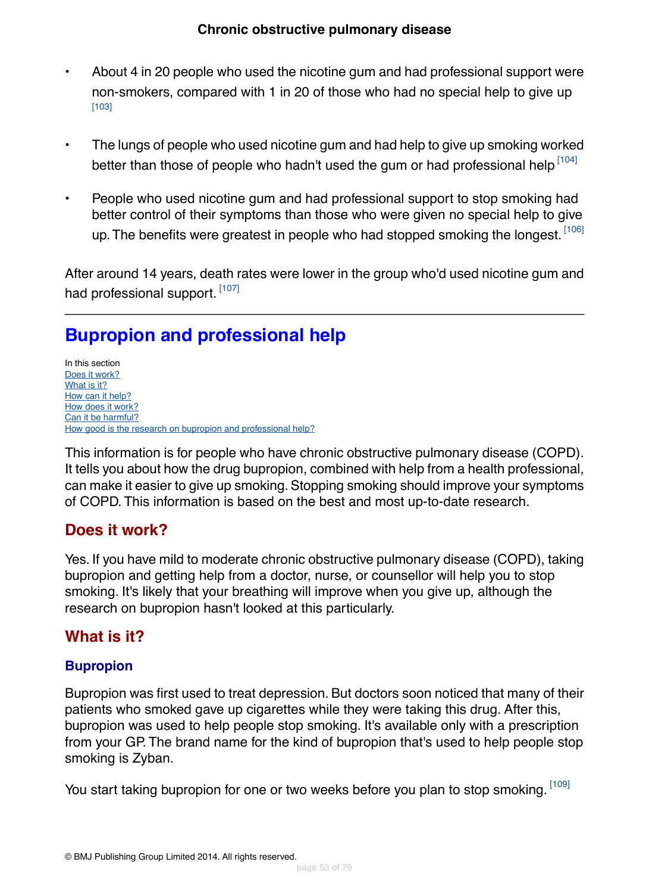- About 4 in 20 people who used the nicotine gum and had professional support were non-smokers, compared with 1 in 20 of those who had no special help to give up [103]

- The lungs of people who used nicotine gum and had help to give up smoking worked better than those of people who hadn't used the gum or had professional help [104]

- People who used nicotine gum and had professional support to stop smoking had better control of their symptoms than those who were given no special help to give up. The benefits were greatest in people who had stopped smoking the longest. [106]

After around 14 years, death rates were lower in the group who'd used nicotine gum and had professional support. [107]

---

# Bupropion and professional help

In this section
Does it work?
What is it?
How can it help?
How does it work?
Can it be harmful?
How good is the research on bupropion and professional help?

This information is for people who have chronic obstructive pulmonary disease (COPD). It tells you about how the drug bupropion, combined with help from a health professional, can make it easier to give up smoking. Stopping smoking should improve your symptoms of COPD. This information is based on the best and most up-to-date research.

## Does it work?

Yes. If you have mild to moderate chronic obstructive pulmonary disease (COPD), taking bupropion and getting help from a doctor, nurse, or counsellor will help you to stop smoking. It's likely that your breathing will improve when you give up, although the research on bupropion hasn't looked at this particularly.

## What is it?

### Bupropion

Bupropion was first used to treat depression. But doctors soon noticed that many of their patients who smoked gave up cigarettes while they were taking this drug. After this, bupropion was used to help people stop smoking. It's available only with a prescription from your GP. The brand name for the kind of bupropion that's used to help people stop smoking is Zyban.

You start taking bupropion for one or two weeks before you plan to stop smoking. [109]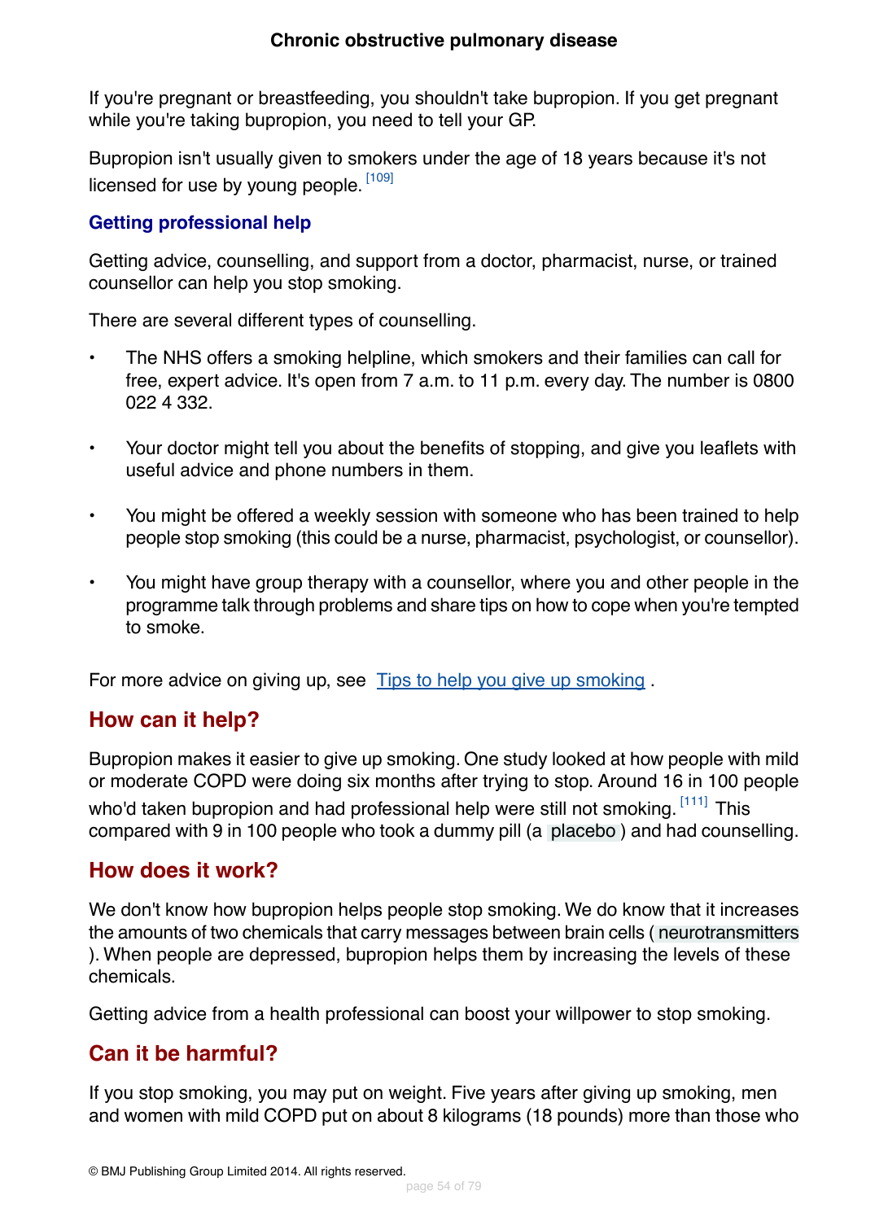If you're pregnant or breastfeeding, you shouldn't take bupropion. If you get pregnant while you're taking bupropion, you need to tell your GP.

Bupropion isn't usually given to smokers under the age of 18 years because it's not licensed for use by young people. [109]

### Getting professional help

Getting advice, counselling, and support from a doctor, pharmacist, nurse, or trained counsellor can help you stop smoking.

There are several different types of counselling.

- The NHS offers a smoking helpline, which smokers and their families can call for free, expert advice. It's open from 7 a.m. to 11 p.m. every day. The number is 0800 022 4 332.
- Your doctor might tell you about the benefits of stopping, and give you leaflets with useful advice and phone numbers in them.
- You might be offered a weekly session with someone who has been trained to help people stop smoking (this could be a nurse, pharmacist, psychologist, or counsellor).
- You might have group therapy with a counsellor, where you and other people in the programme talk through problems and share tips on how to cope when you're tempted to smoke.

For more advice on giving up, see Tips to help you give up smoking .

## How can it help?

Bupropion makes it easier to give up smoking. One study looked at how people with mild or moderate COPD were doing six months after trying to stop. Around 16 in 100 people who'd taken bupropion and had professional help were still not smoking. [111] This compared with 9 in 100 people who took a dummy pill (a placebo ) and had counselling.

## How does it work?

We don't know how bupropion helps people stop smoking. We do know that it increases the amounts of two chemicals that carry messages between brain cells ( neurotransmitters ). When people are depressed, bupropion helps them by increasing the levels of these chemicals.

Getting advice from a health professional can boost your willpower to stop smoking.

## Can it be harmful?

If you stop smoking, you may put on weight. Five years after giving up smoking, men and women with mild COPD put on about 8 kilograms (18 pounds) more than those who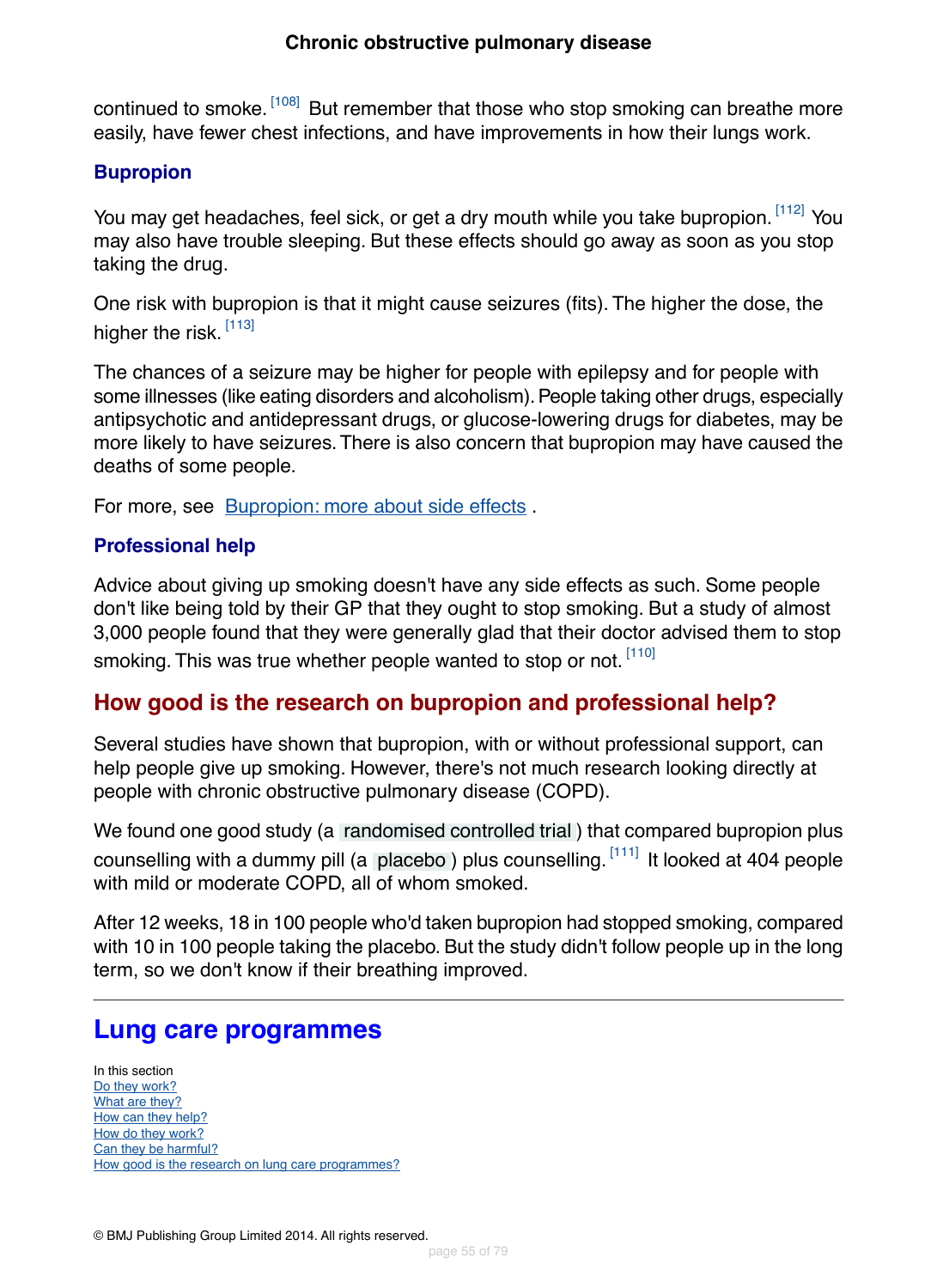continued to smoke.[108] But remember that those who stop smoking can breathe more easily, have fewer chest infections, and have improvements in how their lungs work.

### Bupropion

You may get headaches, feel sick, or get a dry mouth while you take bupropion.[112] You may also have trouble sleeping. But these effects should go away as soon as you stop taking the drug.

One risk with bupropion is that it might cause seizures (fits). The higher the dose, the higher the risk.[113]

The chances of a seizure may be higher for people with epilepsy and for people with some illnesses (like eating disorders and alcoholism). People taking other drugs, especially antipsychotic and antidepressant drugs, or glucose-lowering drugs for diabetes, may be more likely to have seizures. There is also concern that bupropion may have caused the deaths of some people.

For more, see [Bupropion: more about side effects](#).

### Professional help

Advice about giving up smoking doesn't have any side effects as such. Some people don't like being told by their GP that they ought to stop smoking. But a study of almost 3,000 people found that they were generally glad that their doctor advised them to stop smoking. This was true whether people wanted to stop or not.[110]

## How good is the research on bupropion and professional help?

Several studies have shown that bupropion, with or without professional support, can help people give up smoking. However, there's not much research looking directly at people with chronic obstructive pulmonary disease (COPD).

We found one good study (a randomised controlled trial) that compared bupropion plus counselling with a dummy pill (a placebo) plus counselling.[111] It looked at 404 people with mild or moderate COPD, all of whom smoked.

After 12 weeks, 18 in 100 people who'd taken bupropion had stopped smoking, compared with 10 in 100 people taking the placebo. But the study didn't follow people up in the long term, so we don't know if their breathing improved.

---

# Lung care programmes

In this section
- [Do they work?](#)
- [What are they?](#)
- [How can they help?](#)
- [How do they work?](#)
- [Can they be harmful?](#)
- [How good is the research on lung care programmes?](#)

© BMJ Publishing Group Limited 2014. All rights reserved.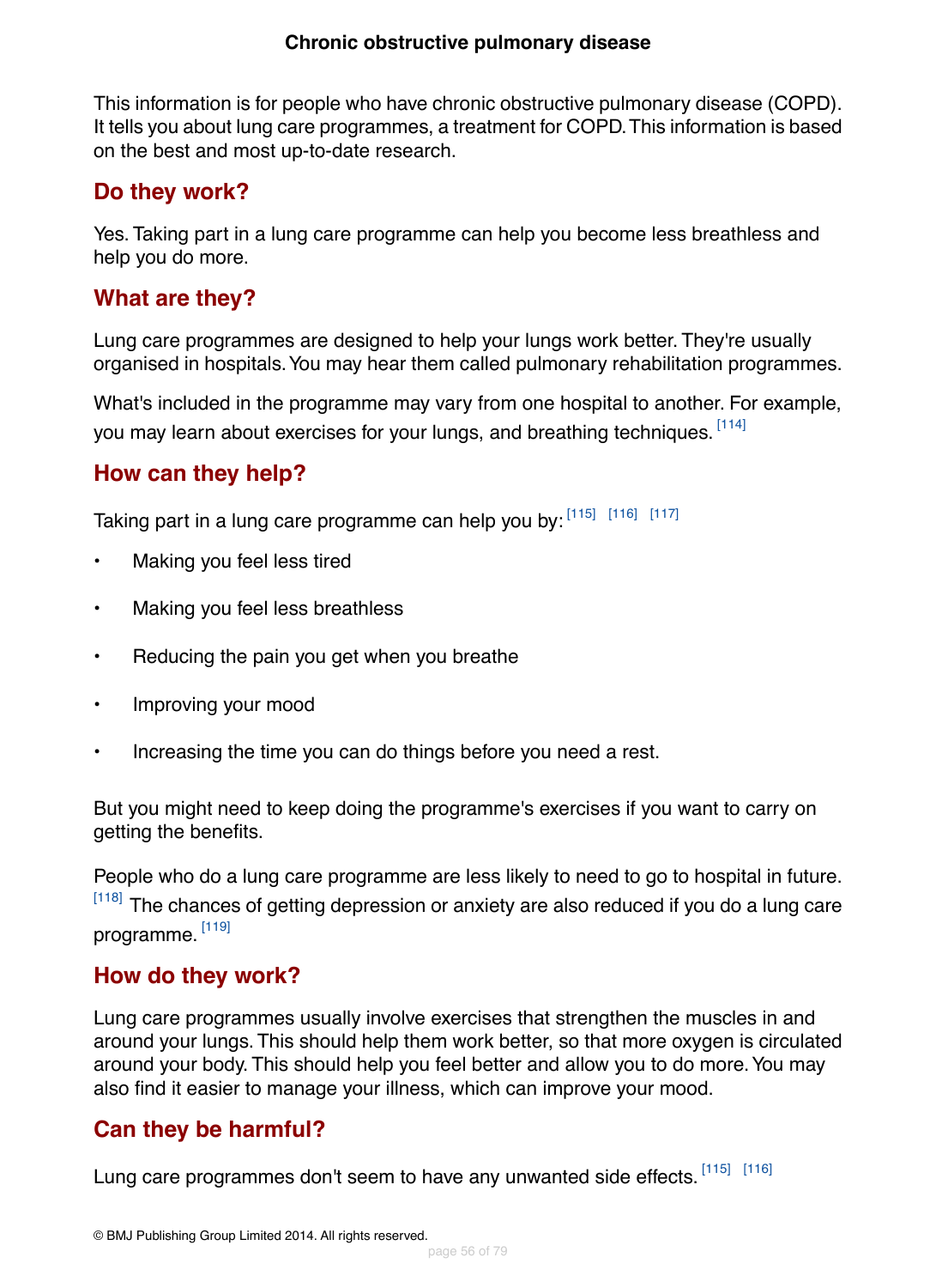This information is for people who have chronic obstructive pulmonary disease (COPD). It tells you about lung care programmes, a treatment for COPD. This information is based on the best and most up-to-date research.

## Do they work?

Yes. Taking part in a lung care programme can help you become less breathless and help you do more.

## What are they?

Lung care programmes are designed to help your lungs work better. They're usually organised in hospitals. You may hear them called pulmonary rehabilitation programmes.

What's included in the programme may vary from one hospital to another. For example, you may learn about exercises for your lungs, and breathing techniques. [114]

## How can they help?

Taking part in a lung care programme can help you by: [115] [116] [117]

- Making you feel less tired
- Making you feel less breathless
- Reducing the pain you get when you breathe
- Improving your mood
- Increasing the time you can do things before you need a rest.

But you might need to keep doing the programme's exercises if you want to carry on getting the benefits.

People who do a lung care programme are less likely to need to go to hospital in future. [118] The chances of getting depression or anxiety are also reduced if you do a lung care programme. [119]

## How do they work?

Lung care programmes usually involve exercises that strengthen the muscles in and around your lungs. This should help them work better, so that more oxygen is circulated around your body. This should help you feel better and allow you to do more. You may also find it easier to manage your illness, which can improve your mood.

## Can they be harmful?

Lung care programmes don't seem to have any unwanted side effects. [115] [116]

© BMJ Publishing Group Limited 2014. All rights reserved.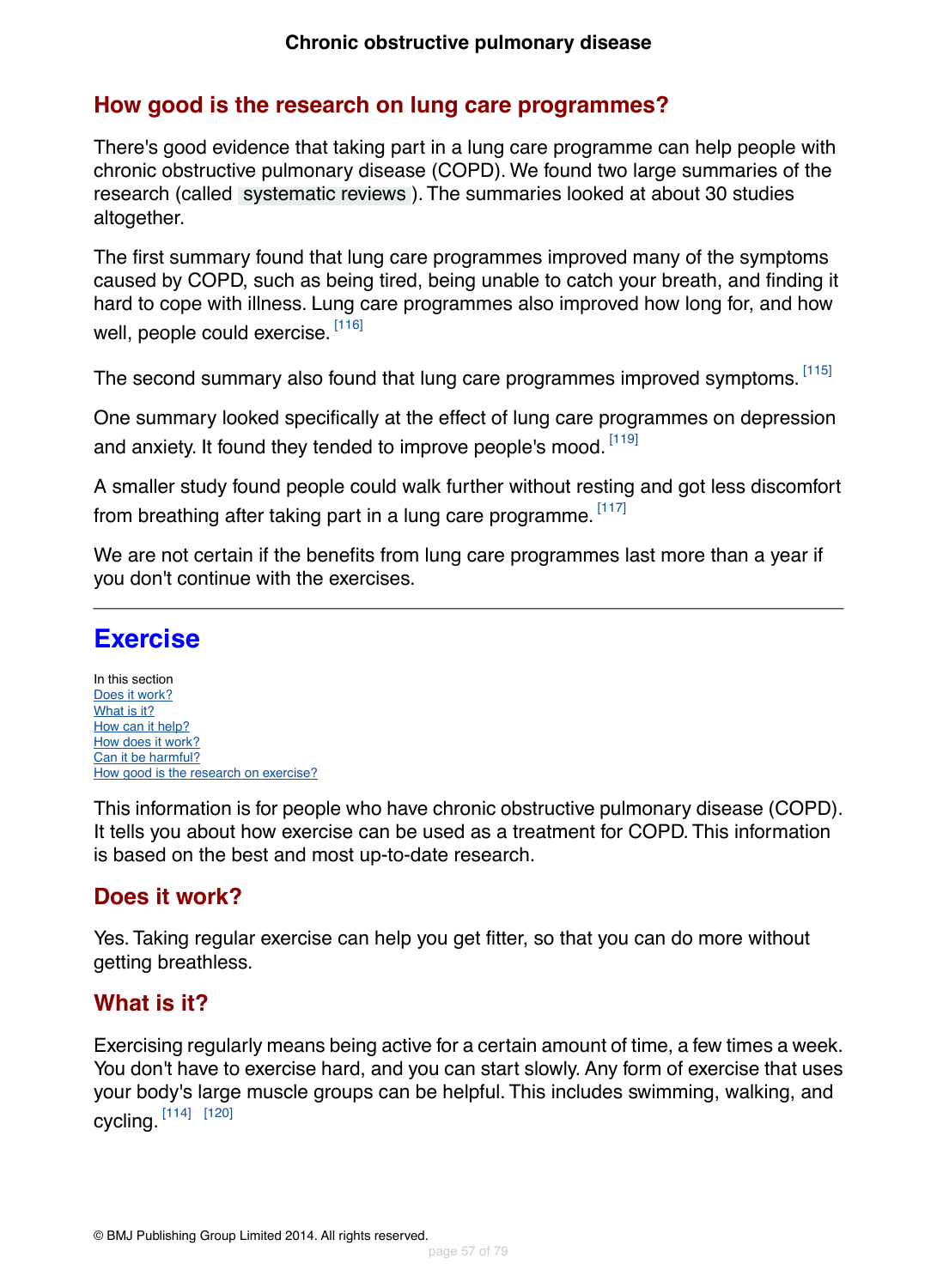## How good is the research on lung care programmes?

There's good evidence that taking part in a lung care programme can help people with chronic obstructive pulmonary disease (COPD). We found two large summaries of the research (called systematic reviews ). The summaries looked at about 30 studies altogether.

The first summary found that lung care programmes improved many of the symptoms caused by COPD, such as being tired, being unable to catch your breath, and finding it hard to cope with illness. Lung care programmes also improved how long for, and how well, people could exercise. [116]

The second summary also found that lung care programmes improved symptoms. [115]

One summary looked specifically at the effect of lung care programmes on depression and anxiety. It found they tended to improve people's mood. [119]

A smaller study found people could walk further without resting and got less discomfort from breathing after taking part in a lung care programme. [117]

We are not certain if the benefits from lung care programmes last more than a year if you don't continue with the exercises.

---

# Exercise

In this section
- Does it work?
- What is it?
- How can it help?
- How does it work?
- Can it be harmful?
- How good is the research on exercise?

This information is for people who have chronic obstructive pulmonary disease (COPD). It tells you about how exercise can be used as a treatment for COPD. This information is based on the best and most up-to-date research.

## Does it work?

Yes. Taking regular exercise can help you get fitter, so that you can do more without getting breathless.

## What is it?

Exercising regularly means being active for a certain amount of time, a few times a week. You don't have to exercise hard, and you can start slowly. Any form of exercise that uses your body's large muscle groups can be helpful. This includes swimming, walking, and cycling. [114] [120]

© BMJ Publishing Group Limited 2014. All rights reserved.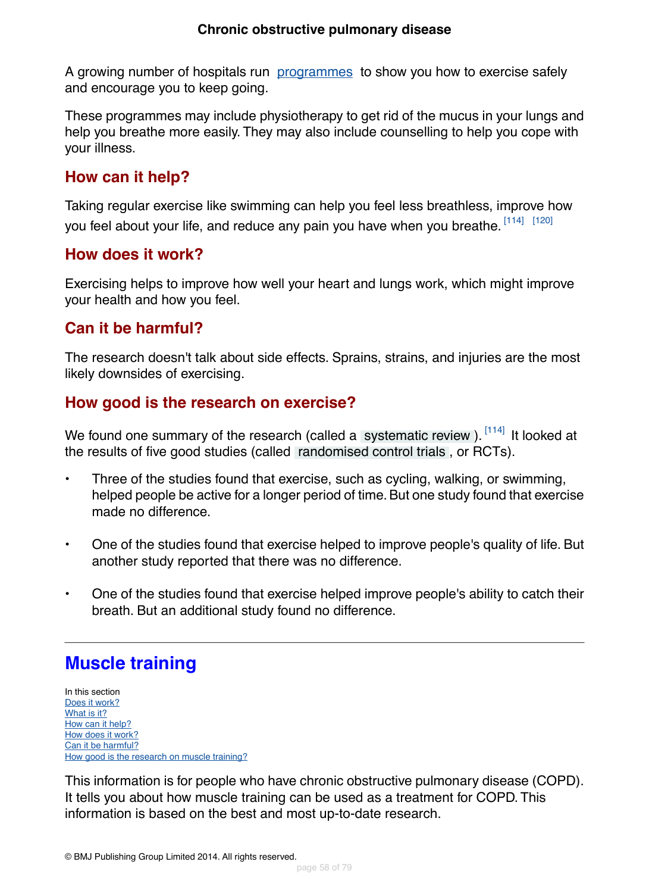A growing number of hospitals run programmes to show you how to exercise safely and encourage you to keep going.

These programmes may include physiotherapy to get rid of the mucus in your lungs and help you breathe more easily. They may also include counselling to help you cope with your illness.

### How can it help?

Taking regular exercise like swimming can help you feel less breathless, improve how you feel about your life, and reduce any pain you have when you breathe. [114] [120]

### How does it work?

Exercising helps to improve how well your heart and lungs work, which might improve your health and how you feel.

### Can it be harmful?

The research doesn't talk about side effects. Sprains, strains, and injuries are the most likely downsides of exercising.

### How good is the research on exercise?

We found one summary of the research (called a systematic review). [114] It looked at the results of five good studies (called randomised control trials, or RCTs).

- Three of the studies found that exercise, such as cycling, walking, or swimming, helped people be active for a longer period of time. But one study found that exercise made no difference.
- One of the studies found that exercise helped to improve people's quality of life. But another study reported that there was no difference.
- One of the studies found that exercise helped improve people's ability to catch their breath. But an additional study found no difference.

---

## Muscle training

In this section
Does it work?
What is it?
How can it help?
How does it work?
Can it be harmful?
How good is the research on muscle training?

This information is for people who have chronic obstructive pulmonary disease (COPD). It tells you about how muscle training can be used as a treatment for COPD. This information is based on the best and most up-to-date research.

© BMJ Publishing Group Limited 2014. All rights reserved.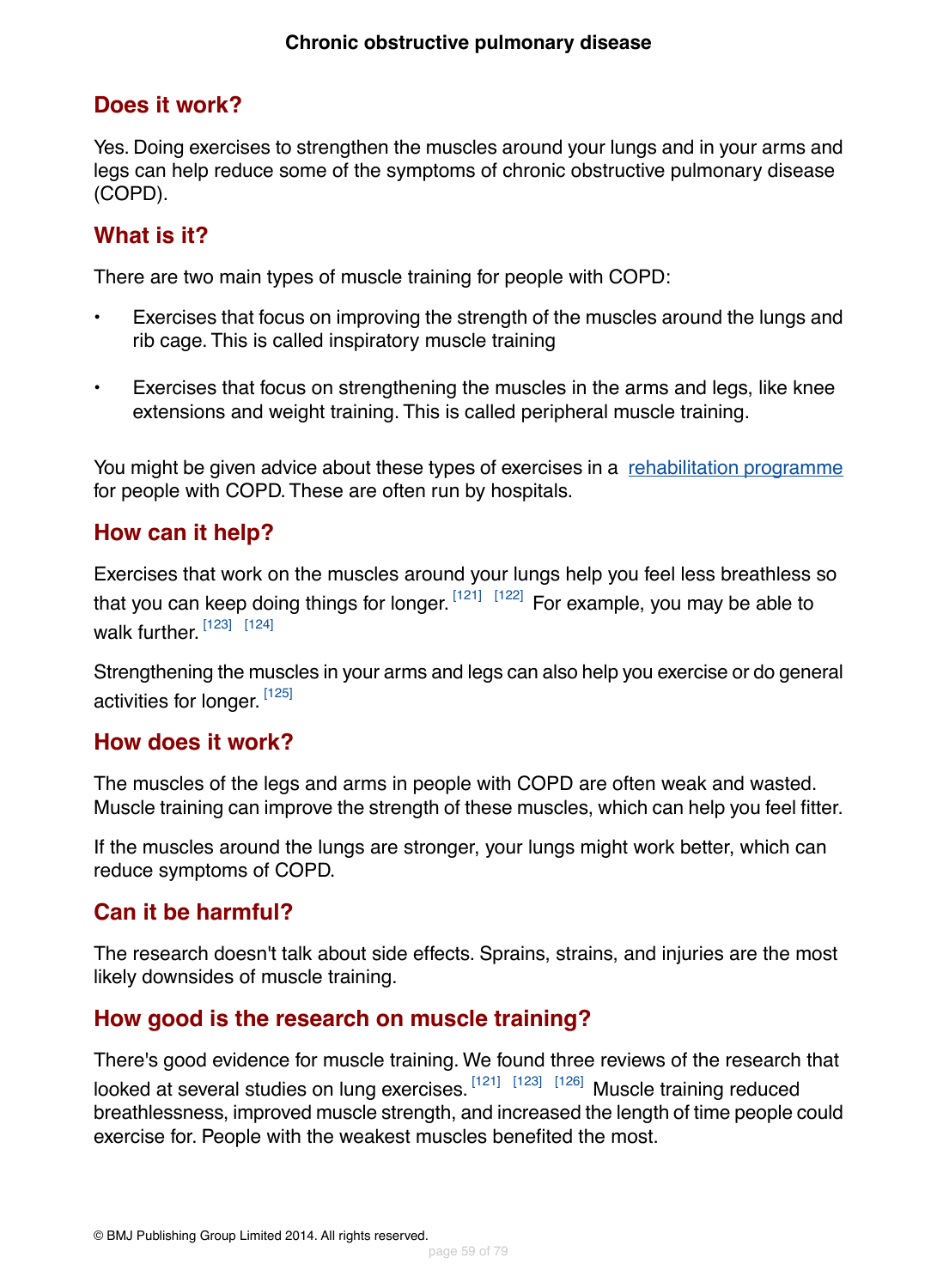## Does it work?

Yes. Doing exercises to strengthen the muscles around your lungs and in your arms and legs can help reduce some of the symptoms of chronic obstructive pulmonary disease (COPD).

## What is it?

There are two main types of muscle training for people with COPD:

- Exercises that focus on improving the strength of the muscles around the lungs and rib cage. This is called inspiratory muscle training
- Exercises that focus on strengthening the muscles in the arms and legs, like knee extensions and weight training. This is called peripheral muscle training.

You might be given advice about these types of exercises in a rehabilitation programme for people with COPD. These are often run by hospitals.

## How can it help?

Exercises that work on the muscles around your lungs help you feel less breathless so that you can keep doing things for longer. [121] [122] For example, you may be able to walk further. [123] [124]

Strengthening the muscles in your arms and legs can also help you exercise or do general activities for longer. [125]

## How does it work?

The muscles of the legs and arms in people with COPD are often weak and wasted. Muscle training can improve the strength of these muscles, which can help you feel fitter.

If the muscles around the lungs are stronger, your lungs might work better, which can reduce symptoms of COPD.

## Can it be harmful?

The research doesn't talk about side effects. Sprains, strains, and injuries are the most likely downsides of muscle training.

## How good is the research on muscle training?

There's good evidence for muscle training. We found three reviews of the research that looked at several studies on lung exercises. [121] [123] [126] Muscle training reduced breathlessness, improved muscle strength, and increased the length of time people could exercise for. People with the weakest muscles benefited the most.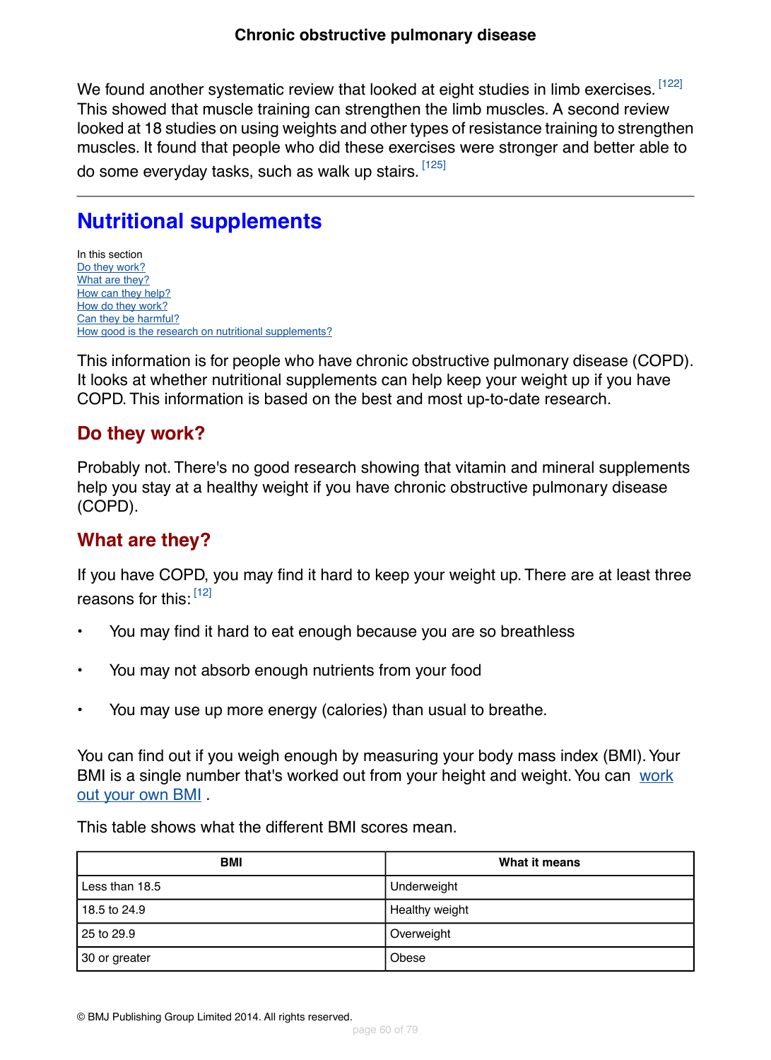We found another systematic review that looked at eight studies in limb exercises.[122] This showed that muscle training can strengthen the limb muscles. A second review looked at 18 studies on using weights and other types of resistance training to strengthen muscles. It found that people who did these exercises were stronger and better able to do some everyday tasks, such as walk up stairs.[125]

---

## Nutritional supplements

In this section
Do they work?
What are they?
How can they help?
How do they work?
Can they be harmful?
How good is the research on nutritional supplements?

This information is for people who have chronic obstructive pulmonary disease (COPD). It looks at whether nutritional supplements can help keep your weight up if you have COPD. This information is based on the best and most up-to-date research.

### Do they work?

Probably not. There's no good research showing that vitamin and mineral supplements help you stay at a healthy weight if you have chronic obstructive pulmonary disease (COPD).

### What are they?

If you have COPD, you may find it hard to keep your weight up. There are at least three reasons for this:[12]

- You may find it hard to eat enough because you are so breathless
- You may not absorb enough nutrients from your food
- You may use up more energy (calories) than usual to breathe.

You can find out if you weigh enough by measuring your body mass index (BMI). Your BMI is a single number that's worked out from your height and weight. You can work out your own BMI .

This table shows what the different BMI scores mean.

| BMI | What it means |
|---|---|
| Less than 18.5 | Underweight |
| 18.5 to 24.9 | Healthy weight |
| 25 to 29.9 | Overweight |
| 30 or greater | Obese |

© BMJ Publishing Group Limited 2014. All rights reserved.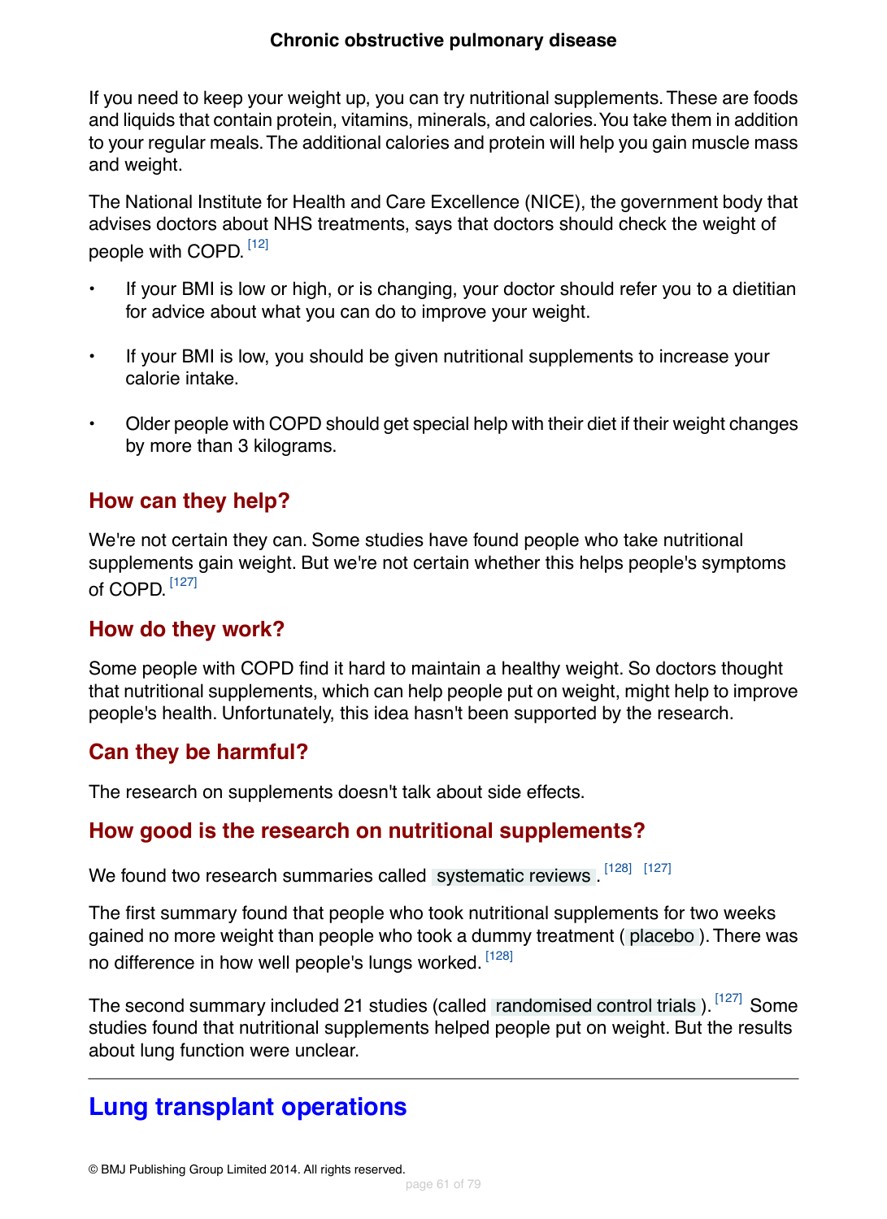If you need to keep your weight up, you can try nutritional supplements. These are foods and liquids that contain protein, vitamins, minerals, and calories. You take them in addition to your regular meals. The additional calories and protein will help you gain muscle mass and weight.

The National Institute for Health and Care Excellence (NICE), the government body that advises doctors about NHS treatments, says that doctors should check the weight of people with COPD. [12]

- If your BMI is low or high, or is changing, your doctor should refer you to a dietitian for advice about what you can do to improve your weight.
- If your BMI is low, you should be given nutritional supplements to increase your calorie intake.
- Older people with COPD should get special help with their diet if their weight changes by more than 3 kilograms.

## How can they help?

We're not certain they can. Some studies have found people who take nutritional supplements gain weight. But we're not certain whether this helps people's symptoms of COPD. [127]

## How do they work?

Some people with COPD find it hard to maintain a healthy weight. So doctors thought that nutritional supplements, which can help people put on weight, might help to improve people's health. Unfortunately, this idea hasn't been supported by the research.

## Can they be harmful?

The research on supplements doesn't talk about side effects.

## How good is the research on nutritional supplements?

We found two research summaries called systematic reviews . [128] [127]

The first summary found that people who took nutritional supplements for two weeks gained no more weight than people who took a dummy treatment ( placebo ). There was no difference in how well people's lungs worked. [128]

The second summary included 21 studies (called randomised control trials ). [127] Some studies found that nutritional supplements helped people put on weight. But the results about lung function were unclear.

---

# Lung transplant operations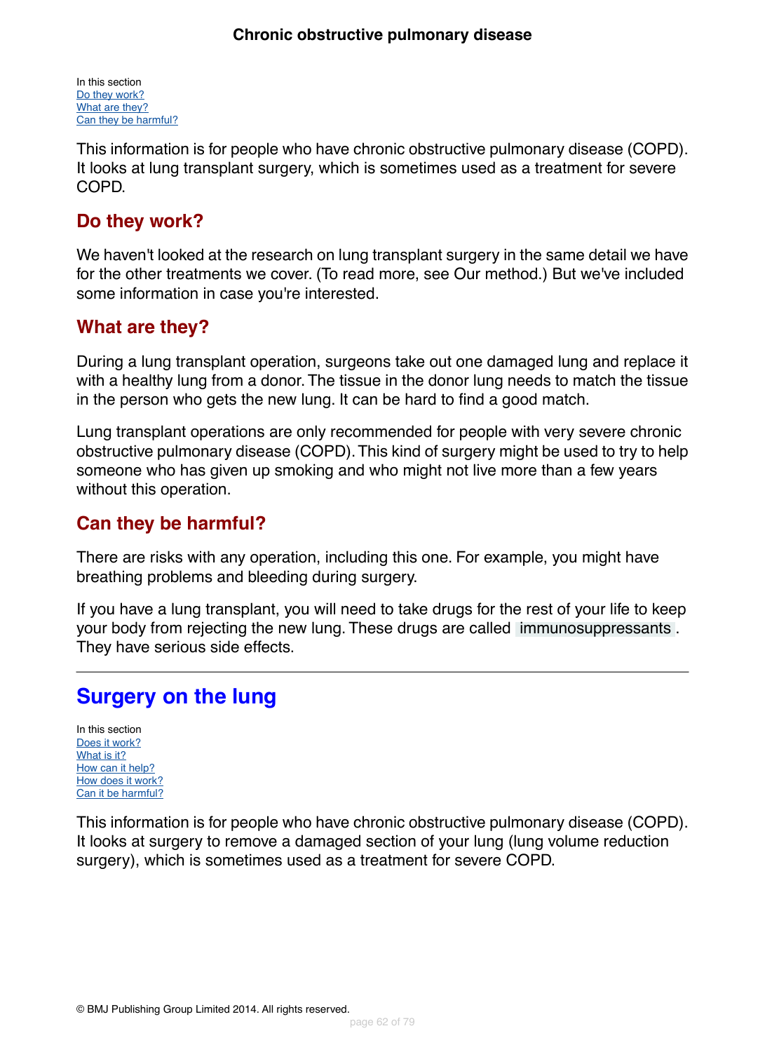In this section
Do they work?
What are they?
Can they be harmful?

This information is for people who have chronic obstructive pulmonary disease (COPD). It looks at lung transplant surgery, which is sometimes used as a treatment for severe COPD.

## Do they work?

We haven't looked at the research on lung transplant surgery in the same detail we have for the other treatments we cover. (To read more, see Our method.) But we've included some information in case you're interested.

## What are they?

During a lung transplant operation, surgeons take out one damaged lung and replace it with a healthy lung from a donor. The tissue in the donor lung needs to match the tissue in the person who gets the new lung. It can be hard to find a good match.

Lung transplant operations are only recommended for people with very severe chronic obstructive pulmonary disease (COPD). This kind of surgery might be used to try to help someone who has given up smoking and who might not live more than a few years without this operation.

## Can they be harmful?

There are risks with any operation, including this one. For example, you might have breathing problems and bleeding during surgery.

If you have a lung transplant, you will need to take drugs for the rest of your life to keep your body from rejecting the new lung. These drugs are called immunosuppressants. They have serious side effects.

---

# Surgery on the lung

In this section
Does it work?
What is it?
How can it help?
How does it work?
Can it be harmful?

This information is for people who have chronic obstructive pulmonary disease (COPD). It looks at surgery to remove a damaged section of your lung (lung volume reduction surgery), which is sometimes used as a treatment for severe COPD.

© BMJ Publishing Group Limited 2014. All rights reserved.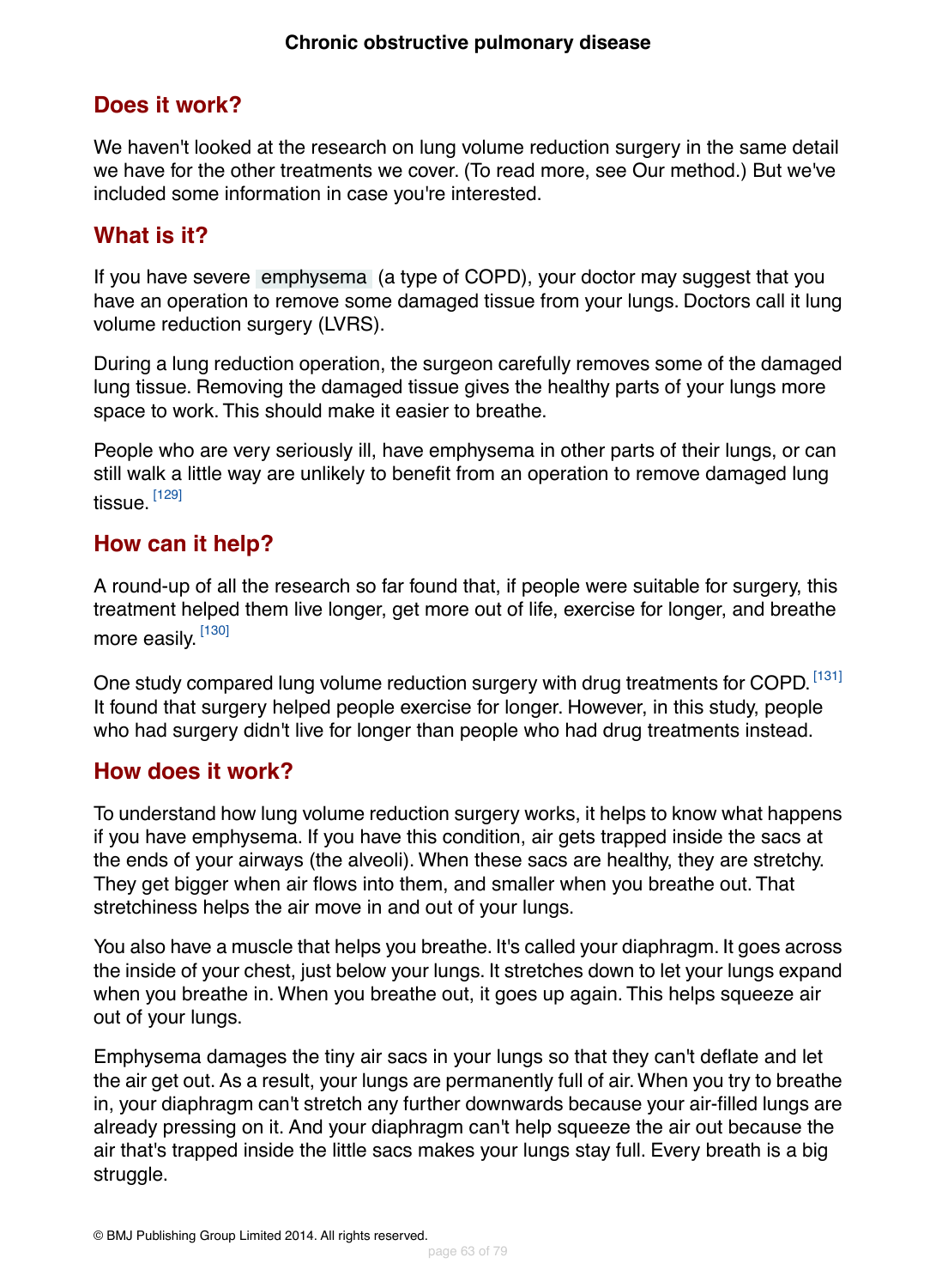## Does it work?

We haven't looked at the research on lung volume reduction surgery in the same detail we have for the other treatments we cover. (To read more, see Our method.) But we've included some information in case you're interested.

## What is it?

If you have severe emphysema (a type of COPD), your doctor may suggest that you have an operation to remove some damaged tissue from your lungs. Doctors call it lung volume reduction surgery (LVRS).

During a lung reduction operation, the surgeon carefully removes some of the damaged lung tissue. Removing the damaged tissue gives the healthy parts of your lungs more space to work. This should make it easier to breathe.

People who are very seriously ill, have emphysema in other parts of their lungs, or can still walk a little way are unlikely to benefit from an operation to remove damaged lung tissue. [129]

## How can it help?

A round-up of all the research so far found that, if people were suitable for surgery, this treatment helped them live longer, get more out of life, exercise for longer, and breathe more easily. [130]

One study compared lung volume reduction surgery with drug treatments for COPD. [131] It found that surgery helped people exercise for longer. However, in this study, people who had surgery didn't live for longer than people who had drug treatments instead.

## How does it work?

To understand how lung volume reduction surgery works, it helps to know what happens if you have emphysema. If you have this condition, air gets trapped inside the sacs at the ends of your airways (the alveoli). When these sacs are healthy, they are stretchy. They get bigger when air flows into them, and smaller when you breathe out. That stretchiness helps the air move in and out of your lungs.

You also have a muscle that helps you breathe. It's called your diaphragm. It goes across the inside of your chest, just below your lungs. It stretches down to let your lungs expand when you breathe in. When you breathe out, it goes up again. This helps squeeze air out of your lungs.

Emphysema damages the tiny air sacs in your lungs so that they can't deflate and let the air get out. As a result, your lungs are permanently full of air. When you try to breathe in, your diaphragm can't stretch any further downwards because your air-filled lungs are already pressing on it. And your diaphragm can't help squeeze the air out because the air that's trapped inside the little sacs makes your lungs stay full. Every breath is a big struggle.

© BMJ Publishing Group Limited 2014. All rights reserved.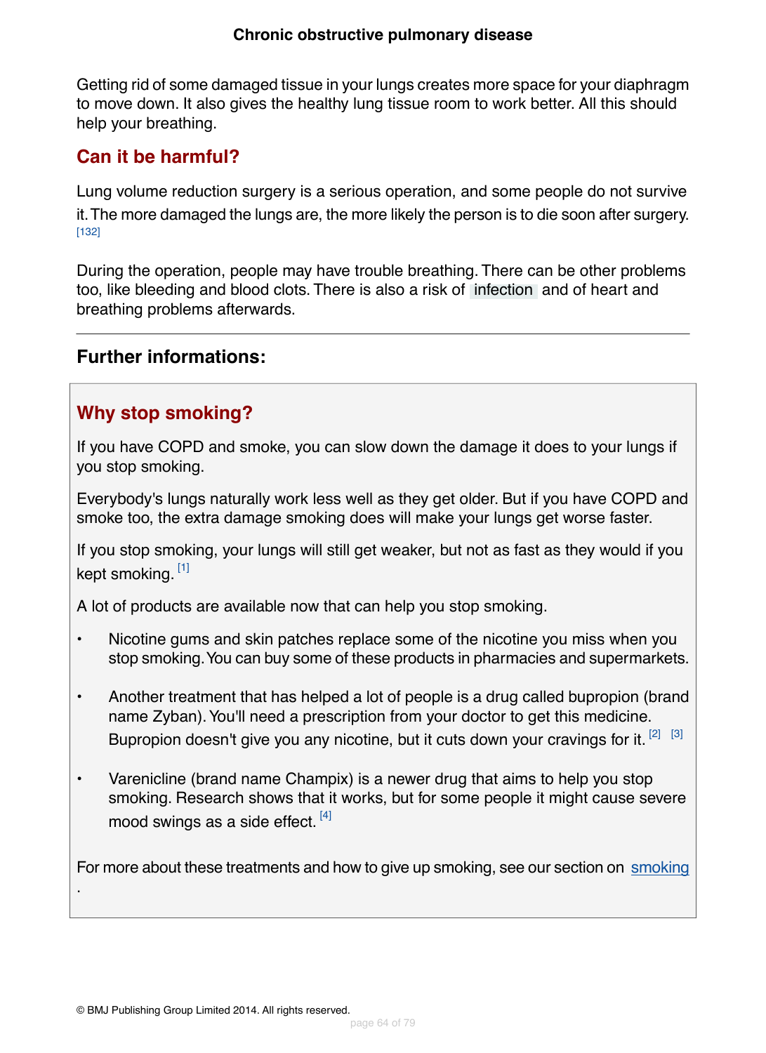Getting rid of some damaged tissue in your lungs creates more space for your diaphragm to move down. It also gives the healthy lung tissue room to work better. All this should help your breathing.

## Can it be harmful?

Lung volume reduction surgery is a serious operation, and some people do not survive it. The more damaged the lungs are, the more likely the person is to die soon after surgery. [132]

During the operation, people may have trouble breathing. There can be other problems too, like bleeding and blood clots. There is also a risk of infection and of heart and breathing problems afterwards.

---

## Further informations:

### Why stop smoking?

If you have COPD and smoke, you can slow down the damage it does to your lungs if you stop smoking.

Everybody's lungs naturally work less well as they get older. But if you have COPD and smoke too, the extra damage smoking does will make your lungs get worse faster.

If you stop smoking, your lungs will still get weaker, but not as fast as they would if you kept smoking. [1]

A lot of products are available now that can help you stop smoking.

- Nicotine gums and skin patches replace some of the nicotine you miss when you stop smoking. You can buy some of these products in pharmacies and supermarkets.
- Another treatment that has helped a lot of people is a drug called bupropion (brand name Zyban). You'll need a prescription from your doctor to get this medicine. Bupropion doesn't give you any nicotine, but it cuts down your cravings for it. [2] [3]
- Varenicline (brand name Champix) is a newer drug that aims to help you stop smoking. Research shows that it works, but for some people it might cause severe mood swings as a side effect. [4]

For more about these treatments and how to give up smoking, see our section on smoking .

© BMJ Publishing Group Limited 2014. All rights reserved.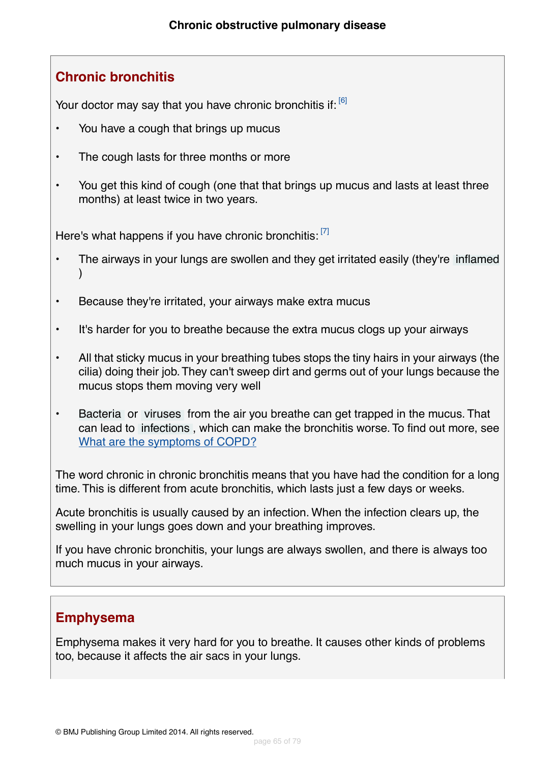## Chronic bronchitis

Your doctor may say that you have chronic bronchitis if: [6]

- You have a cough that brings up mucus
- The cough lasts for three months or more
- You get this kind of cough (one that that brings up mucus and lasts at least three months) at least twice in two years.

Here's what happens if you have chronic bronchitis: [7]

- The airways in your lungs are swollen and they get irritated easily (they're inflamed )
- Because they're irritated, your airways make extra mucus
- It's harder for you to breathe because the extra mucus clogs up your airways
- All that sticky mucus in your breathing tubes stops the tiny hairs in your airways (the cilia) doing their job. They can't sweep dirt and germs out of your lungs because the mucus stops them moving very well
- Bacteria or viruses from the air you breathe can get trapped in the mucus. That can lead to infections , which can make the bronchitis worse. To find out more, see What are the symptoms of COPD?

The word chronic in chronic bronchitis means that you have had the condition for a long time. This is different from acute bronchitis, which lasts just a few days or weeks.

Acute bronchitis is usually caused by an infection. When the infection clears up, the swelling in your lungs goes down and your breathing improves.

If you have chronic bronchitis, your lungs are always swollen, and there is always too much mucus in your airways.

## Emphysema

Emphysema makes it very hard for you to breathe. It causes other kinds of problems too, because it affects the air sacs in your lungs.

© BMJ Publishing Group Limited 2014. All rights reserved.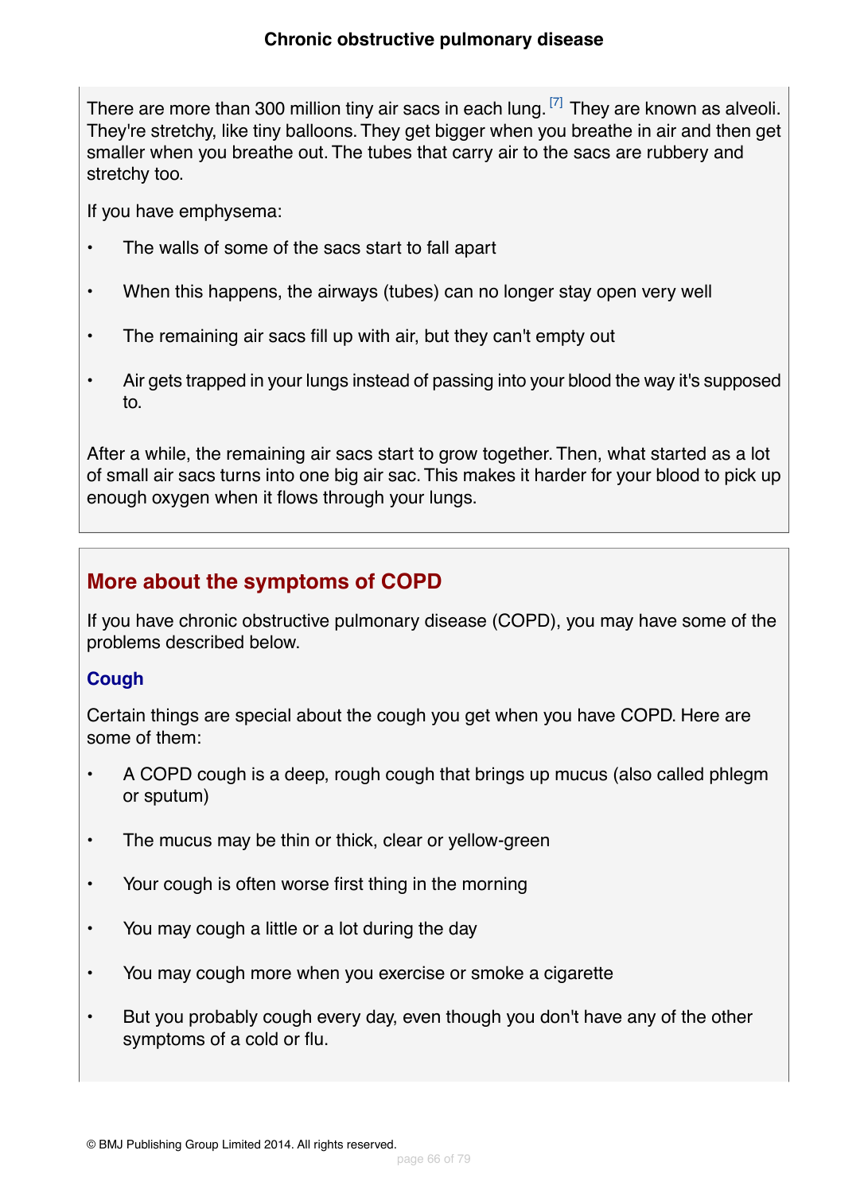There are more than 300 million tiny air sacs in each lung. [7] They are known as alveoli. They're stretchy, like tiny balloons. They get bigger when you breathe in air and then get smaller when you breathe out. The tubes that carry air to the sacs are rubbery and stretchy too.

If you have emphysema:

- The walls of some of the sacs start to fall apart
- When this happens, the airways (tubes) can no longer stay open very well
- The remaining air sacs fill up with air, but they can't empty out
- Air gets trapped in your lungs instead of passing into your blood the way it's supposed to.

After a while, the remaining air sacs start to grow together. Then, what started as a lot of small air sacs turns into one big air sac. This makes it harder for your blood to pick up enough oxygen when it flows through your lungs.

## More about the symptoms of COPD

If you have chronic obstructive pulmonary disease (COPD), you may have some of the problems described below.

### Cough

Certain things are special about the cough you get when you have COPD. Here are some of them:

- A COPD cough is a deep, rough cough that brings up mucus (also called phlegm or sputum)
- The mucus may be thin or thick, clear or yellow-green
- Your cough is often worse first thing in the morning
- You may cough a little or a lot during the day
- You may cough more when you exercise or smoke a cigarette
- But you probably cough every day, even though you don't have any of the other symptoms of a cold or flu.

© BMJ Publishing Group Limited 2014. All rights reserved.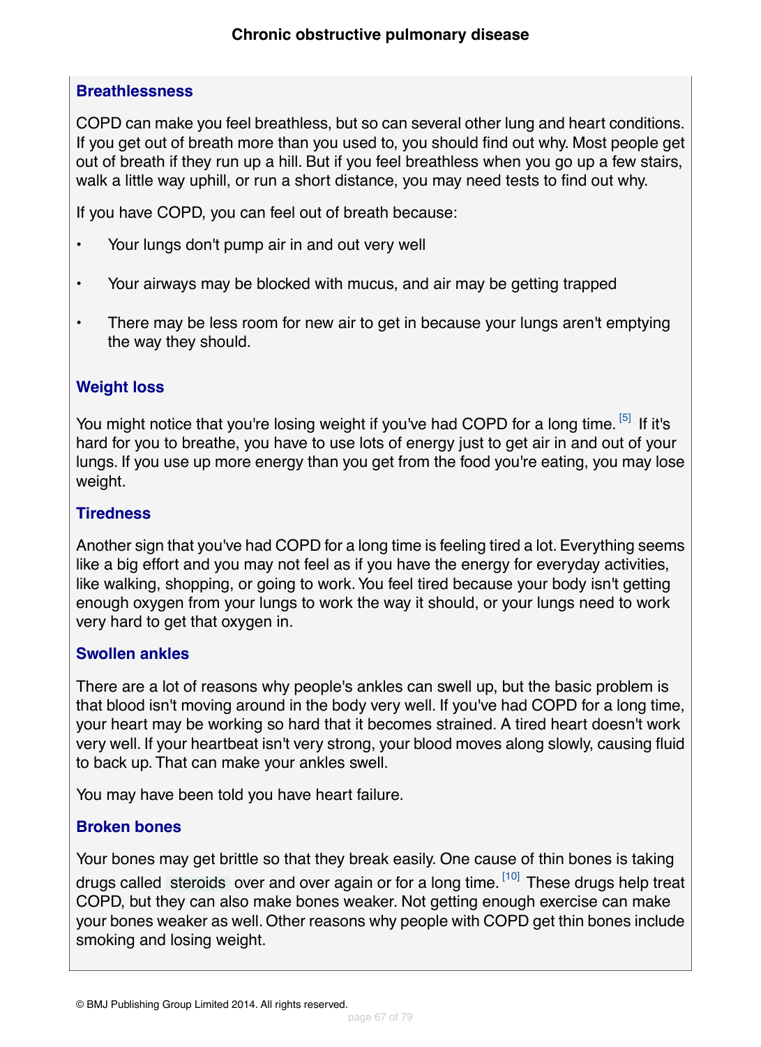### Breathlessness

COPD can make you feel breathless, but so can several other lung and heart conditions. If you get out of breath more than you used to, you should find out why. Most people get out of breath if they run up a hill. But if you feel breathless when you go up a few stairs, walk a little way uphill, or run a short distance, you may need tests to find out why.

If you have COPD, you can feel out of breath because:

- Your lungs don't pump air in and out very well
- Your airways may be blocked with mucus, and air may be getting trapped
- There may be less room for new air to get in because your lungs aren't emptying the way they should.

### Weight loss

You might notice that you're losing weight if you've had COPD for a long time. [5] If it's hard for you to breathe, you have to use lots of energy just to get air in and out of your lungs. If you use up more energy than you get from the food you're eating, you may lose weight.

### Tiredness

Another sign that you've had COPD for a long time is feeling tired a lot. Everything seems like a big effort and you may not feel as if you have the energy for everyday activities, like walking, shopping, or going to work. You feel tired because your body isn't getting enough oxygen from your lungs to work the way it should, or your lungs need to work very hard to get that oxygen in.

### Swollen ankles

There are a lot of reasons why people's ankles can swell up, but the basic problem is that blood isn't moving around in the body very well. If you've had COPD for a long time, your heart may be working so hard that it becomes strained. A tired heart doesn't work very well. If your heartbeat isn't very strong, your blood moves along slowly, causing fluid to back up. That can make your ankles swell.

You may have been told you have heart failure.

### Broken bones

Your bones may get brittle so that they break easily. One cause of thin bones is taking drugs called steroids over and over again or for a long time. [10] These drugs help treat COPD, but they can also make bones weaker. Not getting enough exercise can make your bones weaker as well. Other reasons why people with COPD get thin bones include smoking and losing weight.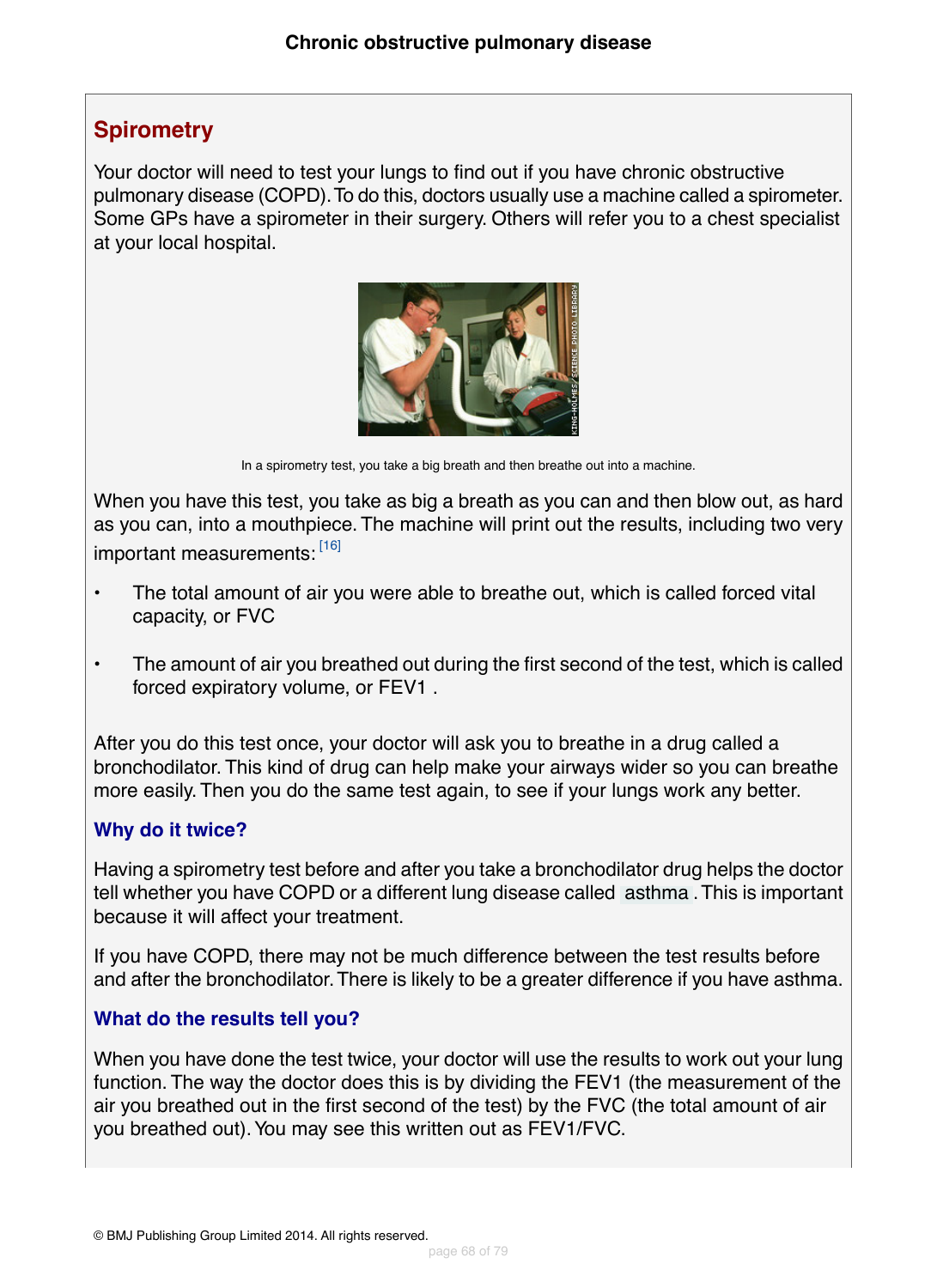## Spirometry

Your doctor will need to test your lungs to find out if you have chronic obstructive pulmonary disease (COPD). To do this, doctors usually use a machine called a spirometer. Some GPs have a spirometer in their surgery. Others will refer you to a chest specialist at your local hospital.

In a spirometry test, you take a big breath and then breathe out into a machine.

When you have this test, you take as big a breath as you can and then blow out, as hard as you can, into a mouthpiece. The machine will print out the results, including two very important measurements: [16]

- The total amount of air you were able to breathe out, which is called forced vital capacity, or FVC
- The amount of air you breathed out during the first second of the test, which is called forced expiratory volume, or FEV1 .

After you do this test once, your doctor will ask you to breathe in a drug called a bronchodilator. This kind of drug can help make your airways wider so you can breathe more easily. Then you do the same test again, to see if your lungs work any better.

### Why do it twice?

Having a spirometry test before and after you take a bronchodilator drug helps the doctor tell whether you have COPD or a different lung disease called asthma . This is important because it will affect your treatment.

If you have COPD, there may not be much difference between the test results before and after the bronchodilator. There is likely to be a greater difference if you have asthma.

### What do the results tell you?

When you have done the test twice, your doctor will use the results to work out your lung function. The way the doctor does this is by dividing the FEV1 (the measurement of the air you breathed out in the first second of the test) by the FVC (the total amount of air you breathed out). You may see this written out as FEV1/FVC.

© BMJ Publishing Group Limited 2014. All rights reserved.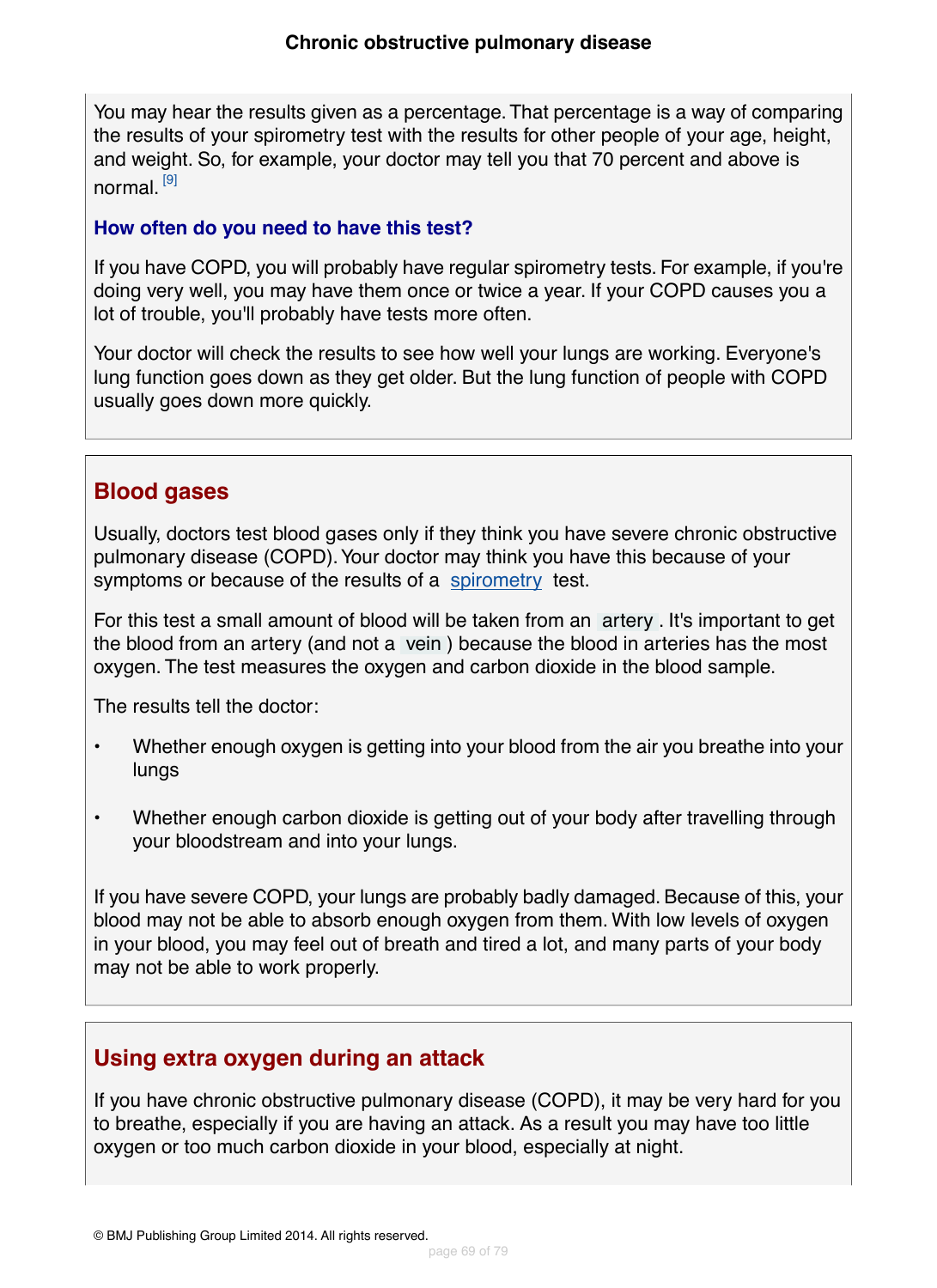You may hear the results given as a percentage. That percentage is a way of comparing the results of your spirometry test with the results for other people of your age, height, and weight. So, for example, your doctor may tell you that 70 percent and above is normal. [9]

### How often do you need to have this test?

If you have COPD, you will probably have regular spirometry tests. For example, if you're doing very well, you may have them once or twice a year. If your COPD causes you a lot of trouble, you'll probably have tests more often.

Your doctor will check the results to see how well your lungs are working. Everyone's lung function goes down as they get older. But the lung function of people with COPD usually goes down more quickly.

## Blood gases

Usually, doctors test blood gases only if they think you have severe chronic obstructive pulmonary disease (COPD). Your doctor may think you have this because of your symptoms or because of the results of a spirometry test.

For this test a small amount of blood will be taken from an artery. It's important to get the blood from an artery (and not a vein) because the blood in arteries has the most oxygen. The test measures the oxygen and carbon dioxide in the blood sample.

The results tell the doctor:

- Whether enough oxygen is getting into your blood from the air you breathe into your lungs
- Whether enough carbon dioxide is getting out of your body after travelling through your bloodstream and into your lungs.

If you have severe COPD, your lungs are probably badly damaged. Because of this, your blood may not be able to absorb enough oxygen from them. With low levels of oxygen in your blood, you may feel out of breath and tired a lot, and many parts of your body may not be able to work properly.

## Using extra oxygen during an attack

If you have chronic obstructive pulmonary disease (COPD), it may be very hard for you to breathe, especially if you are having an attack. As a result you may have too little oxygen or too much carbon dioxide in your blood, especially at night.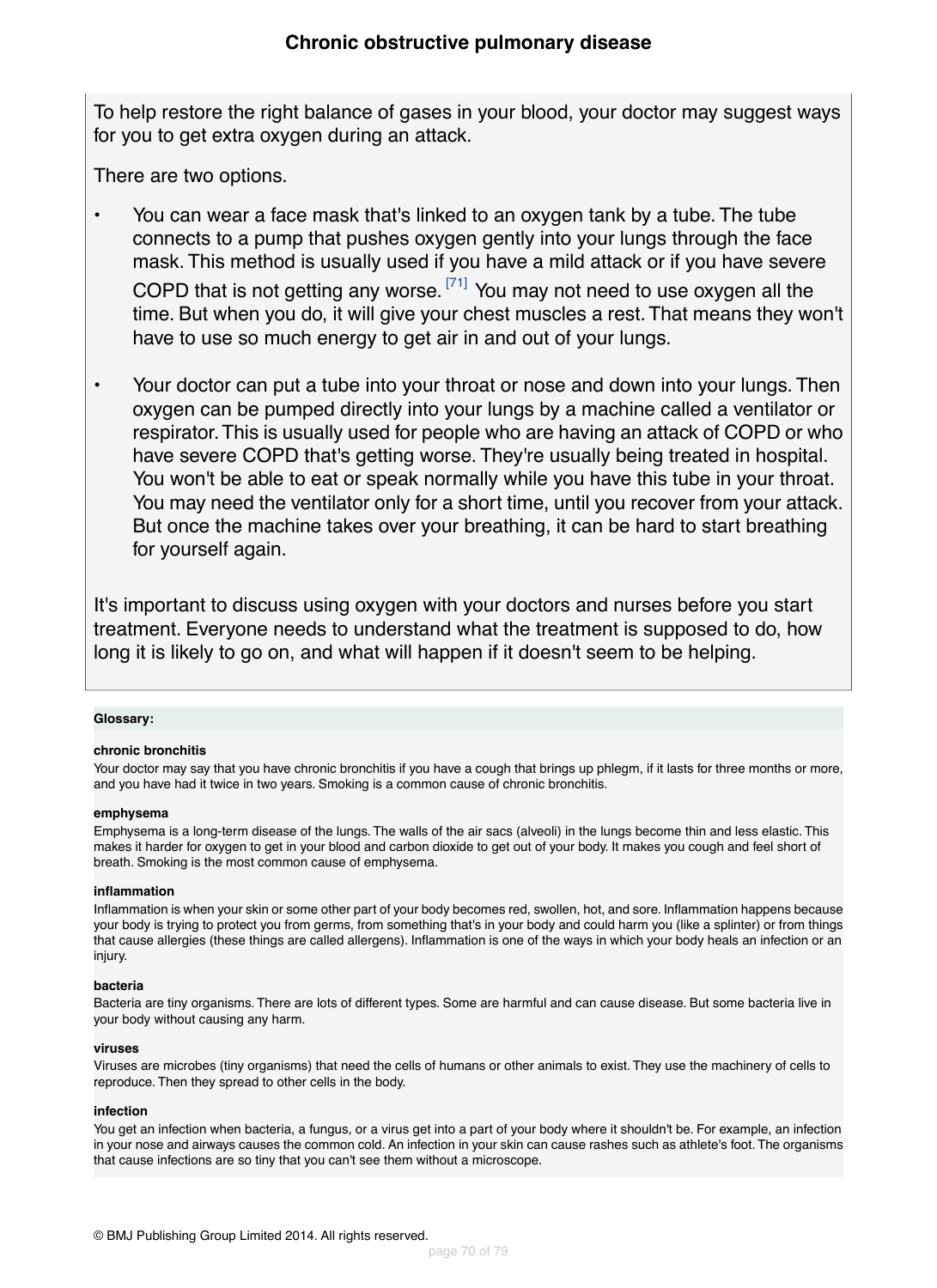To help restore the right balance of gases in your blood, your doctor may suggest ways for you to get extra oxygen during an attack.

There are two options.

- You can wear a face mask that's linked to an oxygen tank by a tube. The tube connects to a pump that pushes oxygen gently into your lungs through the face mask. This method is usually used if you have a mild attack or if you have severe COPD that is not getting any worse. [71] You may not need to use oxygen all the time. But when you do, it will give your chest muscles a rest. That means they won't have to use so much energy to get air in and out of your lungs.

- Your doctor can put a tube into your throat or nose and down into your lungs. Then oxygen can be pumped directly into your lungs by a machine called a ventilator or respirator. This is usually used for people who are having an attack of COPD or who have severe COPD that's getting worse. They're usually being treated in hospital. You won't be able to eat or speak normally while you have this tube in your throat. You may need the ventilator only for a short time, until you recover from your attack. But once the machine takes over your breathing, it can be hard to start breathing for yourself again.

It's important to discuss using oxygen with your doctors and nurses before you start treatment. Everyone needs to understand what the treatment is supposed to do, how long it is likely to go on, and what will happen if it doesn't seem to be helping.

**Glossary:**

**chronic bronchitis**
Your doctor may say that you have chronic bronchitis if you have a cough that brings up phlegm, if it lasts for three months or more, and you have had it twice in two years. Smoking is a common cause of chronic bronchitis.

**emphysema**
Emphysema is a long-term disease of the lungs. The walls of the air sacs (alveoli) in the lungs become thin and less elastic. This makes it harder for oxygen to get in your blood and carbon dioxide to get out of your body. It makes you cough and feel short of breath. Smoking is the most common cause of emphysema.

**inflammation**
Inflammation is when your skin or some other part of your body becomes red, swollen, hot, and sore. Inflammation happens because your body is trying to protect you from germs, from something that's in your body and could harm you (like a splinter) or from things that cause allergies (these things are called allergens). Inflammation is one of the ways in which your body heals an infection or an injury.

**bacteria**
Bacteria are tiny organisms. There are lots of different types. Some are harmful and can cause disease. But some bacteria live in your body without causing any harm.

**viruses**
Viruses are microbes (tiny organisms) that need the cells of humans or other animals to exist. They use the machinery of cells to reproduce. Then they spread to other cells in the body.

**infection**
You get an infection when bacteria, a fungus, or a virus get into a part of your body where it shouldn't be. For example, an infection in your nose and airways causes the common cold. An infection in your skin can cause rashes such as athlete's foot. The organisms that cause infections are so tiny that you can't see them without a microscope.

© BMJ Publishing Group Limited 2014. All rights reserved.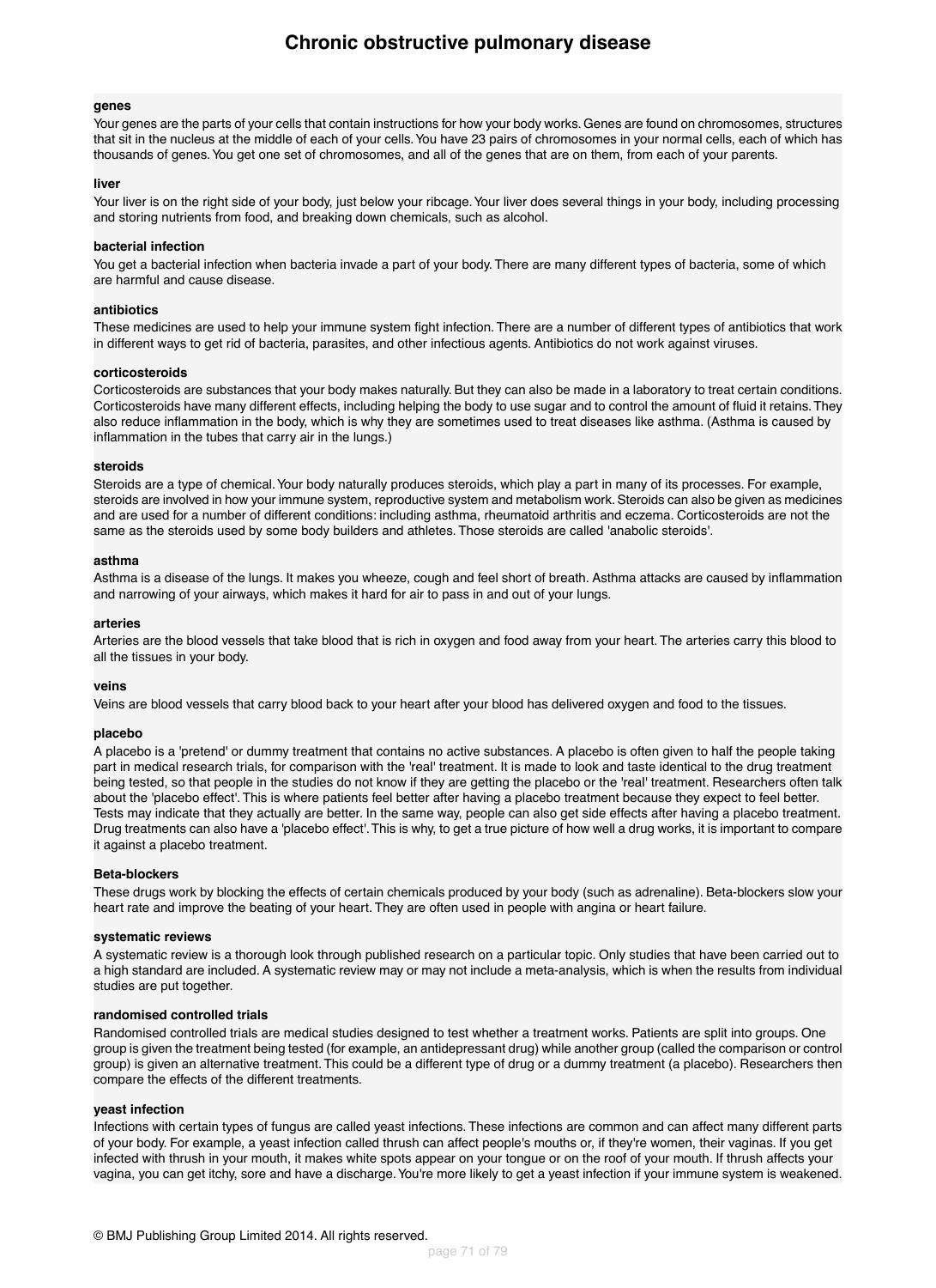**genes**

Your genes are the parts of your cells that contain instructions for how your body works. Genes are found on chromosomes, structures that sit in the nucleus at the middle of each of your cells. You have 23 pairs of chromosomes in your normal cells, each of which has thousands of genes. You get one set of chromosomes, and all of the genes that are on them, from each of your parents.

**liver**

Your liver is on the right side of your body, just below your ribcage. Your liver does several things in your body, including processing and storing nutrients from food, and breaking down chemicals, such as alcohol.

**bacterial infection**

You get a bacterial infection when bacteria invade a part of your body. There are many different types of bacteria, some of which are harmful and cause disease.

**antibiotics**

These medicines are used to help your immune system fight infection. There are a number of different types of antibiotics that work in different ways to get rid of bacteria, parasites, and other infectious agents. Antibiotics do not work against viruses.

**corticosteroids**

Corticosteroids are substances that your body makes naturally. But they can also be made in a laboratory to treat certain conditions. Corticosteroids have many different effects, including helping the body to use sugar and to control the amount of fluid it retains. They also reduce inflammation in the body, which is why they are sometimes used to treat diseases like asthma. (Asthma is caused by inflammation in the tubes that carry air in the lungs.)

**steroids**

Steroids are a type of chemical. Your body naturally produces steroids, which play a part in many of its processes. For example, steroids are involved in how your immune system, reproductive system and metabolism work. Steroids can also be given as medicines and are used for a number of different conditions: including asthma, rheumatoid arthritis and eczema. Corticosteroids are not the same as the steroids used by some body builders and athletes. Those steroids are called 'anabolic steroids'.

**asthma**

Asthma is a disease of the lungs. It makes you wheeze, cough and feel short of breath. Asthma attacks are caused by inflammation and narrowing of your airways, which makes it hard for air to pass in and out of your lungs.

**arteries**

Arteries are the blood vessels that take blood that is rich in oxygen and food away from your heart. The arteries carry this blood to all the tissues in your body.

**veins**

Veins are blood vessels that carry blood back to your heart after your blood has delivered oxygen and food to the tissues.

**placebo**

A placebo is a 'pretend' or dummy treatment that contains no active substances. A placebo is often given to half the people taking part in medical research trials, for comparison with the 'real' treatment. It is made to look and taste identical to the drug treatment being tested, so that people in the studies do not know if they are getting the placebo or the 'real' treatment. Researchers often talk about the 'placebo effect'. This is where patients feel better after having a placebo treatment because they expect to feel better. Tests may indicate that they actually are better. In the same way, people can also get side effects after having a placebo treatment. Drug treatments can also have a 'placebo effect'. This is why, to get a true picture of how well a drug works, it is important to compare it against a placebo treatment.

**Beta-blockers**

These drugs work by blocking the effects of certain chemicals produced by your body (such as adrenaline). Beta-blockers slow your heart rate and improve the beating of your heart. They are often used in people with angina or heart failure.

**systematic reviews**

A systematic review is a thorough look through published research on a particular topic. Only studies that have been carried out to a high standard are included. A systematic review may or may not include a meta-analysis, which is when the results from individual studies are put together.

**randomised controlled trials**

Randomised controlled trials are medical studies designed to test whether a treatment works. Patients are split into groups. One group is given the treatment being tested (for example, an antidepressant drug) while another group (called the comparison or control group) is given an alternative treatment. This could be a different type of drug or a dummy treatment (a placebo). Researchers then compare the effects of the different treatments.

**yeast infection**

Infections with certain types of fungus are called yeast infections. These infections are common and can affect many different parts of your body. For example, a yeast infection called thrush can affect people's mouths or, if they're women, their vaginas. If you get infected with thrush in your mouth, it makes white spots appear on your tongue or on the roof of your mouth. If thrush affects your vagina, you can get itchy, sore and have a discharge. You're more likely to get a yeast infection if your immune system is weakened.

© BMJ Publishing Group Limited 2014. All rights reserved.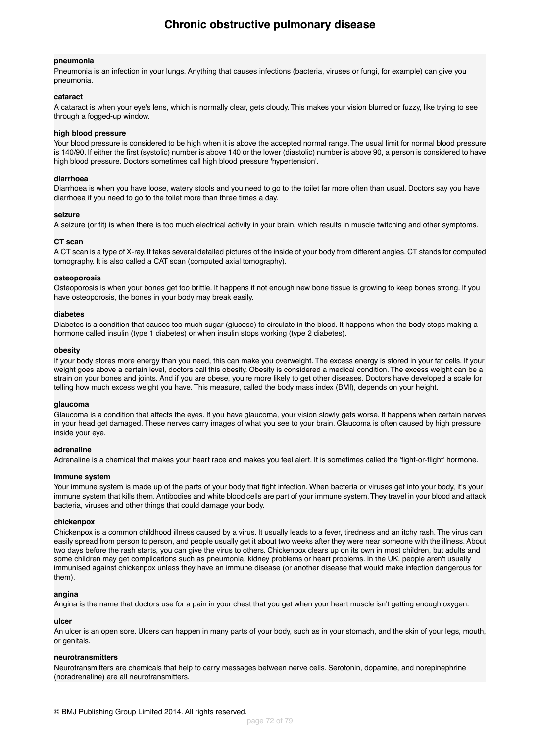**pneumonia**
Pneumonia is an infection in your lungs. Anything that causes infections (bacteria, viruses or fungi, for example) can give you pneumonia.

**cataract**
A cataract is when your eye's lens, which is normally clear, gets cloudy. This makes your vision blurred or fuzzy, like trying to see through a fogged-up window.

**high blood pressure**
Your blood pressure is considered to be high when it is above the accepted normal range. The usual limit for normal blood pressure is 140/90. If either the first (systolic) number is above 140 or the lower (diastolic) number is above 90, a person is considered to have high blood pressure. Doctors sometimes call high blood pressure 'hypertension'.

**diarrhoea**
Diarrhoea is when you have loose, watery stools and you need to go to the toilet far more often than usual. Doctors say you have diarrhoea if you need to go to the toilet more than three times a day.

**seizure**
A seizure (or fit) is when there is too much electrical activity in your brain, which results in muscle twitching and other symptoms.

**CT scan**
A CT scan is a type of X-ray. It takes several detailed pictures of the inside of your body from different angles. CT stands for computed tomography. It is also called a CAT scan (computed axial tomography).

**osteoporosis**
Osteoporosis is when your bones get too brittle. It happens if not enough new bone tissue is growing to keep bones strong. If you have osteoporosis, the bones in your body may break easily.

**diabetes**
Diabetes is a condition that causes too much sugar (glucose) to circulate in the blood. It happens when the body stops making a hormone called insulin (type 1 diabetes) or when insulin stops working (type 2 diabetes).

**obesity**
If your body stores more energy than you need, this can make you overweight. The excess energy is stored in your fat cells. If your weight goes above a certain level, doctors call this obesity. Obesity is considered a medical condition. The excess weight can be a strain on your bones and joints. And if you are obese, you're more likely to get other diseases. Doctors have developed a scale for telling how much excess weight you have. This measure, called the body mass index (BMI), depends on your height.

**glaucoma**
Glaucoma is a condition that affects the eyes. If you have glaucoma, your vision slowly gets worse. It happens when certain nerves in your head get damaged. These nerves carry images of what you see to your brain. Glaucoma is often caused by high pressure inside your eye.

**adrenaline**
Adrenaline is a chemical that makes your heart race and makes you feel alert. It is sometimes called the 'fight-or-flight' hormone.

**immune system**
Your immune system is made up of the parts of your body that fight infection. When bacteria or viruses get into your body, it's your immune system that kills them. Antibodies and white blood cells are part of your immune system. They travel in your blood and attack bacteria, viruses and other things that could damage your body.

**chickenpox**
Chickenpox is a common childhood illness caused by a virus. It usually leads to a fever, tiredness and an itchy rash. The virus can easily spread from person to person, and people usually get it about two weeks after they were near someone with the illness. About two days before the rash starts, you can give the virus to others. Chickenpox clears up on its own in most children, but adults and some children may get complications such as pneumonia, kidney problems or heart problems. In the UK, people aren't usually immunised against chickenpox unless they have an immune disease (or another disease that would make infection dangerous for them).

**angina**
Angina is the name that doctors use for a pain in your chest that you get when your heart muscle isn't getting enough oxygen.

**ulcer**
An ulcer is an open sore. Ulcers can happen in many parts of your body, such as in your stomach, and the skin of your legs, mouth, or genitals.

**neurotransmitters**
Neurotransmitters are chemicals that help to carry messages between nerve cells. Serotonin, dopamine, and norepinephrine (noradrenaline) are all neurotransmitters.

© BMJ Publishing Group Limited 2014. All rights reserved.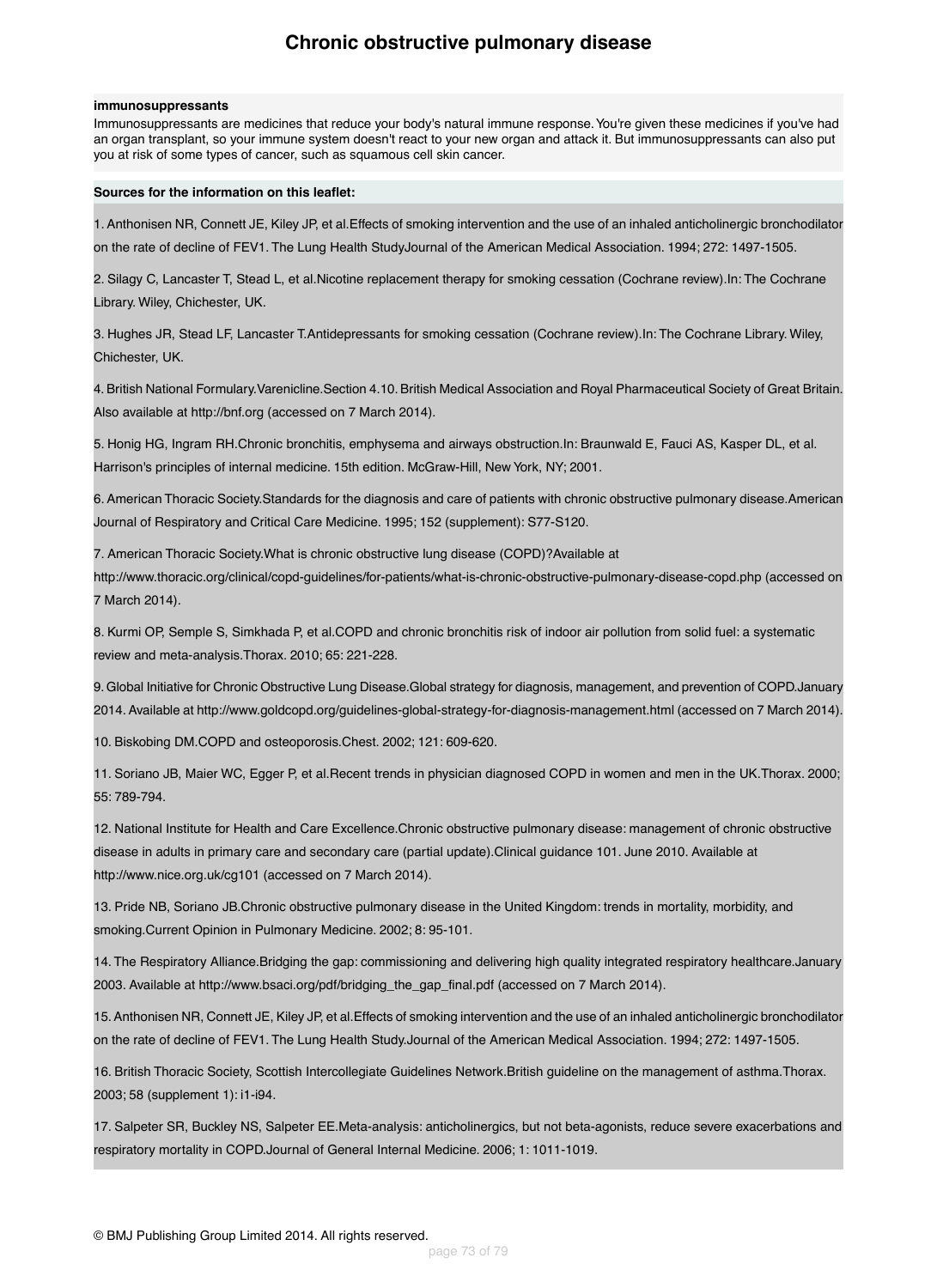**immunosuppressants**

Immunosuppressants are medicines that reduce your body's natural immune response. You're given these medicines if you've had an organ transplant, so your immune system doesn't react to your new organ and attack it. But immunosuppressants can also put you at risk of some types of cancer, such as squamous cell skin cancer.

**Sources for the information on this leaflet:**

1. Anthonisen NR, Connett JE, Kiley JP, et al.Effects of smoking intervention and the use of an inhaled anticholinergic bronchodilator on the rate of decline of FEV1. The Lung Health StudyJournal of the American Medical Association. 1994; 272: 1497-1505.

2. Silagy C, Lancaster T, Stead L, et al.Nicotine replacement therapy for smoking cessation (Cochrane review).In: The Cochrane Library. Wiley, Chichester, UK.

3. Hughes JR, Stead LF, Lancaster T.Antidepressants for smoking cessation (Cochrane review).In: The Cochrane Library. Wiley, Chichester, UK.

4. British National Formulary.Varenicline.Section 4.10. British Medical Association and Royal Pharmaceutical Society of Great Britain. Also available at http://bnf.org (accessed on 7 March 2014).

5. Honig HG, Ingram RH.Chronic bronchitis, emphysema and airways obstruction.In: Braunwald E, Fauci AS, Kasper DL, et al. Harrison's principles of internal medicine. 15th edition. McGraw-Hill, New York, NY; 2001.

6. American Thoracic Society.Standards for the diagnosis and care of patients with chronic obstructive pulmonary disease.American Journal of Respiratory and Critical Care Medicine. 1995; 152 (supplement): S77-S120.

7. American Thoracic Society.What is chronic obstructive lung disease (COPD)?Available at http://www.thoracic.org/clinical/copd-guidelines/for-patients/what-is-chronic-obstructive-pulmonary-disease-copd.php (accessed on 7 March 2014).

8. Kurmi OP, Semple S, Simkhada P, et al.COPD and chronic bronchitis risk of indoor air pollution from solid fuel: a systematic review and meta-analysis.Thorax. 2010; 65: 221-228.

9. Global Initiative for Chronic Obstructive Lung Disease.Global strategy for diagnosis, management, and prevention of COPD.January 2014. Available at http://www.goldcopd.org/guidelines-global-strategy-for-diagnosis-management.html (accessed on 7 March 2014).

10. Biskobing DM.COPD and osteoporosis.Chest. 2002; 121: 609-620.

11. Soriano JB, Maier WC, Egger P, et al.Recent trends in physician diagnosed COPD in women and men in the UK.Thorax. 2000; 55: 789-794.

12. National Institute for Health and Care Excellence.Chronic obstructive pulmonary disease: management of chronic obstructive disease in adults in primary care and secondary care (partial update).Clinical guidance 101. June 2010. Available at http://www.nice.org.uk/cg101 (accessed on 7 March 2014).

13. Pride NB, Soriano JB.Chronic obstructive pulmonary disease in the United Kingdom: trends in mortality, morbidity, and smoking.Current Opinion in Pulmonary Medicine. 2002; 8: 95-101.

14. The Respiratory Alliance.Bridging the gap: commissioning and delivering high quality integrated respiratory healthcare.January 2003. Available at http://www.bsaci.org/pdf/bridging_the_gap_final.pdf (accessed on 7 March 2014).

15. Anthonisen NR, Connett JE, Kiley JP, et al.Effects of smoking intervention and the use of an inhaled anticholinergic bronchodilator on the rate of decline of FEV1. The Lung Health Study.Journal of the American Medical Association. 1994; 272: 1497-1505.

16. British Thoracic Society, Scottish Intercollegiate Guidelines Network.British guideline on the management of asthma.Thorax. 2003; 58 (supplement 1): i1-i94.

17. Salpeter SR, Buckley NS, Salpeter EE.Meta-analysis: anticholinergics, but not beta-agonists, reduce severe exacerbations and respiratory mortality in COPD.Journal of General Internal Medicine. 2006; 1: 1011-1019.

© BMJ Publishing Group Limited 2014. All rights reserved.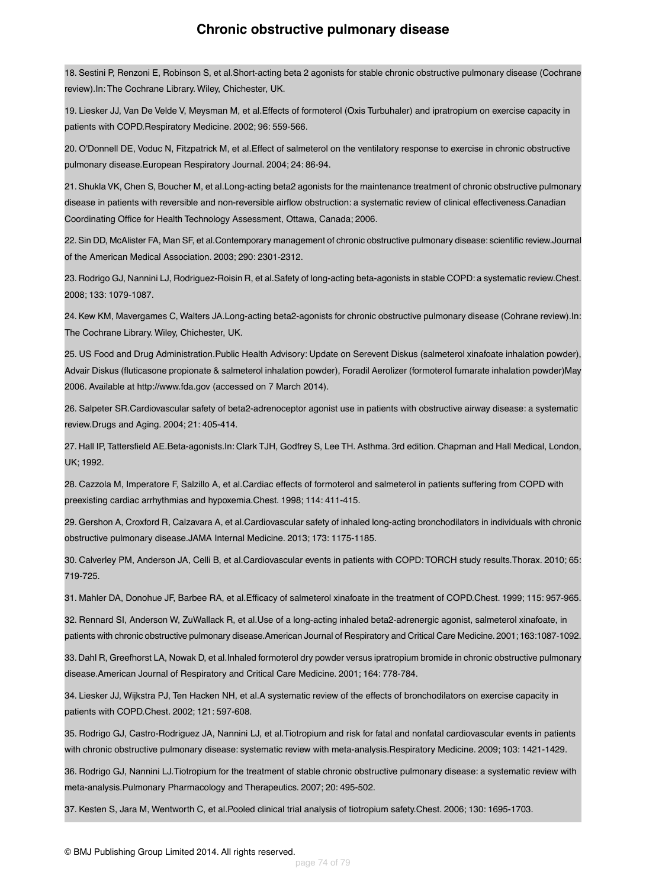18. Sestini P, Renzoni E, Robinson S, et al.Short-acting beta 2 agonists for stable chronic obstructive pulmonary disease (Cochrane review).In: The Cochrane Library. Wiley, Chichester, UK.

19. Liesker JJ, Van De Velde V, Meysman M, et al.Effects of formoterol (Oxis Turbuhaler) and ipratropium on exercise capacity in patients with COPD.Respiratory Medicine. 2002; 96: 559-566.

20. O'Donnell DE, Voduc N, Fitzpatrick M, et al.Effect of salmeterol on the ventilatory response to exercise in chronic obstructive pulmonary disease.European Respiratory Journal. 2004; 24: 86-94.

21. Shukla VK, Chen S, Boucher M, et al.Long-acting beta2 agonists for the maintenance treatment of chronic obstructive pulmonary disease in patients with reversible and non-reversible airflow obstruction: a systematic review of clinical effectiveness.Canadian Coordinating Office for Health Technology Assessment, Ottawa, Canada; 2006.

22. Sin DD, McAlister FA, Man SF, et al.Contemporary management of chronic obstructive pulmonary disease: scientific review.Journal of the American Medical Association. 2003; 290: 2301-2312.

23. Rodrigo GJ, Nannini LJ, Rodriguez-Roisin R, et al.Safety of long-acting beta-agonists in stable COPD: a systematic review.Chest. 2008; 133: 1079-1087.

24. Kew KM, Mavergames C, Walters JA.Long-acting beta2-agonists for chronic obstructive pulmonary disease (Cohrane review).In: The Cochrane Library. Wiley, Chichester, UK.

25. US Food and Drug Administration.Public Health Advisory: Update on Serevent Diskus (salmeterol xinafoate inhalation powder), Advair Diskus (fluticasone propionate & salmeterol inhalation powder), Foradil Aerolizer (formoterol fumarate inhalation powder)May 2006. Available at http://www.fda.gov (accessed on 7 March 2014).

26. Salpeter SR.Cardiovascular safety of beta2-adrenoceptor agonist use in patients with obstructive airway disease: a systematic review.Drugs and Aging. 2004; 21: 405-414.

27. Hall IP, Tattersfield AE.Beta-agonists.In: Clark TJH, Godfrey S, Lee TH. Asthma. 3rd edition. Chapman and Hall Medical, London, UK; 1992.

28. Cazzola M, Imperatore F, Salzillo A, et al.Cardiac effects of formoterol and salmeterol in patients suffering from COPD with preexisting cardiac arrhythmias and hypoxemia.Chest. 1998; 114: 411-415.

29. Gershon A, Croxford R, Calzavara A, et al.Cardiovascular safety of inhaled long-acting bronchodilators in individuals with chronic obstructive pulmonary disease.JAMA Internal Medicine. 2013; 173: 1175-1185.

30. Calverley PM, Anderson JA, Celli B, et al.Cardiovascular events in patients with COPD: TORCH study results.Thorax. 2010; 65: 719-725.

31. Mahler DA, Donohue JF, Barbee RA, et al.Efficacy of salmeterol xinafoate in the treatment of COPD.Chest. 1999; 115: 957-965.

32. Rennard SI, Anderson W, ZuWallack R, et al.Use of a long-acting inhaled beta2-adrenergic agonist, salmeterol xinafoate, in patients with chronic obstructive pulmonary disease.American Journal of Respiratory and Critical Care Medicine. 2001; 163:1087-1092.

33. Dahl R, Greefhorst LA, Nowak D, et al.Inhaled formoterol dry powder versus ipratropium bromide in chronic obstructive pulmonary disease.American Journal of Respiratory and Critical Care Medicine. 2001; 164: 778-784.

34. Liesker JJ, Wijkstra PJ, Ten Hacken NH, et al.A systematic review of the effects of bronchodilators on exercise capacity in patients with COPD.Chest. 2002; 121: 597-608.

35. Rodrigo GJ, Castro-Rodriguez JA, Nannini LJ, et al.Tiotropium and risk for fatal and nonfatal cardiovascular events in patients with chronic obstructive pulmonary disease: systematic review with meta-analysis.Respiratory Medicine. 2009; 103: 1421-1429.

36. Rodrigo GJ, Nannini LJ.Tiotropium for the treatment of stable chronic obstructive pulmonary disease: a systematic review with meta-analysis.Pulmonary Pharmacology and Therapeutics. 2007; 20: 495-502.

37. Kesten S, Jara M, Wentworth C, et al.Pooled clinical trial analysis of tiotropium safety.Chest. 2006; 130: 1695-1703.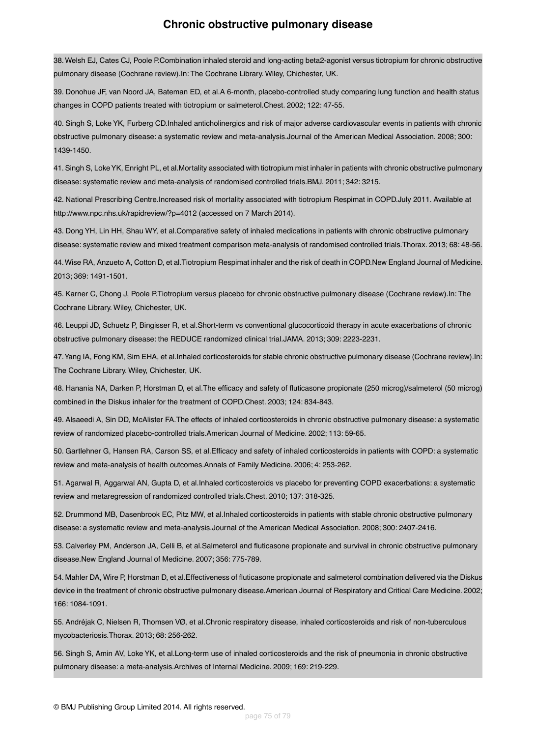38. Welsh EJ, Cates CJ, Poole P.Combination inhaled steroid and long-acting beta2-agonist versus tiotropium for chronic obstructive pulmonary disease (Cochrane review).In: The Cochrane Library. Wiley, Chichester, UK.

39. Donohue JF, van Noord JA, Bateman ED, et al.A 6-month, placebo-controlled study comparing lung function and health status changes in COPD patients treated with tiotropium or salmeterol.Chest. 2002; 122: 47-55.

40. Singh S, Loke YK, Furberg CD.Inhaled anticholinergics and risk of major adverse cardiovascular events in patients with chronic obstructive pulmonary disease: a systematic review and meta-analysis.Journal of the American Medical Association. 2008; 300: 1439-1450.

41. Singh S, Loke YK, Enright PL, et al.Mortality associated with tiotropium mist inhaler in patients with chronic obstructive pulmonary disease: systematic review and meta-analysis of randomised controlled trials.BMJ. 2011; 342: 3215.

42. National Prescribing Centre.Increased risk of mortality associated with tiotropium Respimat in COPD.July 2011. Available at http://www.npc.nhs.uk/rapidreview/?p=4012 (accessed on 7 March 2014).

43. Dong YH, Lin HH, Shau WY, et al.Comparative safety of inhaled medications in patients with chronic obstructive pulmonary disease: systematic review and mixed treatment comparison meta-analysis of randomised controlled trials.Thorax. 2013; 68: 48-56.

44. Wise RA, Anzueto A, Cotton D, et al.Tiotropium Respimat inhaler and the risk of death in COPD.New England Journal of Medicine. 2013; 369: 1491-1501.

45. Karner C, Chong J, Poole P.Tiotropium versus placebo for chronic obstructive pulmonary disease (Cochrane review).In: The Cochrane Library. Wiley, Chichester, UK.

46. Leuppi JD, Schuetz P, Bingisser R, et al.Short-term vs conventional glucocorticoid therapy in acute exacerbations of chronic obstructive pulmonary disease: the REDUCE randomized clinical trial.JAMA. 2013; 309: 2223-2231.

47. Yang IA, Fong KM, Sim EHA, et al.Inhaled corticosteroids for stable chronic obstructive pulmonary disease (Cochrane review).In: The Cochrane Library. Wiley, Chichester, UK.

48. Hanania NA, Darken P, Horstman D, et al.The efficacy and safety of fluticasone propionate (250 microg)/salmeterol (50 microg) combined in the Diskus inhaler for the treatment of COPD.Chest. 2003; 124: 834-843.

49. Alsaeedi A, Sin DD, McAlister FA.The effects of inhaled corticosteroids in chronic obstructive pulmonary disease: a systematic review of randomized placebo-controlled trials.American Journal of Medicine. 2002; 113: 59-65.

50. Gartlehner G, Hansen RA, Carson SS, et al.Efficacy and safety of inhaled corticosteroids in patients with COPD: a systematic review and meta-analysis of health outcomes.Annals of Family Medicine. 2006; 4: 253-262.

51. Agarwal R, Aggarwal AN, Gupta D, et al.Inhaled corticosteroids vs placebo for preventing COPD exacerbations: a systematic review and metaregression of randomized controlled trials.Chest. 2010; 137: 318-325.

52. Drummond MB, Dasenbrook EC, Pitz MW, et al.Inhaled corticosteroids in patients with stable chronic obstructive pulmonary disease: a systematic review and meta-analysis.Journal of the American Medical Association. 2008; 300: 2407-2416.

53. Calverley PM, Anderson JA, Celli B, et al.Salmeterol and fluticasone propionate and survival in chronic obstructive pulmonary disease.New England Journal of Medicine. 2007; 356: 775-789.

54. Mahler DA, Wire P, Horstman D, et al.Effectiveness of fluticasone propionate and salmeterol combination delivered via the Diskus device in the treatment of chronic obstructive pulmonary disease.American Journal of Respiratory and Critical Care Medicine. 2002; 166: 1084-1091.

55. Andréjak C, Nielsen R, Thomsen VØ, et al.Chronic respiratory disease, inhaled corticosteroids and risk of non-tuberculous mycobacteriosis.Thorax. 2013; 68: 256-262.

56. Singh S, Amin AV, Loke YK, et al.Long-term use of inhaled corticosteroids and the risk of pneumonia in chronic obstructive pulmonary disease: a meta-analysis.Archives of Internal Medicine. 2009; 169: 219-229.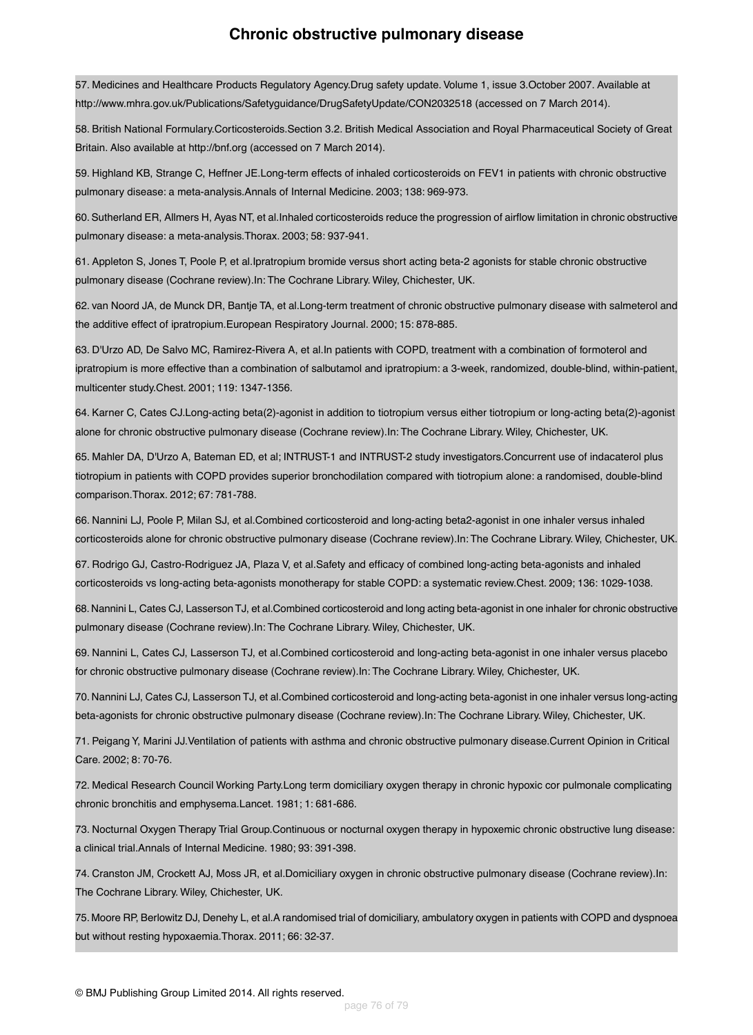57. Medicines and Healthcare Products Regulatory Agency.Drug safety update. Volume 1, issue 3.October 2007. Available at http://www.mhra.gov.uk/Publications/Safetyguidance/DrugSafetyUpdate/CON2032518 (accessed on 7 March 2014).

58. British National Formulary.Corticosteroids.Section 3.2. British Medical Association and Royal Pharmaceutical Society of Great Britain. Also available at http://bnf.org (accessed on 7 March 2014).

59. Highland KB, Strange C, Heffner JE.Long-term effects of inhaled corticosteroids on FEV1 in patients with chronic obstructive pulmonary disease: a meta-analysis.Annals of Internal Medicine. 2003; 138: 969-973.

60. Sutherland ER, Allmers H, Ayas NT, et al.Inhaled corticosteroids reduce the progression of airflow limitation in chronic obstructive pulmonary disease: a meta-analysis.Thorax. 2003; 58: 937-941.

61. Appleton S, Jones T, Poole P, et al.Ipratropium bromide versus short acting beta-2 agonists for stable chronic obstructive pulmonary disease (Cochrane review).In: The Cochrane Library. Wiley, Chichester, UK.

62. van Noord JA, de Munck DR, Bantje TA, et al.Long-term treatment of chronic obstructive pulmonary disease with salmeterol and the additive effect of ipratropium.European Respiratory Journal. 2000; 15: 878-885.

63. D'Urzo AD, De Salvo MC, Ramirez-Rivera A, et al.In patients with COPD, treatment with a combination of formoterol and ipratropium is more effective than a combination of salbutamol and ipratropium: a 3-week, randomized, double-blind, within-patient, multicenter study.Chest. 2001; 119: 1347-1356.

64. Karner C, Cates CJ.Long-acting beta(2)-agonist in addition to tiotropium versus either tiotropium or long-acting beta(2)-agonist alone for chronic obstructive pulmonary disease (Cochrane review).In: The Cochrane Library. Wiley, Chichester, UK.

65. Mahler DA, D'Urzo A, Bateman ED, et al; INTRUST-1 and INTRUST-2 study investigators.Concurrent use of indacaterol plus tiotropium in patients with COPD provides superior bronchodilation compared with tiotropium alone: a randomised, double-blind comparison.Thorax. 2012; 67: 781-788.

66. Nannini LJ, Poole P, Milan SJ, et al.Combined corticosteroid and long-acting beta2-agonist in one inhaler versus inhaled corticosteroids alone for chronic obstructive pulmonary disease (Cochrane review).In: The Cochrane Library. Wiley, Chichester, UK.

67. Rodrigo GJ, Castro-Rodriguez JA, Plaza V, et al.Safety and efficacy of combined long-acting beta-agonists and inhaled corticosteroids vs long-acting beta-agonists monotherapy for stable COPD: a systematic review.Chest. 2009; 136: 1029-1038.

68. Nannini L, Cates CJ, Lasserson TJ, et al.Combined corticosteroid and long acting beta-agonist in one inhaler for chronic obstructive pulmonary disease (Cochrane review).In: The Cochrane Library. Wiley, Chichester, UK.

69. Nannini L, Cates CJ, Lasserson TJ, et al.Combined corticosteroid and long-acting beta-agonist in one inhaler versus placebo for chronic obstructive pulmonary disease (Cochrane review).In: The Cochrane Library. Wiley, Chichester, UK.

70. Nannini LJ, Cates CJ, Lasserson TJ, et al.Combined corticosteroid and long-acting beta-agonist in one inhaler versus long-acting beta-agonists for chronic obstructive pulmonary disease (Cochrane review).In: The Cochrane Library. Wiley, Chichester, UK.

71. Peigang Y, Marini JJ.Ventilation of patients with asthma and chronic obstructive pulmonary disease.Current Opinion in Critical Care. 2002; 8: 70-76.

72. Medical Research Council Working Party.Long term domiciliary oxygen therapy in chronic hypoxic cor pulmonale complicating chronic bronchitis and emphysema.Lancet. 1981; 1: 681-686.

73. Nocturnal Oxygen Therapy Trial Group.Continuous or nocturnal oxygen therapy in hypoxemic chronic obstructive lung disease: a clinical trial.Annals of Internal Medicine. 1980; 93: 391-398.

74. Cranston JM, Crockett AJ, Moss JR, et al.Domiciliary oxygen in chronic obstructive pulmonary disease (Cochrane review).In: The Cochrane Library. Wiley, Chichester, UK.

75. Moore RP, Berlowitz DJ, Denehy L, et al.A randomised trial of domiciliary, ambulatory oxygen in patients with COPD and dyspnoea but without resting hypoxaemia.Thorax. 2011; 66: 32-37.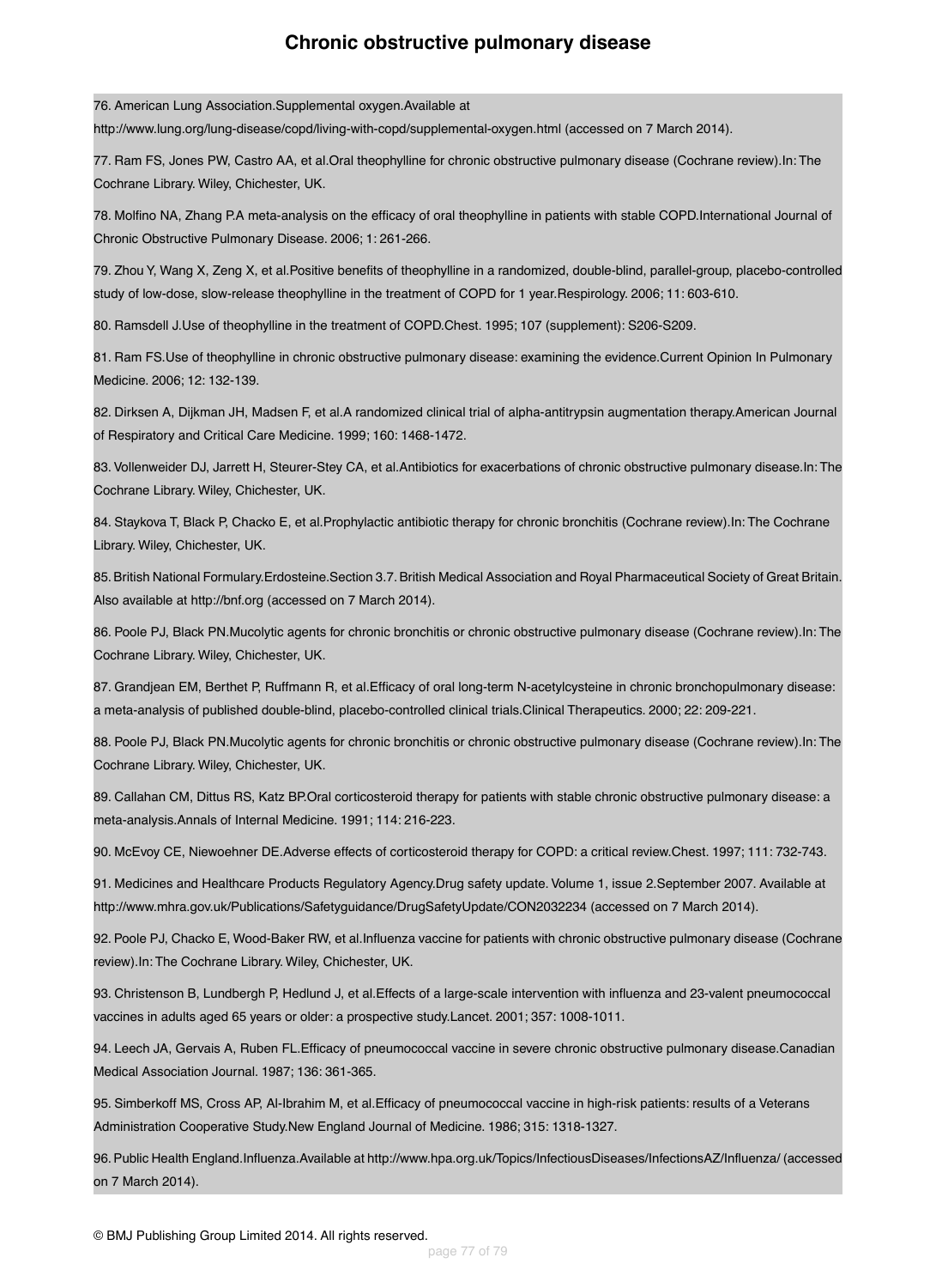76. American Lung Association.Supplemental oxygen.Available at http://www.lung.org/lung-disease/copd/living-with-copd/supplemental-oxygen.html (accessed on 7 March 2014).

77. Ram FS, Jones PW, Castro AA, et al.Oral theophylline for chronic obstructive pulmonary disease (Cochrane review).In: The Cochrane Library. Wiley, Chichester, UK.

78. Molfino NA, Zhang P.A meta-analysis on the efficacy of oral theophylline in patients with stable COPD.International Journal of Chronic Obstructive Pulmonary Disease. 2006; 1: 261-266.

79. Zhou Y, Wang X, Zeng X, et al.Positive benefits of theophylline in a randomized, double-blind, parallel-group, placebo-controlled study of low-dose, slow-release theophylline in the treatment of COPD for 1 year.Respirology. 2006; 11: 603-610.

80. Ramsdell J.Use of theophylline in the treatment of COPD.Chest. 1995; 107 (supplement): S206-S209.

81. Ram FS.Use of theophylline in chronic obstructive pulmonary disease: examining the evidence.Current Opinion In Pulmonary Medicine. 2006; 12: 132-139.

82. Dirksen A, Dijkman JH, Madsen F, et al.A randomized clinical trial of alpha-antitrypsin augmentation therapy.American Journal of Respiratory and Critical Care Medicine. 1999; 160: 1468-1472.

83. Vollenweider DJ, Jarrett H, Steurer-Stey CA, et al.Antibiotics for exacerbations of chronic obstructive pulmonary disease.In: The Cochrane Library. Wiley, Chichester, UK.

84. Staykova T, Black P, Chacko E, et al.Prophylactic antibiotic therapy for chronic bronchitis (Cochrane review).In: The Cochrane Library. Wiley, Chichester, UK.

85. British National Formulary.Erdosteine.Section 3.7. British Medical Association and Royal Pharmaceutical Society of Great Britain. Also available at http://bnf.org (accessed on 7 March 2014).

86. Poole PJ, Black PN.Mucolytic agents for chronic bronchitis or chronic obstructive pulmonary disease (Cochrane review).In: The Cochrane Library. Wiley, Chichester, UK.

87. Grandjean EM, Berthet P, Ruffmann R, et al.Efficacy of oral long-term N-acetylcysteine in chronic bronchopulmonary disease: a meta-analysis of published double-blind, placebo-controlled clinical trials.Clinical Therapeutics. 2000; 22: 209-221.

88. Poole PJ, Black PN.Mucolytic agents for chronic bronchitis or chronic obstructive pulmonary disease (Cochrane review).In: The Cochrane Library. Wiley, Chichester, UK.

89. Callahan CM, Dittus RS, Katz BP.Oral corticosteroid therapy for patients with stable chronic obstructive pulmonary disease: a meta-analysis.Annals of Internal Medicine. 1991; 114: 216-223.

90. McEvoy CE, Niewoehner DE.Adverse effects of corticosteroid therapy for COPD: a critical review.Chest. 1997; 111: 732-743.

91. Medicines and Healthcare Products Regulatory Agency.Drug safety update. Volume 1, issue 2.September 2007. Available at http://www.mhra.gov.uk/Publications/Safetyguidance/DrugSafetyUpdate/CON2032234 (accessed on 7 March 2014).

92. Poole PJ, Chacko E, Wood-Baker RW, et al.Influenza vaccine for patients with chronic obstructive pulmonary disease (Cochrane review).In: The Cochrane Library. Wiley, Chichester, UK.

93. Christenson B, Lundbergh P, Hedlund J, et al.Effects of a large-scale intervention with influenza and 23-valent pneumococcal vaccines in adults aged 65 years or older: a prospective study.Lancet. 2001; 357: 1008-1011.

94. Leech JA, Gervais A, Ruben FL.Efficacy of pneumococcal vaccine in severe chronic obstructive pulmonary disease.Canadian Medical Association Journal. 1987; 136: 361-365.

95. Simberkoff MS, Cross AP, Al-Ibrahim M, et al.Efficacy of pneumococcal vaccine in high-risk patients: results of a Veterans Administration Cooperative Study.New England Journal of Medicine. 1986; 315: 1318-1327.

96. Public Health England.Influenza.Available at http://www.hpa.org.uk/Topics/InfectiousDiseases/InfectionsAZ/Influenza/ (accessed on 7 March 2014).

© BMJ Publishing Group Limited 2014. All rights reserved.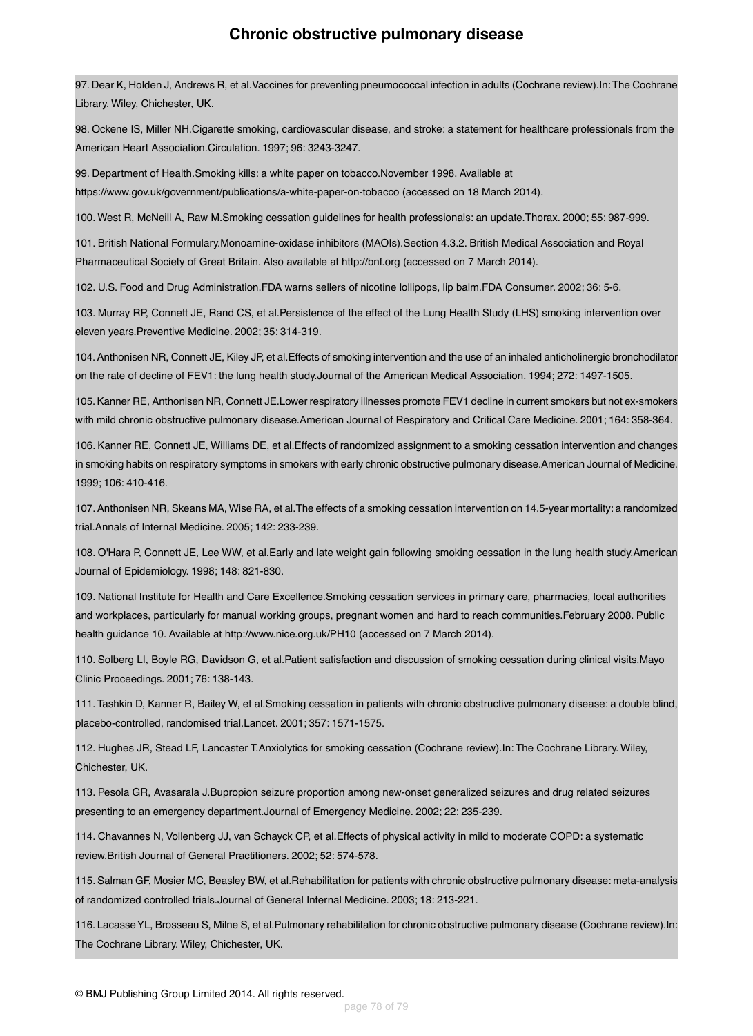97. Dear K, Holden J, Andrews R, et al.Vaccines for preventing pneumococcal infection in adults (Cochrane review).In:The Cochrane Library. Wiley, Chichester, UK.

98. Ockene IS, Miller NH.Cigarette smoking, cardiovascular disease, and stroke: a statement for healthcare professionals from the American Heart Association.Circulation. 1997; 96: 3243-3247.

99. Department of Health.Smoking kills: a white paper on tobacco.November 1998. Available at https://www.gov.uk/government/publications/a-white-paper-on-tobacco (accessed on 18 March 2014).

100. West R, McNeill A, Raw M.Smoking cessation guidelines for health professionals: an update.Thorax. 2000; 55: 987-999.

101. British National Formulary.Monoamine-oxidase inhibitors (MAOIs).Section 4.3.2. British Medical Association and Royal Pharmaceutical Society of Great Britain. Also available at http://bnf.org (accessed on 7 March 2014).

102. U.S. Food and Drug Administration.FDA warns sellers of nicotine lollipops, lip balm.FDA Consumer. 2002; 36: 5-6.

103. Murray RP, Connett JE, Rand CS, et al.Persistence of the effect of the Lung Health Study (LHS) smoking intervention over eleven years.Preventive Medicine. 2002; 35: 314-319.

104. Anthonisen NR, Connett JE, Kiley JP, et al.Effects of smoking intervention and the use of an inhaled anticholinergic bronchodilator on the rate of decline of FEV1: the lung health study.Journal of the American Medical Association. 1994; 272: 1497-1505.

105. Kanner RE, Anthonisen NR, Connett JE.Lower respiratory illnesses promote FEV1 decline in current smokers but not ex-smokers with mild chronic obstructive pulmonary disease.American Journal of Respiratory and Critical Care Medicine. 2001; 164: 358-364.

106. Kanner RE, Connett JE, Williams DE, et al.Effects of randomized assignment to a smoking cessation intervention and changes in smoking habits on respiratory symptoms in smokers with early chronic obstructive pulmonary disease.American Journal of Medicine. 1999; 106: 410-416.

107. Anthonisen NR, Skeans MA, Wise RA, et al.The effects of a smoking cessation intervention on 14.5-year mortality: a randomized trial.Annals of Internal Medicine. 2005; 142: 233-239.

108. O'Hara P, Connett JE, Lee WW, et al.Early and late weight gain following smoking cessation in the lung health study.American Journal of Epidemiology. 1998; 148: 821-830.

109. National Institute for Health and Care Excellence.Smoking cessation services in primary care, pharmacies, local authorities and workplaces, particularly for manual working groups, pregnant women and hard to reach communities.February 2008. Public health guidance 10. Available at http://www.nice.org.uk/PH10 (accessed on 7 March 2014).

110. Solberg LI, Boyle RG, Davidson G, et al.Patient satisfaction and discussion of smoking cessation during clinical visits.Mayo Clinic Proceedings. 2001; 76: 138-143.

111. Tashkin D, Kanner R, Bailey W, et al.Smoking cessation in patients with chronic obstructive pulmonary disease: a double blind, placebo-controlled, randomised trial.Lancet. 2001; 357: 1571-1575.

112. Hughes JR, Stead LF, Lancaster T.Anxiolytics for smoking cessation (Cochrane review).In: The Cochrane Library. Wiley, Chichester, UK.

113. Pesola GR, Avasarala J.Bupropion seizure proportion among new-onset generalized seizures and drug related seizures presenting to an emergency department.Journal of Emergency Medicine. 2002; 22: 235-239.

114. Chavannes N, Vollenberg JJ, van Schayck CP, et al.Effects of physical activity in mild to moderate COPD: a systematic review.British Journal of General Practitioners. 2002; 52: 574-578.

115. Salman GF, Mosier MC, Beasley BW, et al.Rehabilitation for patients with chronic obstructive pulmonary disease: meta-analysis of randomized controlled trials.Journal of General Internal Medicine. 2003; 18: 213-221.

116. Lacasse YL, Brosseau S, Milne S, et al.Pulmonary rehabilitation for chronic obstructive pulmonary disease (Cochrane review).In: The Cochrane Library. Wiley, Chichester, UK.

© BMJ Publishing Group Limited 2014. All rights reserved.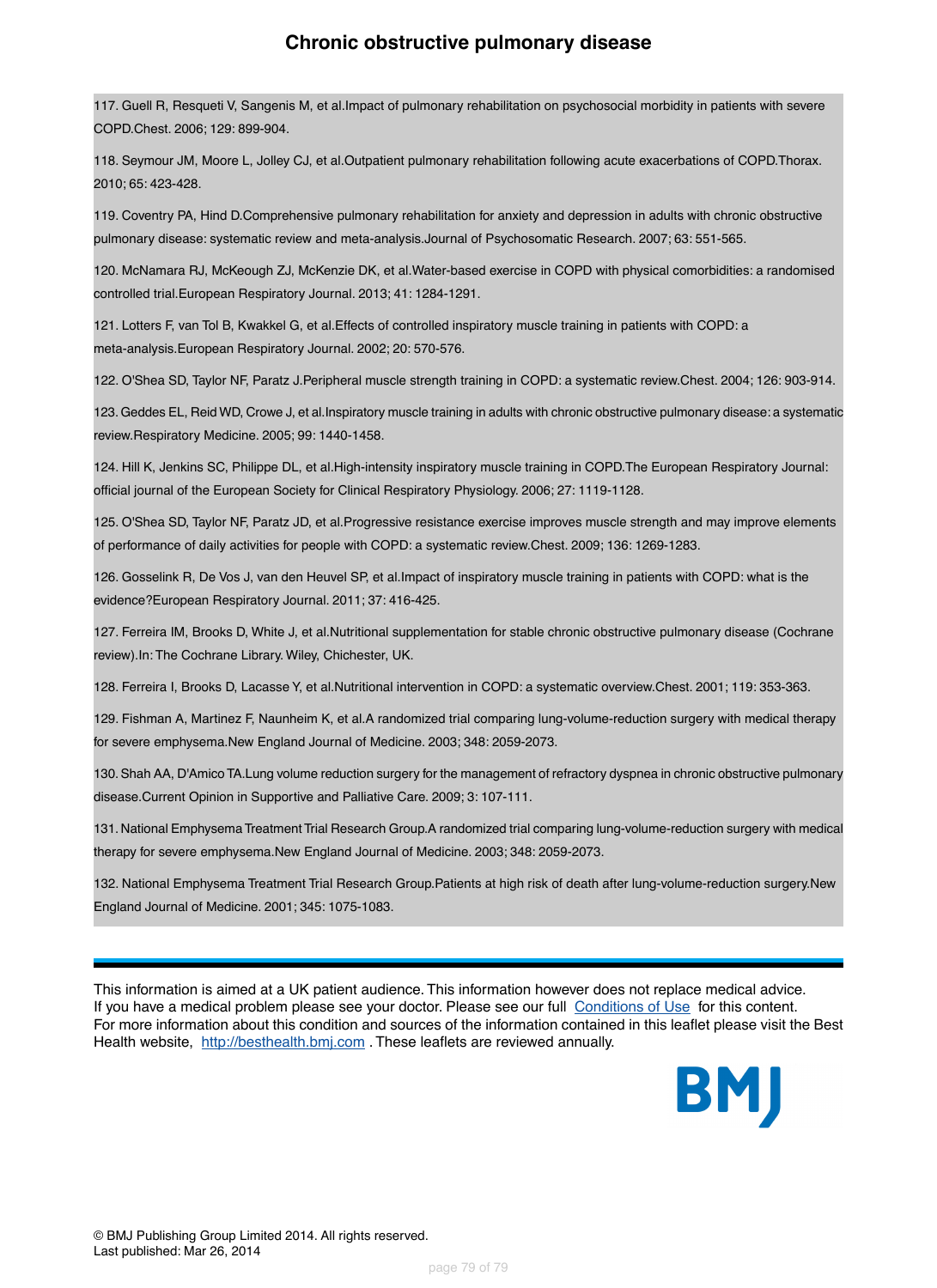117. Guell R, Resqueti V, Sangenis M, et al.Impact of pulmonary rehabilitation on psychosocial morbidity in patients with severe COPD.Chest. 2006; 129: 899-904.

118. Seymour JM, Moore L, Jolley CJ, et al.Outpatient pulmonary rehabilitation following acute exacerbations of COPD.Thorax. 2010; 65: 423-428.

119. Coventry PA, Hind D.Comprehensive pulmonary rehabilitation for anxiety and depression in adults with chronic obstructive pulmonary disease: systematic review and meta-analysis.Journal of Psychosomatic Research. 2007; 63: 551-565.

120. McNamara RJ, McKeough ZJ, McKenzie DK, et al.Water-based exercise in COPD with physical comorbidities: a randomised controlled trial.European Respiratory Journal. 2013; 41: 1284-1291.

121. Lotters F, van Tol B, Kwakkel G, et al.Effects of controlled inspiratory muscle training in patients with COPD: a meta-analysis.European Respiratory Journal. 2002; 20: 570-576.

122. O'Shea SD, Taylor NF, Paratz J.Peripheral muscle strength training in COPD: a systematic review.Chest. 2004; 126: 903-914.

123. Geddes EL, Reid WD, Crowe J, et al.Inspiratory muscle training in adults with chronic obstructive pulmonary disease: a systematic review.Respiratory Medicine. 2005; 99: 1440-1458.

124. Hill K, Jenkins SC, Philippe DL, et al.High-intensity inspiratory muscle training in COPD.The European Respiratory Journal: official journal of the European Society for Clinical Respiratory Physiology. 2006; 27: 1119-1128.

125. O'Shea SD, Taylor NF, Paratz JD, et al.Progressive resistance exercise improves muscle strength and may improve elements of performance of daily activities for people with COPD: a systematic review.Chest. 2009; 136: 1269-1283.

126. Gosselink R, De Vos J, van den Heuvel SP, et al.Impact of inspiratory muscle training in patients with COPD: what is the evidence?European Respiratory Journal. 2011; 37: 416-425.

127. Ferreira IM, Brooks D, White J, et al.Nutritional supplementation for stable chronic obstructive pulmonary disease (Cochrane review).In: The Cochrane Library. Wiley, Chichester, UK.

128. Ferreira I, Brooks D, Lacasse Y, et al.Nutritional intervention in COPD: a systematic overview.Chest. 2001; 119: 353-363.

129. Fishman A, Martinez F, Naunheim K, et al.A randomized trial comparing lung-volume-reduction surgery with medical therapy for severe emphysema.New England Journal of Medicine. 2003; 348: 2059-2073.

130. Shah AA, D'Amico TA.Lung volume reduction surgery for the management of refractory dyspnea in chronic obstructive pulmonary disease.Current Opinion in Supportive and Palliative Care. 2009; 3: 107-111.

131. National Emphysema Treatment Trial Research Group.A randomized trial comparing lung-volume-reduction surgery with medical therapy for severe emphysema.New England Journal of Medicine. 2003; 348: 2059-2073.

132. National Emphysema Treatment Trial Research Group.Patients at high risk of death after lung-volume-reduction surgery.New England Journal of Medicine. 2001; 345: 1075-1083.

---

This information is aimed at a UK patient audience. This information however does not replace medical advice. If you have a medical problem please see your doctor. Please see our full Conditions of Use for this content. For more information about this condition and sources of the information contained in this leaflet please visit the Best Health website, http://besthealth.bmj.com . These leaflets are reviewed annually.

BMJ

© BMJ Publishing Group Limited 2014. All rights reserved.
Last published: Mar 26, 2014